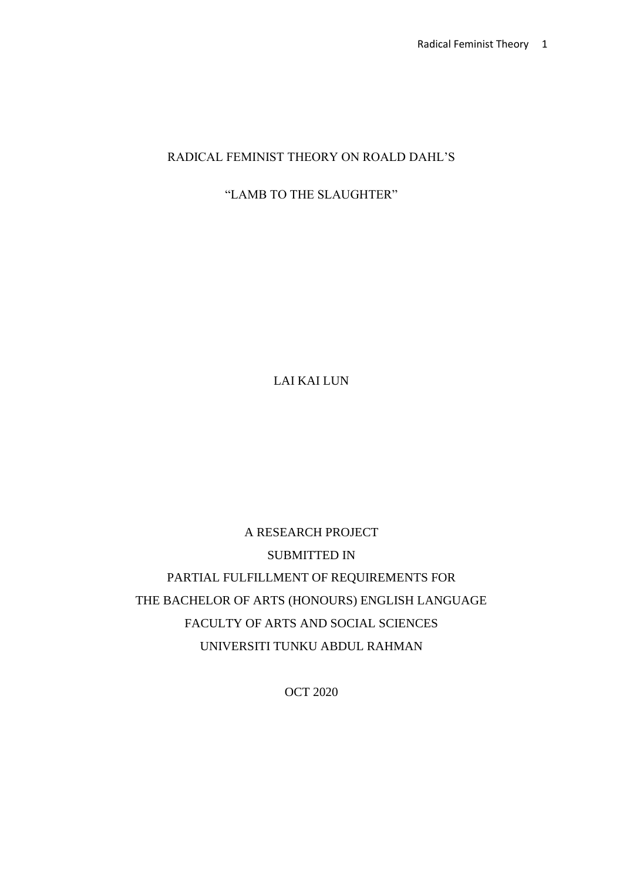# RADICAL FEMINIST THEORY ON ROALD DAHL'S

# "LAMB TO THE SLAUGHTER"

LAI KAI LUN

A RESEARCH PROJECT

SUBMITTED IN

PARTIAL FULFILLMENT OF REQUIREMENTS FOR

THE BACHELOR OF ARTS (HONOURS) ENGLISH LANGUAGE

FACULTY OF ARTS AND SOCIAL SCIENCES

UNIVERSITI TUNKU ABDUL RAHMAN

OCT 2020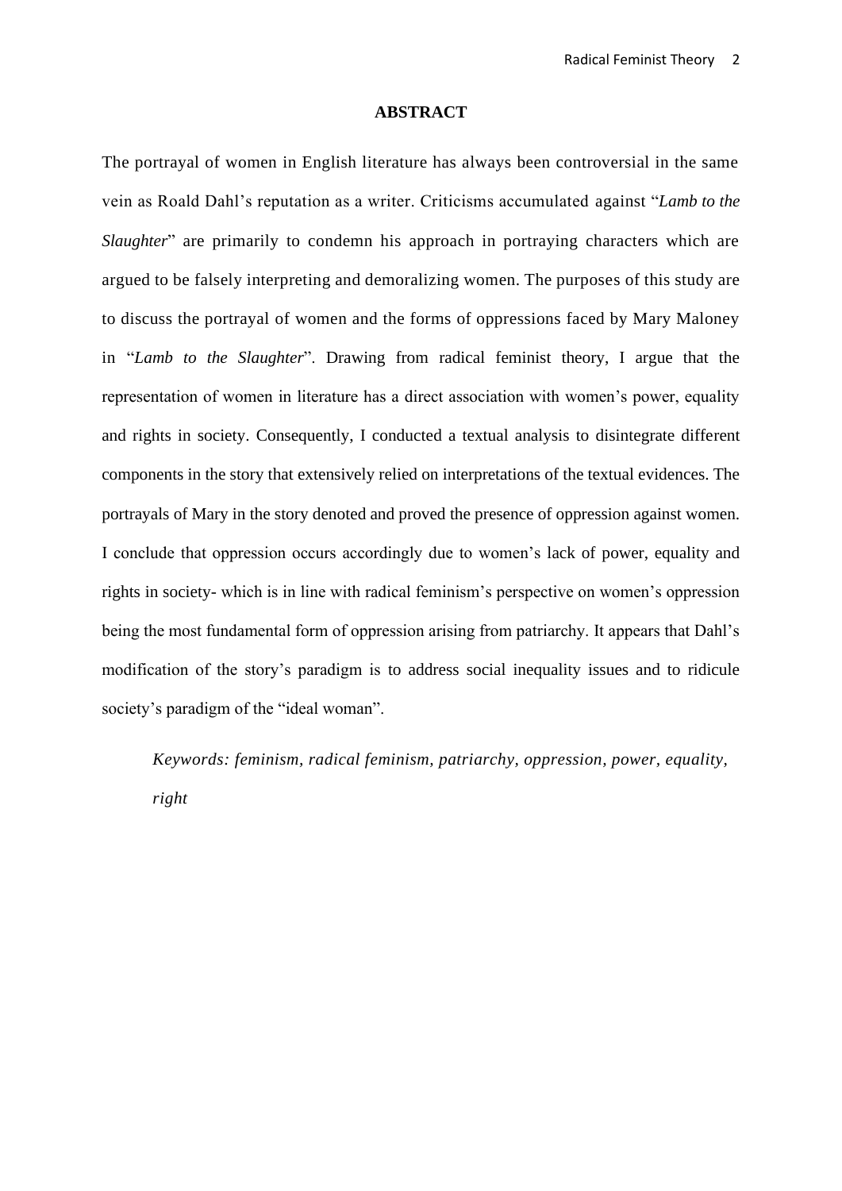# ABSTRACT

The portrayal of women in English literature has always been controversial in the same vein as Roald Dahl's reputation as a writer. Criticisms accumulated against "*Lamb to the Slaughter*" are primarily to condemn his approach in portraying characters which are argued to be falsely interpreting and demoralizing women. The purposes of this study are to discuss the portrayal of women and the forms of oppressions faced by Mary Maloney in "*Lamb to the Slaughter*". Drawing from radical feminist theory, I argue that the representation of women in literature has a direct association with women's power, equality and rights in society. Consequently, I conducted a textual analysis to disintegrate different components in the story that extensively relied on interpretations of the textual evidences. The portrayals of Mary in the story denoted and proved the presence of oppression against women. I conclude that oppression occurs accordingly due to women's lack of power, equality and rights in society- which is in line with radical feminism's perspective on women's oppression being the most fundamental form of oppression arising from patriarchy. It appears that Dahl's modification of the story's paradigm is to address social inequality issues and to ridicule society's paradigm of the "ideal woman".

*Keywords: feminism, radical feminism, patriarchy, oppression, power, equality, right*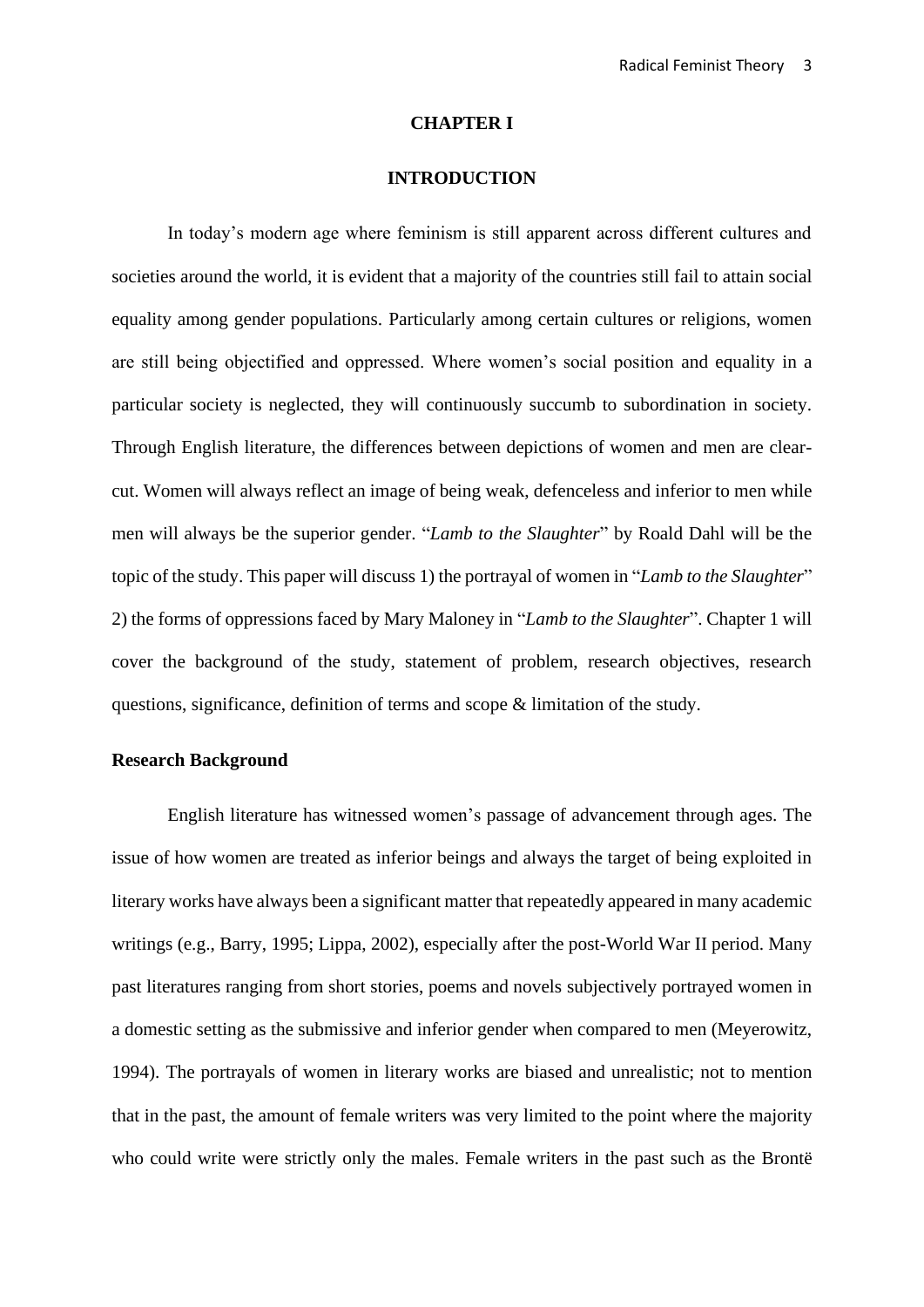# CHAPTER I

# INTRODUCTION

In today's modern age where feminism is still apparent across different cultures and societies around the world, it is evident that a majority of the countries still fail to attain social equality among gender populations. Particularly among certain cultures or religions, women are still being objectified and oppressed. Where women's social position and equality in a particular society is neglected, they will continuously succumb to subordination in society. Through English literature, the differences between depictions of women and men are clear-cut. Women will always reflect an image of being weak, defenceless and inferior to men while men will always be the superior gender. "*Lamb to the Slaughter*" by Roald Dahl will be the topic of the study. This paper will discuss 1) the portrayal of women in "*Lamb to the Slaughter*" 2) the forms of oppressions faced by Mary Maloney in "*Lamb to the Slaughter*". Chapter 1 will cover the background of the study, statement of problem, research objectives, research questions, significance, definition of terms and scope & limitation of the study.

## Research Background

English literature has witnessed women's passage of advancement through ages. The issue of how women are treated as inferior beings and always the target of being exploited in literary works have always been a significant matter that repeatedly appeared in many academic writings (e.g., Barry, 1995; Lippa, 2002), especially after the post-World War II period. Many past literatures ranging from short stories, poems and novels subjectively portrayed women in a domestic setting as the submissive and inferior gender when compared to men (Meyerowitz, 1994). The portrayals of women in literary works are biased and unrealistic; not to mention that in the past, the amount of female writers was very limited to the point where the majority who could write were strictly only the males. Female writers in the past such as the Brontë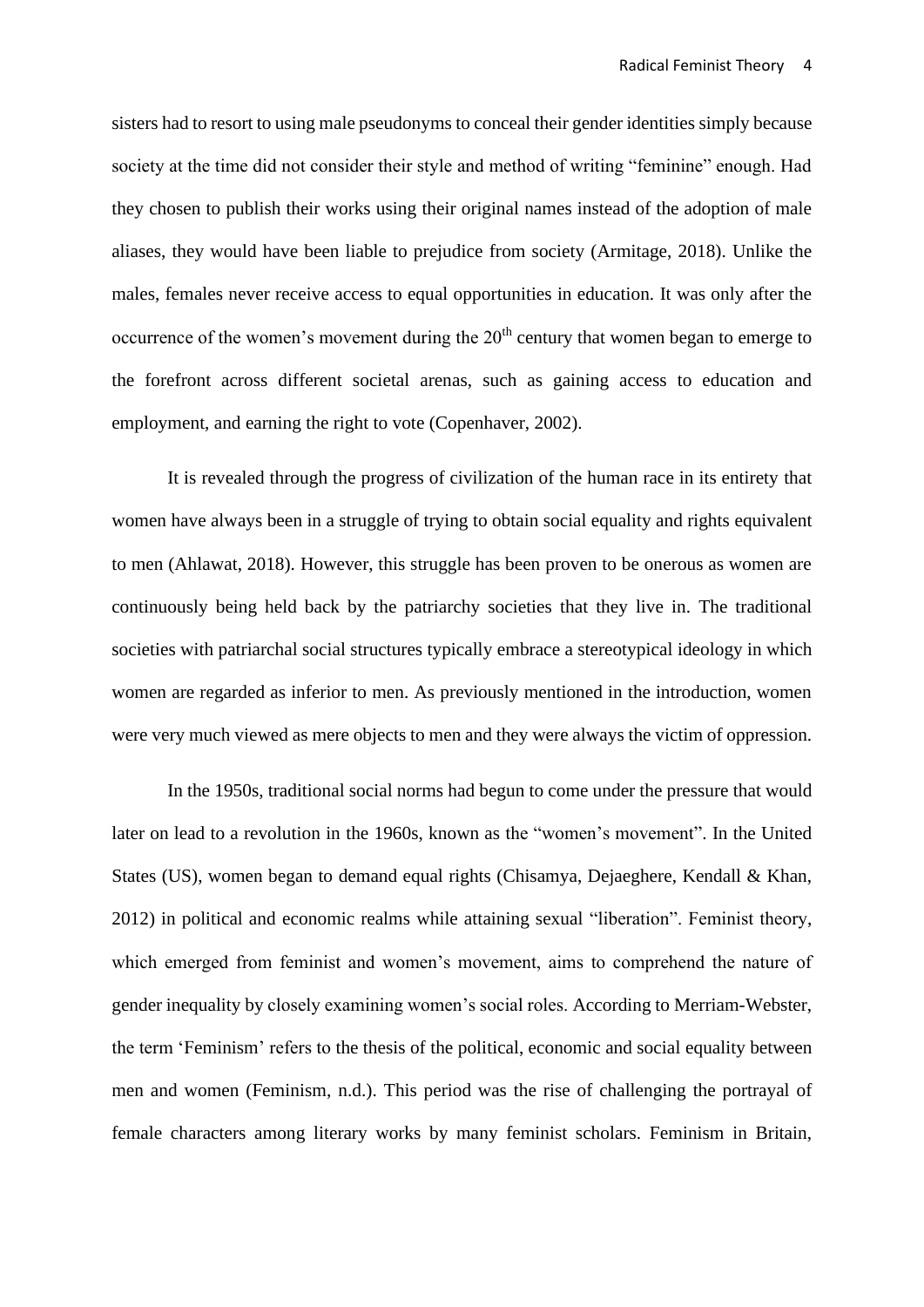sisters had to resort to using male pseudonyms to conceal their gender identities simply because society at the time did not consider their style and method of writing "feminine" enough. Had they chosen to publish their works using their original names instead of the adoption of male aliases, they would have been liable to prejudice from society (Armitage, 2018). Unlike the males, females never receive access to equal opportunities in education. It was only after the occurrence of the women's movement during the 20th century that women began to emerge to the forefront across different societal arenas, such as gaining access to education and employment, and earning the right to vote (Copenhaver, 2002).

It is revealed through the progress of civilization of the human race in its entirety that women have always been in a struggle of trying to obtain social equality and rights equivalent to men (Ahlawat, 2018). However, this struggle has been proven to be onerous as women are continuously being held back by the patriarchy societies that they live in. The traditional societies with patriarchal social structures typically embrace a stereotypical ideology in which women are regarded as inferior to men. As previously mentioned in the introduction, women were very much viewed as mere objects to men and they were always the victim of oppression.

In the 1950s, traditional social norms had begun to come under the pressure that would later on lead to a revolution in the 1960s, known as the "women's movement". In the United States (US), women began to demand equal rights (Chisamya, Dejaeghere, Kendall & Khan, 2012) in political and economic realms while attaining sexual "liberation". Feminist theory, which emerged from feminist and women's movement, aims to comprehend the nature of gender inequality by closely examining women's social roles. According to Merriam-Webster, the term 'Feminism' refers to the thesis of the political, economic and social equality between men and women (Feminism, n.d.). This period was the rise of challenging the portrayal of female characters among literary works by many feminist scholars. Feminism in Britain,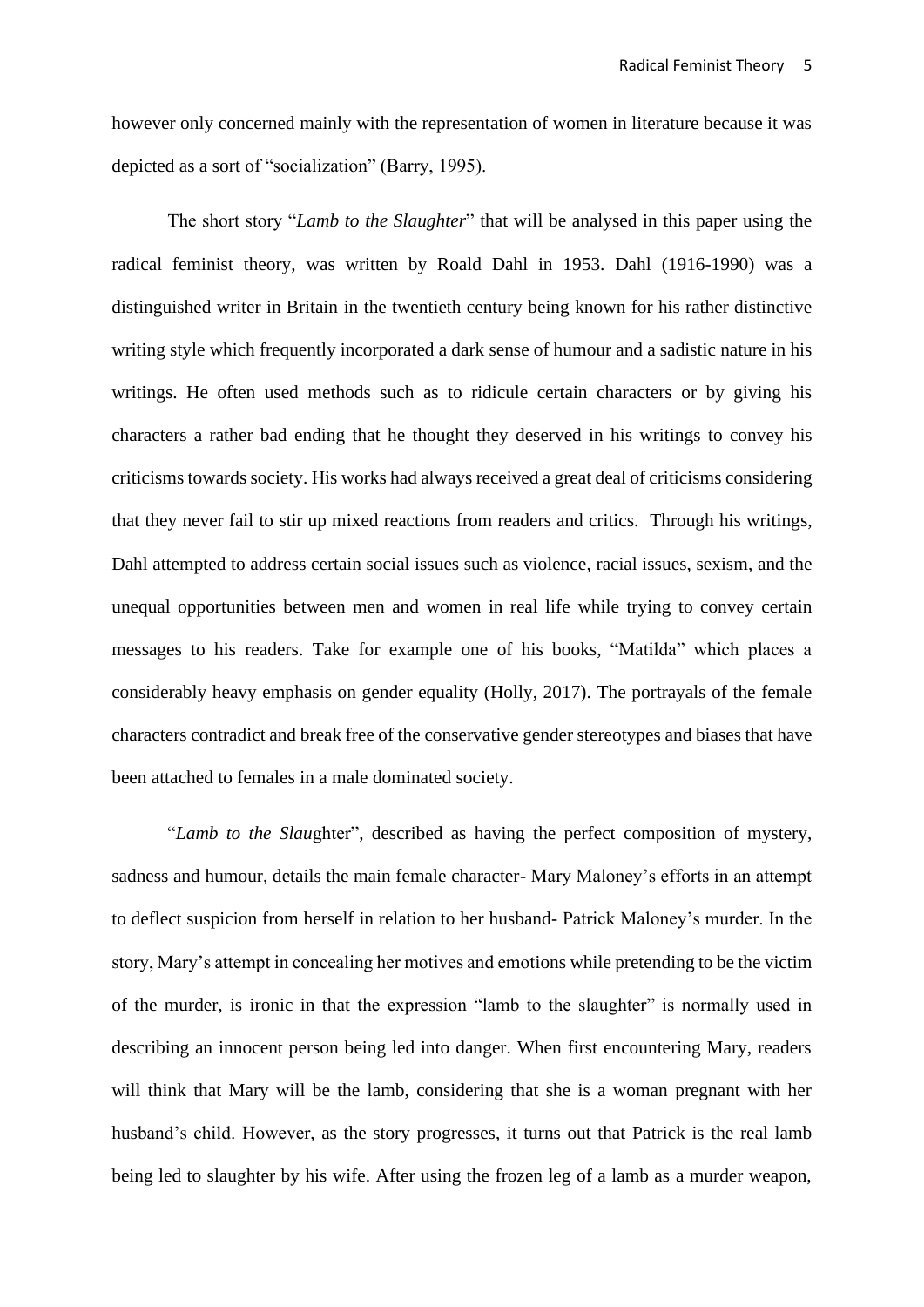however only concerned mainly with the representation of women in literature because it was depicted as a sort of "socialization" (Barry, 1995).

The short story "*Lamb to the Slaughter*" that will be analysed in this paper using the radical feminist theory, was written by Roald Dahl in 1953. Dahl (1916-1990) was a distinguished writer in Britain in the twentieth century being known for his rather distinctive writing style which frequently incorporated a dark sense of humour and a sadistic nature in his writings. He often used methods such as to ridicule certain characters or by giving his characters a rather bad ending that he thought they deserved in his writings to convey his criticisms towards society. His works had always received a great deal of criticisms considering that they never fail to stir up mixed reactions from readers and critics. Through his writings, Dahl attempted to address certain social issues such as violence, racial issues, sexism, and the unequal opportunities between men and women in real life while trying to convey certain messages to his readers. Take for example one of his books, "Matilda" which places a considerably heavy emphasis on gender equality (Holly, 2017). The portrayals of the female characters contradict and break free of the conservative gender stereotypes and biases that have been attached to females in a male dominated society.

"*Lamb to the Slau*ghter", described as having the perfect composition of mystery, sadness and humour, details the main female character- Mary Maloney's efforts in an attempt to deflect suspicion from herself in relation to her husband- Patrick Maloney's murder. In the story, Mary's attempt in concealing her motives and emotions while pretending to be the victim of the murder, is ironic in that the expression "lamb to the slaughter" is normally used in describing an innocent person being led into danger. When first encountering Mary, readers will think that Mary will be the lamb, considering that she is a woman pregnant with her husband's child. However, as the story progresses, it turns out that Patrick is the real lamb being led to slaughter by his wife. After using the frozen leg of a lamb as a murder weapon,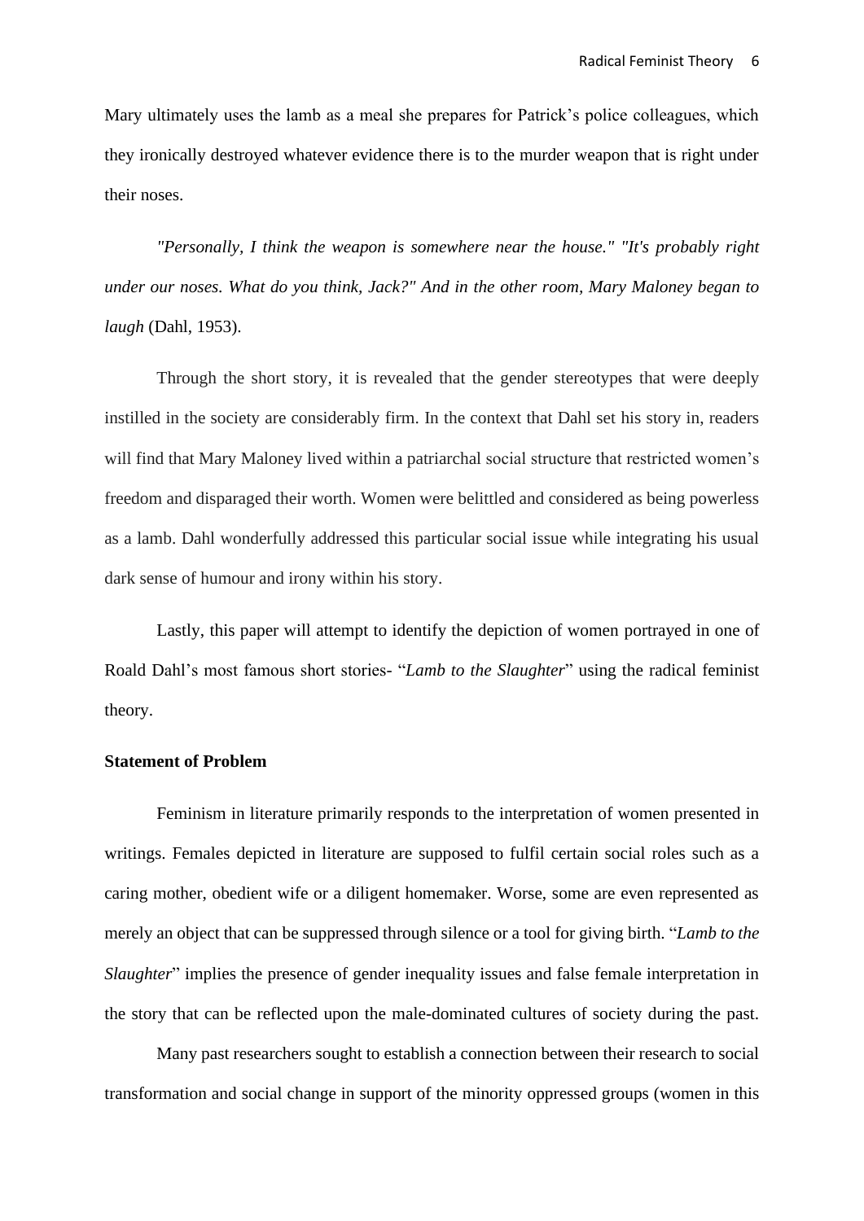Mary ultimately uses the lamb as a meal she prepares for Patrick's police colleagues, which they ironically destroyed whatever evidence there is to the murder weapon that is right under their noses.

*"Personally, I think the weapon is somewhere near the house." "It's probably right under our noses. What do you think, Jack?" And in the other room, Mary Maloney began to laugh* (Dahl, 1953).

Through the short story, it is revealed that the gender stereotypes that were deeply instilled in the society are considerably firm. In the context that Dahl set his story in, readers will find that Mary Maloney lived within a patriarchal social structure that restricted women's freedom and disparaged their worth. Women were belittled and considered as being powerless as a lamb. Dahl wonderfully addressed this particular social issue while integrating his usual dark sense of humour and irony within his story.

Lastly, this paper will attempt to identify the depiction of women portrayed in one of Roald Dahl's most famous short stories- "*Lamb to the Slaughter*" using the radical feminist theory.

**Statement of Problem**

Feminism in literature primarily responds to the interpretation of women presented in writings. Females depicted in literature are supposed to fulfil certain social roles such as a caring mother, obedient wife or a diligent homemaker. Worse, some are even represented as merely an object that can be suppressed through silence or a tool for giving birth. "*Lamb to the Slaughter*" implies the presence of gender inequality issues and false female interpretation in the story that can be reflected upon the male-dominated cultures of society during the past.

Many past researchers sought to establish a connection between their research to social transformation and social change in support of the minority oppressed groups (women in this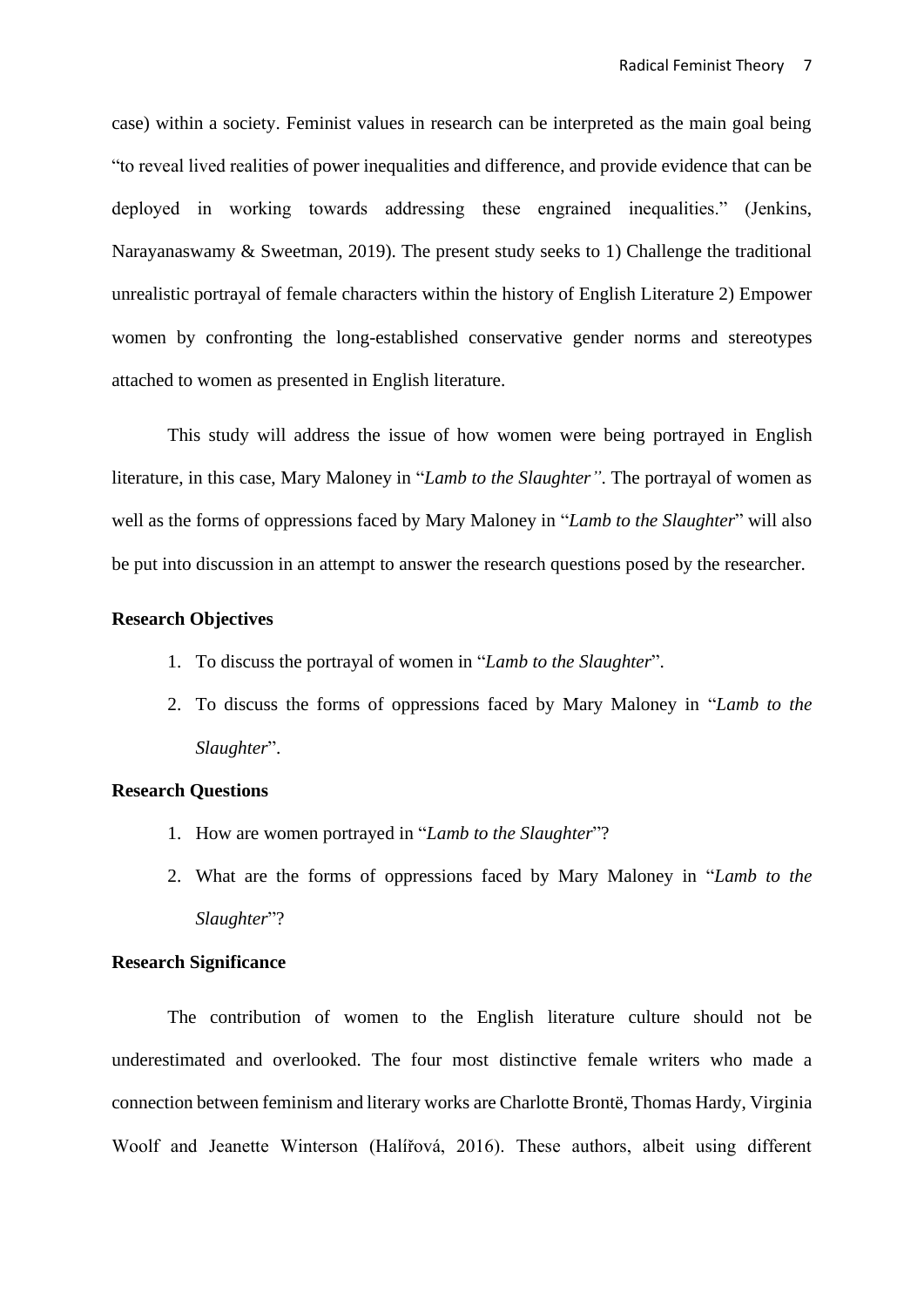case) within a society. Feminist values in research can be interpreted as the main goal being "to reveal lived realities of power inequalities and difference, and provide evidence that can be deployed in working towards addressing these engrained inequalities." (Jenkins, Narayanaswamy & Sweetman, 2019). The present study seeks to 1) Challenge the traditional unrealistic portrayal of female characters within the history of English Literature 2) Empower women by confronting the long-established conservative gender norms and stereotypes attached to women as presented in English literature.

This study will address the issue of how women were being portrayed in English literature, in this case, Mary Maloney in "*Lamb to the Slaughter*". The portrayal of women as well as the forms of oppressions faced by Mary Maloney in "*Lamb to the Slaughter*" will also be put into discussion in an attempt to answer the research questions posed by the researcher.

**Research Objectives**

1. To discuss the portrayal of women in "*Lamb to the Slaughter*".
2. To discuss the forms of oppressions faced by Mary Maloney in "*Lamb to the Slaughter*".

**Research Questions**

1. How are women portrayed in "*Lamb to the Slaughter*"?
2. What are the forms of oppressions faced by Mary Maloney in "*Lamb to the Slaughter*"?

**Research Significance**

The contribution of women to the English literature culture should not be underestimated and overlooked. The four most distinctive female writers who made a connection between feminism and literary works are Charlotte Brontë, Thomas Hardy, Virginia Woolf and Jeanette Winterson (Halířová, 2016). These authors, albeit using different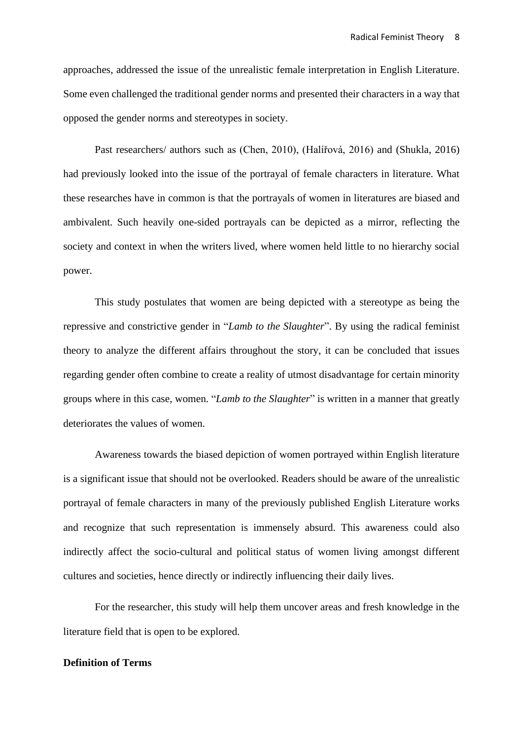approaches, addressed the issue of the unrealistic female interpretation in English Literature. Some even challenged the traditional gender norms and presented their characters in a way that opposed the gender norms and stereotypes in society.

Past researchers/ authors such as (Chen, 2010), (Halířová, 2016) and (Shukla, 2016) had previously looked into the issue of the portrayal of female characters in literature. What these researches have in common is that the portrayals of women in literatures are biased and ambivalent. Such heavily one-sided portrayals can be depicted as a mirror, reflecting the society and context in when the writers lived, where women held little to no hierarchy social power.

This study postulates that women are being depicted with a stereotype as being the repressive and constrictive gender in "*Lamb to the Slaughter*". By using the radical feminist theory to analyze the different affairs throughout the story, it can be concluded that issues regarding gender often combine to create a reality of utmost disadvantage for certain minority groups where in this case, women. "*Lamb to the Slaughter*" is written in a manner that greatly deteriorates the values of women.

Awareness towards the biased depiction of women portrayed within English literature is a significant issue that should not be overlooked. Readers should be aware of the unrealistic portrayal of female characters in many of the previously published English Literature works and recognize that such representation is immensely absurd. This awareness could also indirectly affect the socio-cultural and political status of women living amongst different cultures and societies, hence directly or indirectly influencing their daily lives.

For the researcher, this study will help them uncover areas and fresh knowledge in the literature field that is open to be explored.

**Definition of Terms**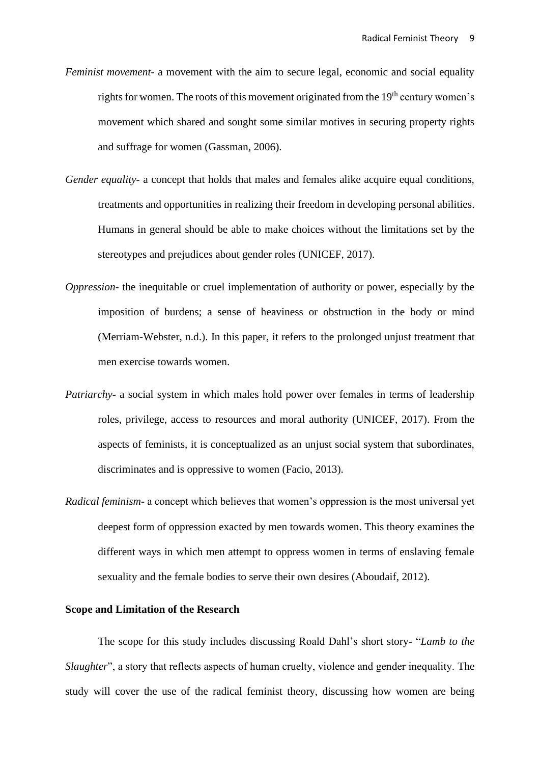*Feminist movement*- a movement with the aim to secure legal, economic and social equality rights for women. The roots of this movement originated from the 19th century women's movement which shared and sought some similar motives in securing property rights and suffrage for women (Gassman, 2006).

*Gender equality*- a concept that holds that males and females alike acquire equal conditions, treatments and opportunities in realizing their freedom in developing personal abilities. Humans in general should be able to make choices without the limitations set by the stereotypes and prejudices about gender roles (UNICEF, 2017).

*Oppression*- the inequitable or cruel implementation of authority or power, especially by the imposition of burdens; a sense of heaviness or obstruction in the body or mind (Merriam-Webster, n.d.). In this paper, it refers to the prolonged unjust treatment that men exercise towards women.

*Patriarchy*- a social system in which males hold power over females in terms of leadership roles, privilege, access to resources and moral authority (UNICEF, 2017). From the aspects of feminists, it is conceptualized as an unjust social system that subordinates, discriminates and is oppressive to women (Facio, 2013).

*Radical feminism*- a concept which believes that women's oppression is the most universal yet deepest form of oppression exacted by men towards women. This theory examines the different ways in which men attempt to oppress women in terms of enslaving female sexuality and the female bodies to serve their own desires (Aboudaif, 2012).

**Scope and Limitation of the Research**

The scope for this study includes discussing Roald Dahl's short story- "*Lamb to the Slaughter*", a story that reflects aspects of human cruelty, violence and gender inequality. The study will cover the use of the radical feminist theory, discussing how women are being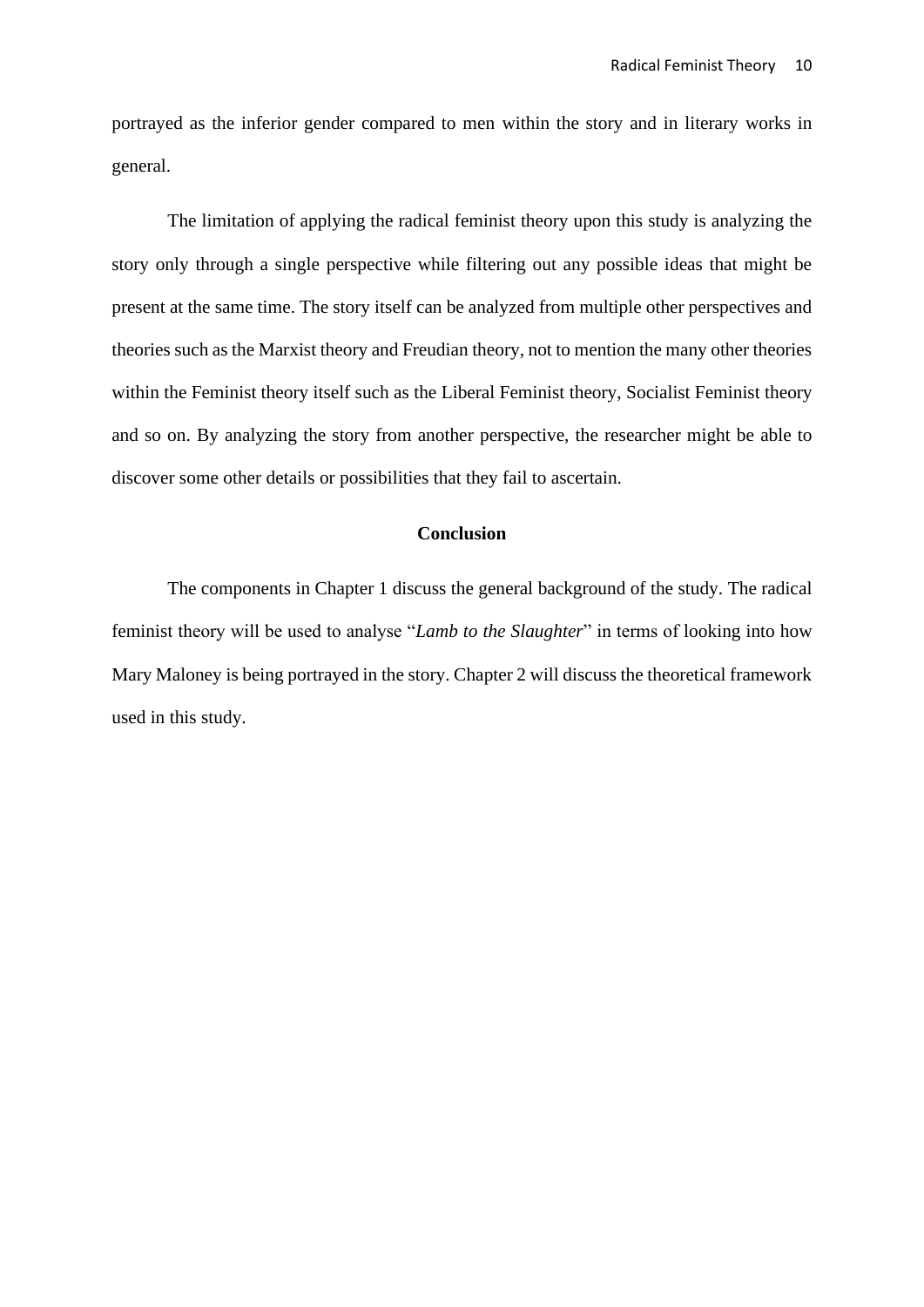portrayed as the inferior gender compared to men within the story and in literary works in general.

The limitation of applying the radical feminist theory upon this study is analyzing the story only through a single perspective while filtering out any possible ideas that might be present at the same time. The story itself can be analyzed from multiple other perspectives and theories such as the Marxist theory and Freudian theory, not to mention the many other theories within the Feminist theory itself such as the Liberal Feminist theory, Socialist Feminist theory and so on. By analyzing the story from another perspective, the researcher might be able to discover some other details or possibilities that they fail to ascertain.

## Conclusion

The components in Chapter 1 discuss the general background of the study. The radical feminist theory will be used to analyse "*Lamb to the Slaughter*" in terms of looking into how Mary Maloney is being portrayed in the story. Chapter 2 will discuss the theoretical framework used in this study.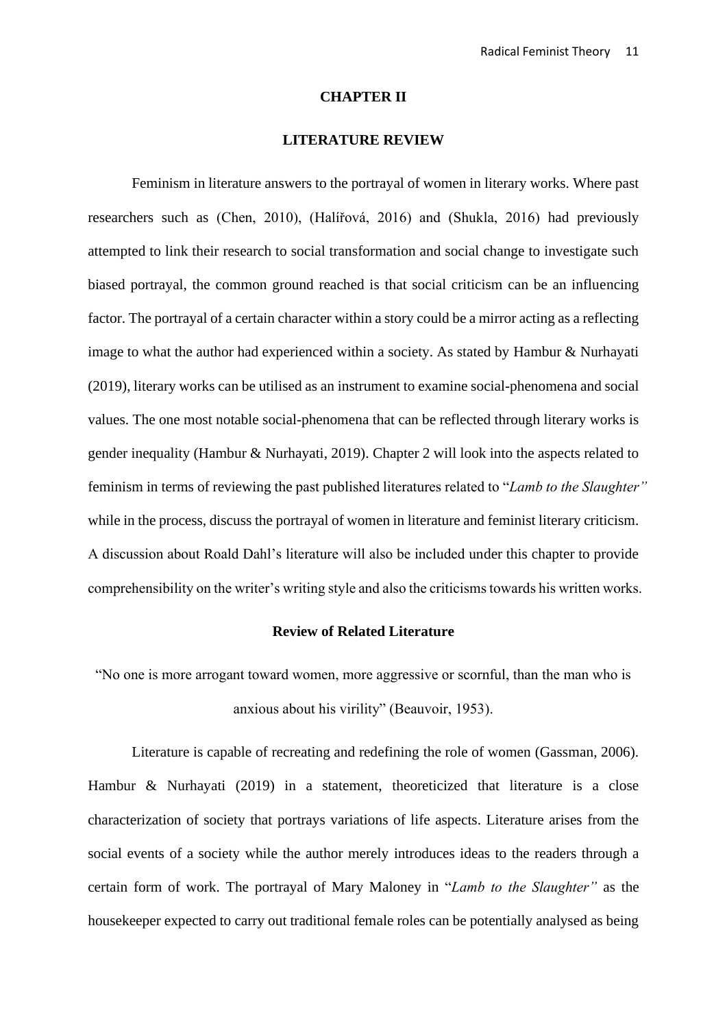# CHAPTER II

# LITERATURE REVIEW

Feminism in literature answers to the portrayal of women in literary works. Where past researchers such as (Chen, 2010), (Halířová, 2016) and (Shukla, 2016) had previously attempted to link their research to social transformation and social change to investigate such biased portrayal, the common ground reached is that social criticism can be an influencing factor. The portrayal of a certain character within a story could be a mirror acting as a reflecting image to what the author had experienced within a society. As stated by Hambur & Nurhayati (2019), literary works can be utilised as an instrument to examine social-phenomena and social values. The one most notable social-phenomena that can be reflected through literary works is gender inequality (Hambur & Nurhayati, 2019). Chapter 2 will look into the aspects related to feminism in terms of reviewing the past published literatures related to "*Lamb to the Slaughter*" while in the process, discuss the portrayal of women in literature and feminist literary criticism. A discussion about Roald Dahl's literature will also be included under this chapter to provide comprehensibility on the writer's writing style and also the criticisms towards his written works.

## Review of Related Literature

"No one is more arrogant toward women, more aggressive or scornful, than the man who is anxious about his virility" (Beauvoir, 1953).

Literature is capable of recreating and redefining the role of women (Gassman, 2006). Hambur & Nurhayati (2019) in a statement, theoreticized that literature is a close characterization of society that portrays variations of life aspects. Literature arises from the social events of a society while the author merely introduces ideas to the readers through a certain form of work. The portrayal of Mary Maloney in "*Lamb to the Slaughter*" as the housekeeper expected to carry out traditional female roles can be potentially analysed as being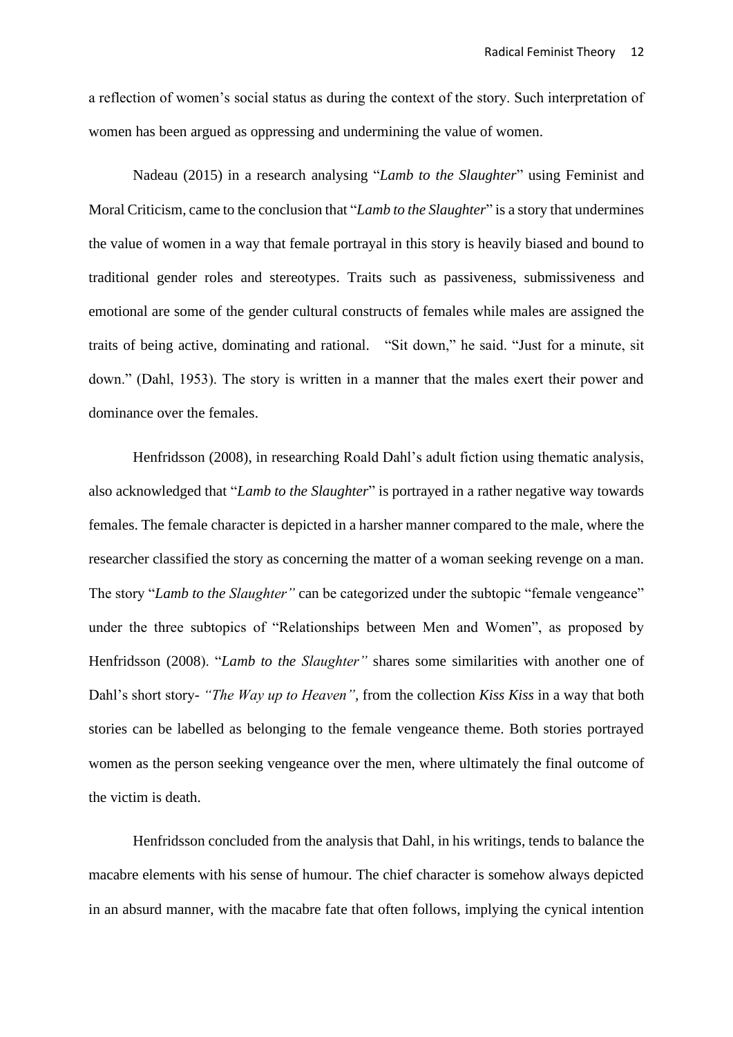a reflection of women's social status as during the context of the story. Such interpretation of women has been argued as oppressing and undermining the value of women.

Nadeau (2015) in a research analysing "*Lamb to the Slaughter*" using Feminist and Moral Criticism, came to the conclusion that "*Lamb to the Slaughter*" is a story that undermines the value of women in a way that female portrayal in this story is heavily biased and bound to traditional gender roles and stereotypes. Traits such as passiveness, submissiveness and emotional are some of the gender cultural constructs of females while males are assigned the traits of being active, dominating and rational. "Sit down," he said. "Just for a minute, sit down." (Dahl, 1953). The story is written in a manner that the males exert their power and dominance over the females.

Henfridsson (2008), in researching Roald Dahl's adult fiction using thematic analysis, also acknowledged that "*Lamb to the Slaughter*" is portrayed in a rather negative way towards females. The female character is depicted in a harsher manner compared to the male, where the researcher classified the story as concerning the matter of a woman seeking revenge on a man. The story "*Lamb to the Slaughter"* can be categorized under the subtopic "female vengeance" under the three subtopics of "Relationships between Men and Women", as proposed by Henfridsson (2008). "*Lamb to the Slaughter"* shares some similarities with another one of Dahl's short story- *"The Way up to Heaven"*, from the collection *Kiss Kiss* in a way that both stories can be labelled as belonging to the female vengeance theme. Both stories portrayed women as the person seeking vengeance over the men, where ultimately the final outcome of the victim is death.

Henfridsson concluded from the analysis that Dahl, in his writings, tends to balance the macabre elements with his sense of humour. The chief character is somehow always depicted in an absurd manner, with the macabre fate that often follows, implying the cynical intention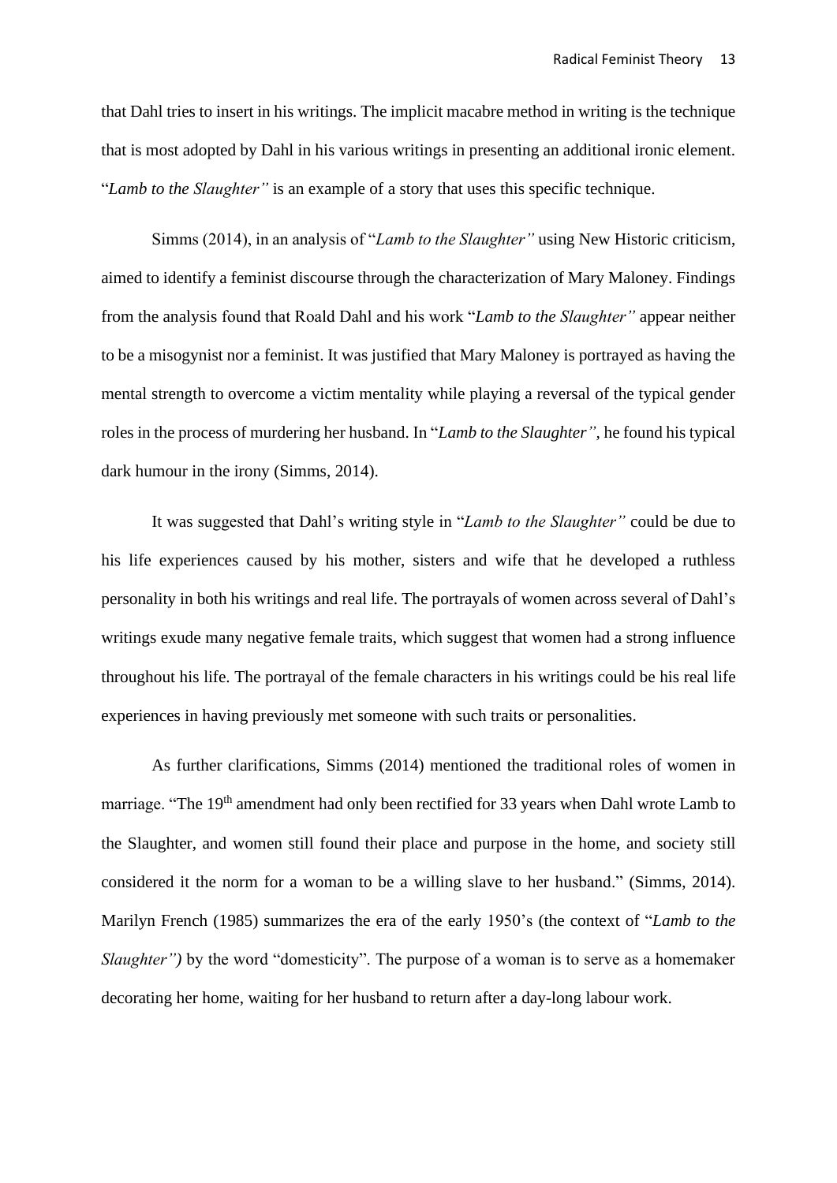that Dahl tries to insert in his writings. The implicit macabre method in writing is the technique that is most adopted by Dahl in his various writings in presenting an additional ironic element. "*Lamb to the Slaughter"* is an example of a story that uses this specific technique.

Simms (2014), in an analysis of "*Lamb to the Slaughter"* using New Historic criticism, aimed to identify a feminist discourse through the characterization of Mary Maloney. Findings from the analysis found that Roald Dahl and his work "*Lamb to the Slaughter"* appear neither to be a misogynist nor a feminist. It was justified that Mary Maloney is portrayed as having the mental strength to overcome a victim mentality while playing a reversal of the typical gender roles in the process of murdering her husband. In "*Lamb to the Slaughter"*, he found his typical dark humour in the irony (Simms, 2014).

It was suggested that Dahl's writing style in "*Lamb to the Slaughter"* could be due to his life experiences caused by his mother, sisters and wife that he developed a ruthless personality in both his writings and real life. The portrayals of women across several of Dahl's writings exude many negative female traits, which suggest that women had a strong influence throughout his life. The portrayal of the female characters in his writings could be his real life experiences in having previously met someone with such traits or personalities.

As further clarifications, Simms (2014) mentioned the traditional roles of women in marriage. "The 19th amendment had only been rectified for 33 years when Dahl wrote Lamb to the Slaughter, and women still found their place and purpose in the home, and society still considered it the norm for a woman to be a willing slave to her husband." (Simms, 2014). Marilyn French (1985) summarizes the era of the early 1950's (the context of "*Lamb to the Slaughter")* by the word "domesticity". The purpose of a woman is to serve as a homemaker decorating her home, waiting for her husband to return after a day-long labour work.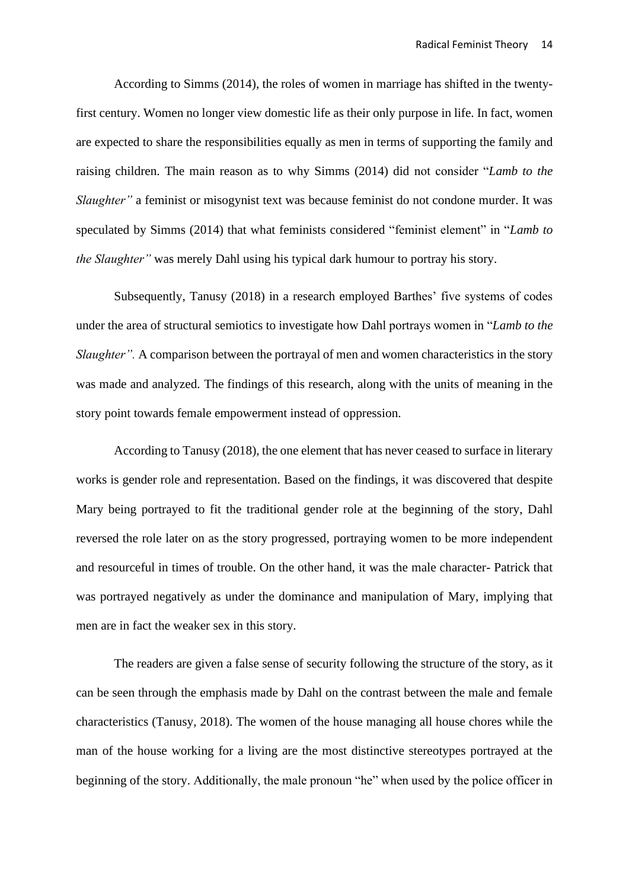According to Simms (2014), the roles of women in marriage has shifted in the twenty-first century. Women no longer view domestic life as their only purpose in life. In fact, women are expected to share the responsibilities equally as men in terms of supporting the family and raising children. The main reason as to why Simms (2014) did not consider "*Lamb to the Slaughter"* a feminist or misogynist text was because feminist do not condone murder. It was speculated by Simms (2014) that what feminists considered "feminist element" in "*Lamb to the Slaughter"* was merely Dahl using his typical dark humour to portray his story.

Subsequently, Tanusy (2018) in a research employed Barthes' five systems of codes under the area of structural semiotics to investigate how Dahl portrays women in "*Lamb to the Slaughter".* A comparison between the portrayal of men and women characteristics in the story was made and analyzed. The findings of this research, along with the units of meaning in the story point towards female empowerment instead of oppression.

According to Tanusy (2018), the one element that has never ceased to surface in literary works is gender role and representation. Based on the findings, it was discovered that despite Mary being portrayed to fit the traditional gender role at the beginning of the story, Dahl reversed the role later on as the story progressed, portraying women to be more independent and resourceful in times of trouble. On the other hand, it was the male character- Patrick that was portrayed negatively as under the dominance and manipulation of Mary, implying that men are in fact the weaker sex in this story.

The readers are given a false sense of security following the structure of the story, as it can be seen through the emphasis made by Dahl on the contrast between the male and female characteristics (Tanusy, 2018). The women of the house managing all house chores while the man of the house working for a living are the most distinctive stereotypes portrayed at the beginning of the story. Additionally, the male pronoun "he" when used by the police officer in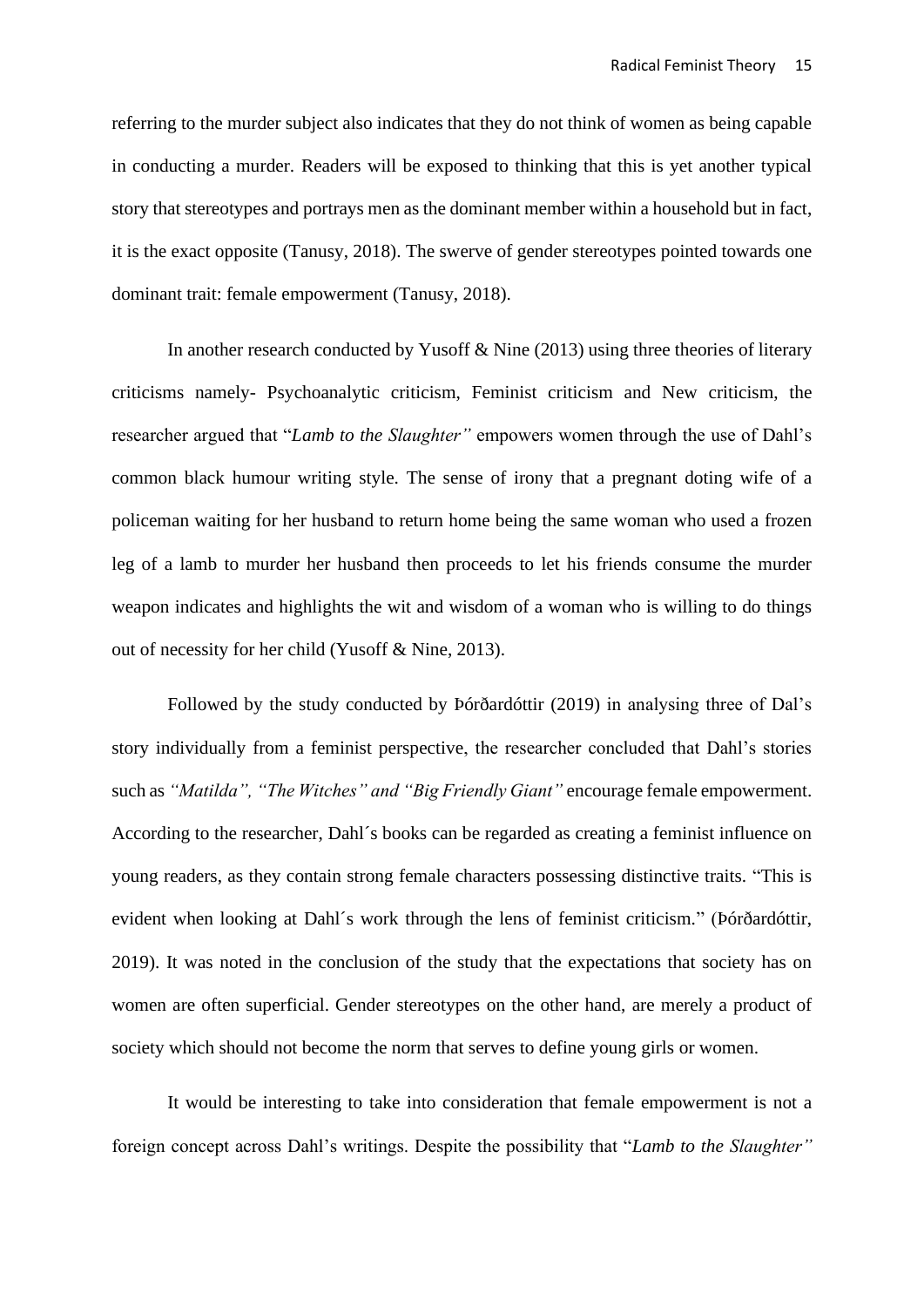referring to the murder subject also indicates that they do not think of women as being capable in conducting a murder. Readers will be exposed to thinking that this is yet another typical story that stereotypes and portrays men as the dominant member within a household but in fact, it is the exact opposite (Tanusy, 2018). The swerve of gender stereotypes pointed towards one dominant trait: female empowerment (Tanusy, 2018).

In another research conducted by Yusoff & Nine (2013) using three theories of literary criticisms namely- Psychoanalytic criticism, Feminist criticism and New criticism, the researcher argued that "*Lamb to the Slaughter"* empowers women through the use of Dahl's common black humour writing style. The sense of irony that a pregnant doting wife of a policeman waiting for her husband to return home being the same woman who used a frozen leg of a lamb to murder her husband then proceeds to let his friends consume the murder weapon indicates and highlights the wit and wisdom of a woman who is willing to do things out of necessity for her child (Yusoff & Nine, 2013).

Followed by the study conducted by Þórðardóttir (2019) in analysing three of Dal's story individually from a feminist perspective, the researcher concluded that Dahl's stories such as *"Matilda", "The Witches" and "Big Friendly Giant"* encourage female empowerment. According to the researcher, Dahl´s books can be regarded as creating a feminist influence on young readers, as they contain strong female characters possessing distinctive traits. "This is evident when looking at Dahl´s work through the lens of feminist criticism." (Þórðardóttir, 2019). It was noted in the conclusion of the study that the expectations that society has on women are often superficial. Gender stereotypes on the other hand, are merely a product of society which should not become the norm that serves to define young girls or women.

It would be interesting to take into consideration that female empowerment is not a foreign concept across Dahl's writings. Despite the possibility that "*Lamb to the Slaughter"*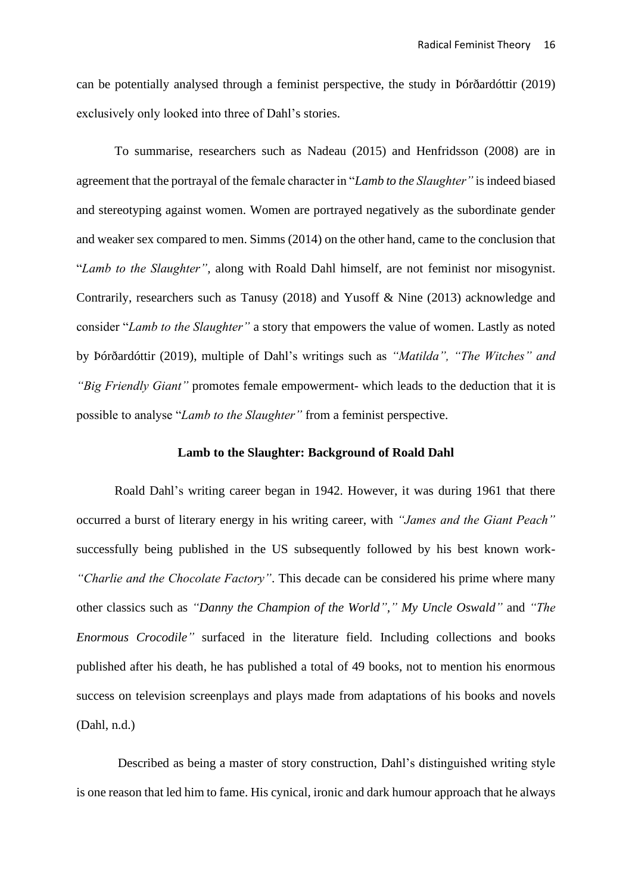can be potentially analysed through a feminist perspective, the study in Þórðardóttir (2019) exclusively only looked into three of Dahl's stories.

To summarise, researchers such as Nadeau (2015) and Henfridsson (2008) are in agreement that the portrayal of the female character in "*Lamb to the Slaughter"* is indeed biased and stereotyping against women. Women are portrayed negatively as the subordinate gender and weaker sex compared to men. Simms (2014) on the other hand, came to the conclusion that "*Lamb to the Slaughter",* along with Roald Dahl himself, are not feminist nor misogynist. Contrarily, researchers such as Tanusy (2018) and Yusoff & Nine (2013) acknowledge and consider "*Lamb to the Slaughter"* a story that empowers the value of women. Lastly as noted by Þórðardóttir (2019), multiple of Dahl's writings such as *"Matilda", "The Witches" and "Big Friendly Giant"* promotes female empowerment- which leads to the deduction that it is possible to analyse "*Lamb to the Slaughter"* from a feminist perspective.

**Lamb to the Slaughter: Background of Roald Dahl**

Roald Dahl's writing career began in 1942. However, it was during 1961 that there occurred a burst of literary energy in his writing career, with *"James and the Giant Peach"* successfully being published in the US subsequently followed by his best known work- *"Charlie and the Chocolate Factory"*. This decade can be considered his prime where many other classics such as *"Danny the Champion of the World"," My Uncle Oswald"* and *"The Enormous Crocodile"* surfaced in the literature field. Including collections and books published after his death, he has published a total of 49 books, not to mention his enormous success on television screenplays and plays made from adaptations of his books and novels (Dahl, n.d.)

Described as being a master of story construction, Dahl's distinguished writing style is one reason that led him to fame. His cynical, ironic and dark humour approach that he always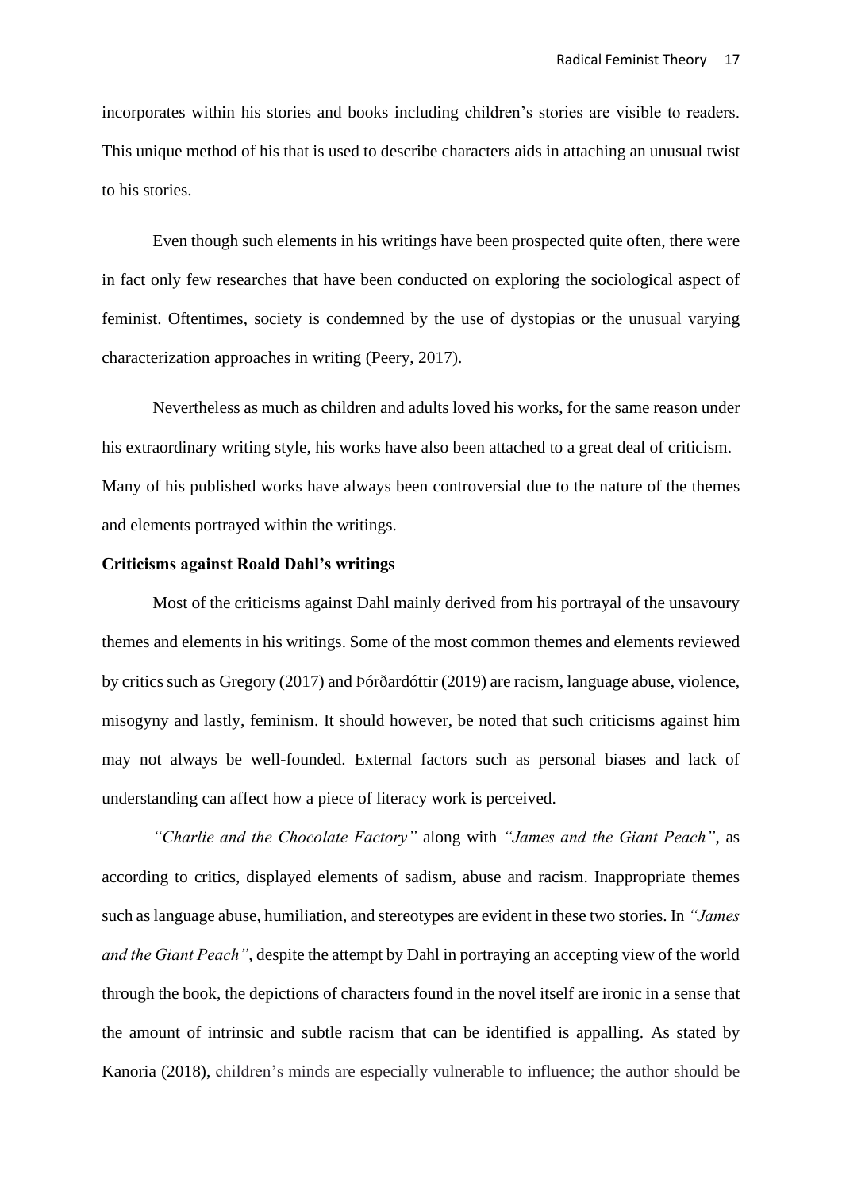incorporates within his stories and books including children's stories are visible to readers. This unique method of his that is used to describe characters aids in attaching an unusual twist to his stories.

Even though such elements in his writings have been prospected quite often, there were in fact only few researches that have been conducted on exploring the sociological aspect of feminist. Oftentimes, society is condemned by the use of dystopias or the unusual varying characterization approaches in writing (Peery, 2017).

Nevertheless as much as children and adults loved his works, for the same reason under his extraordinary writing style, his works have also been attached to a great deal of criticism. Many of his published works have always been controversial due to the nature of the themes and elements portrayed within the writings.

**Criticisms against Roald Dahl's writings**

Most of the criticisms against Dahl mainly derived from his portrayal of the unsavoury themes and elements in his writings. Some of the most common themes and elements reviewed by critics such as Gregory (2017) and Þórðardóttir (2019) are racism, language abuse, violence, misogyny and lastly, feminism. It should however, be noted that such criticisms against him may not always be well-founded. External factors such as personal biases and lack of understanding can affect how a piece of literacy work is perceived.

*"Charlie and the Chocolate Factory"* along with *"James and the Giant Peach"*, as according to critics, displayed elements of sadism, abuse and racism. Inappropriate themes such as language abuse, humiliation, and stereotypes are evident in these two stories. In *"James and the Giant Peach"*, despite the attempt by Dahl in portraying an accepting view of the world through the book, the depictions of characters found in the novel itself are ironic in a sense that the amount of intrinsic and subtle racism that can be identified is appalling. As stated by Kanoria (2018), children's minds are especially vulnerable to influence; the author should be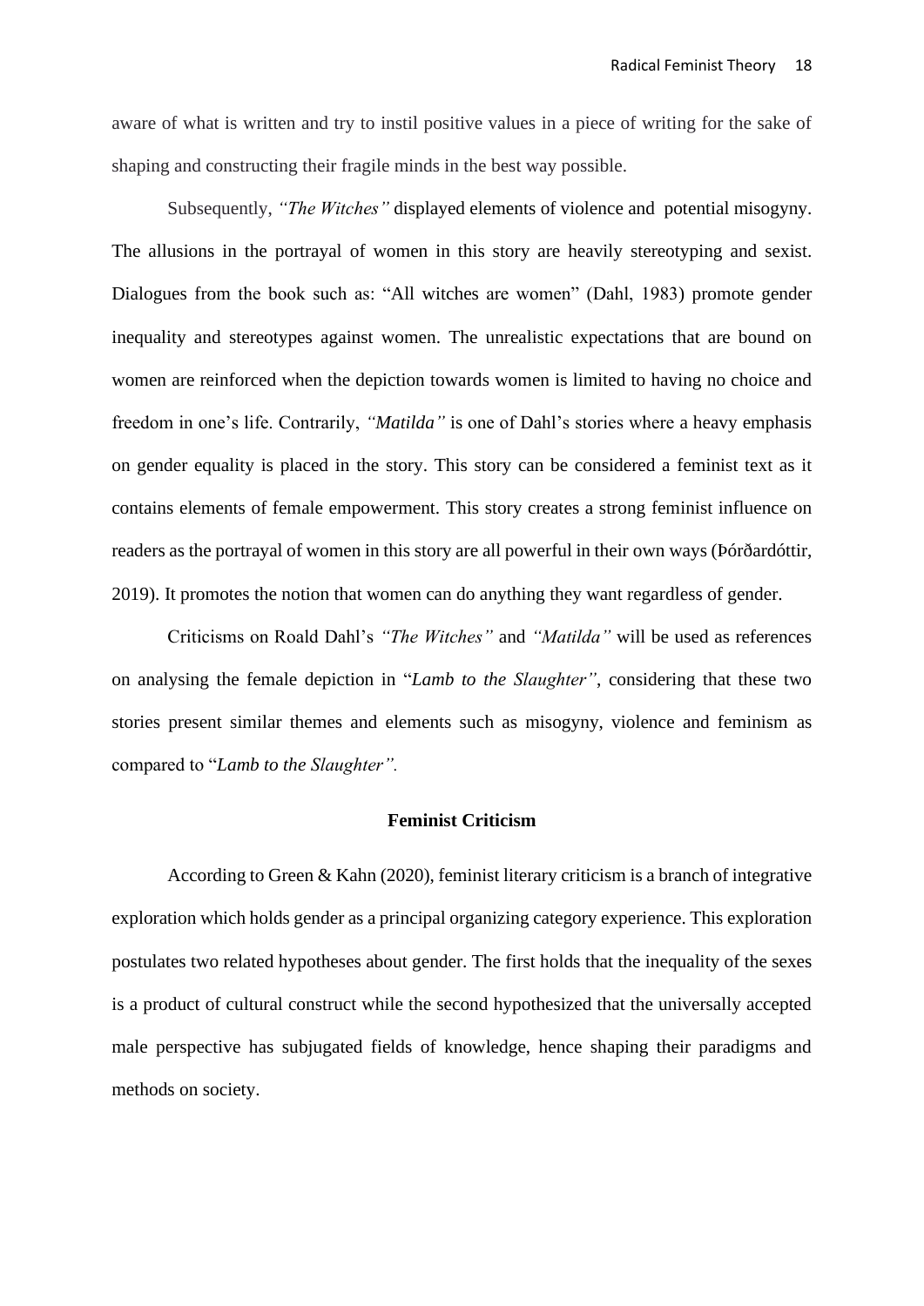aware of what is written and try to instil positive values in a piece of writing for the sake of shaping and constructing their fragile minds in the best way possible.

Subsequently, *"The Witches"* displayed elements of violence and potential misogyny. The allusions in the portrayal of women in this story are heavily stereotyping and sexist. Dialogues from the book such as: "All witches are women" (Dahl, 1983) promote gender inequality and stereotypes against women. The unrealistic expectations that are bound on women are reinforced when the depiction towards women is limited to having no choice and freedom in one's life. Contrarily, *"Matilda"* is one of Dahl's stories where a heavy emphasis on gender equality is placed in the story. This story can be considered a feminist text as it contains elements of female empowerment. This story creates a strong feminist influence on readers as the portrayal of women in this story are all powerful in their own ways (Þórðardóttir, 2019). It promotes the notion that women can do anything they want regardless of gender.

Criticisms on Roald Dahl's *"The Witches"* and *"Matilda"* will be used as references on analysing the female depiction in "*Lamb to the Slaughter"*, considering that these two stories present similar themes and elements such as misogyny, violence and feminism as compared to "*Lamb to the Slaughter".*

## Feminist Criticism

According to Green & Kahn (2020), feminist literary criticism is a branch of integrative exploration which holds gender as a principal organizing category experience. This exploration postulates two related hypotheses about gender. The first holds that the inequality of the sexes is a product of cultural construct while the second hypothesized that the universally accepted male perspective has subjugated fields of knowledge, hence shaping their paradigms and methods on society.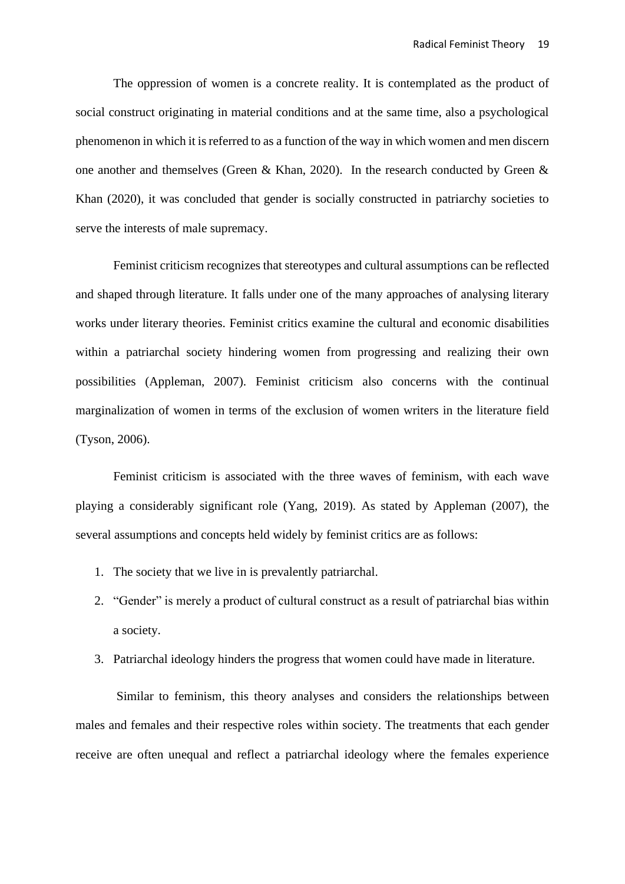The oppression of women is a concrete reality. It is contemplated as the product of social construct originating in material conditions and at the same time, also a psychological phenomenon in which it is referred to as a function of the way in which women and men discern one another and themselves (Green & Khan, 2020). In the research conducted by Green & Khan (2020), it was concluded that gender is socially constructed in patriarchy societies to serve the interests of male supremacy.

Feminist criticism recognizes that stereotypes and cultural assumptions can be reflected and shaped through literature. It falls under one of the many approaches of analysing literary works under literary theories. Feminist critics examine the cultural and economic disabilities within a patriarchal society hindering women from progressing and realizing their own possibilities (Appleman, 2007). Feminist criticism also concerns with the continual marginalization of women in terms of the exclusion of women writers in the literature field (Tyson, 2006).

Feminist criticism is associated with the three waves of feminism, with each wave playing a considerably significant role (Yang, 2019). As stated by Appleman (2007), the several assumptions and concepts held widely by feminist critics are as follows:

1. The society that we live in is prevalently patriarchal.
2. "Gender" is merely a product of cultural construct as a result of patriarchal bias within a society.
3. Patriarchal ideology hinders the progress that women could have made in literature.

Similar to feminism, this theory analyses and considers the relationships between males and females and their respective roles within society. The treatments that each gender receive are often unequal and reflect a patriarchal ideology where the females experience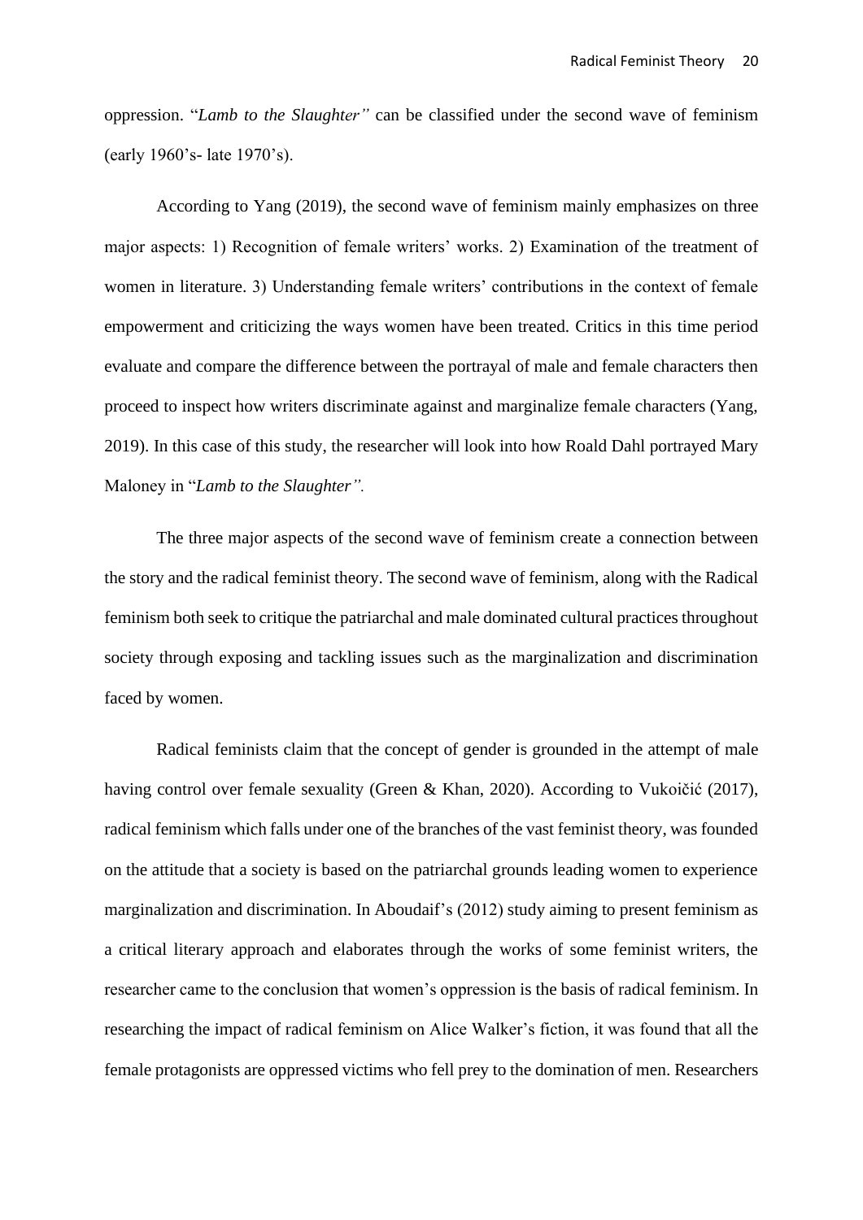oppression. "*Lamb to the Slaughter"* can be classified under the second wave of feminism (early 1960's- late 1970's).

According to Yang (2019), the second wave of feminism mainly emphasizes on three major aspects: 1) Recognition of female writers' works. 2) Examination of the treatment of women in literature. 3) Understanding female writers' contributions in the context of female empowerment and criticizing the ways women have been treated. Critics in this time period evaluate and compare the difference between the portrayal of male and female characters then proceed to inspect how writers discriminate against and marginalize female characters (Yang, 2019). In this case of this study, the researcher will look into how Roald Dahl portrayed Mary Maloney in "*Lamb to the Slaughter".*

The three major aspects of the second wave of feminism create a connection between the story and the radical feminist theory. The second wave of feminism, along with the Radical feminism both seek to critique the patriarchal and male dominated cultural practices throughout society through exposing and tackling issues such as the marginalization and discrimination faced by women.

Radical feminists claim that the concept of gender is grounded in the attempt of male having control over female sexuality (Green & Khan, 2020). According to Vukoičić (2017), radical feminism which falls under one of the branches of the vast feminist theory, was founded on the attitude that a society is based on the patriarchal grounds leading women to experience marginalization and discrimination. In Aboudaif's (2012) study aiming to present feminism as a critical literary approach and elaborates through the works of some feminist writers, the researcher came to the conclusion that women's oppression is the basis of radical feminism. In researching the impact of radical feminism on Alice Walker's fiction, it was found that all the female protagonists are oppressed victims who fell prey to the domination of men. Researchers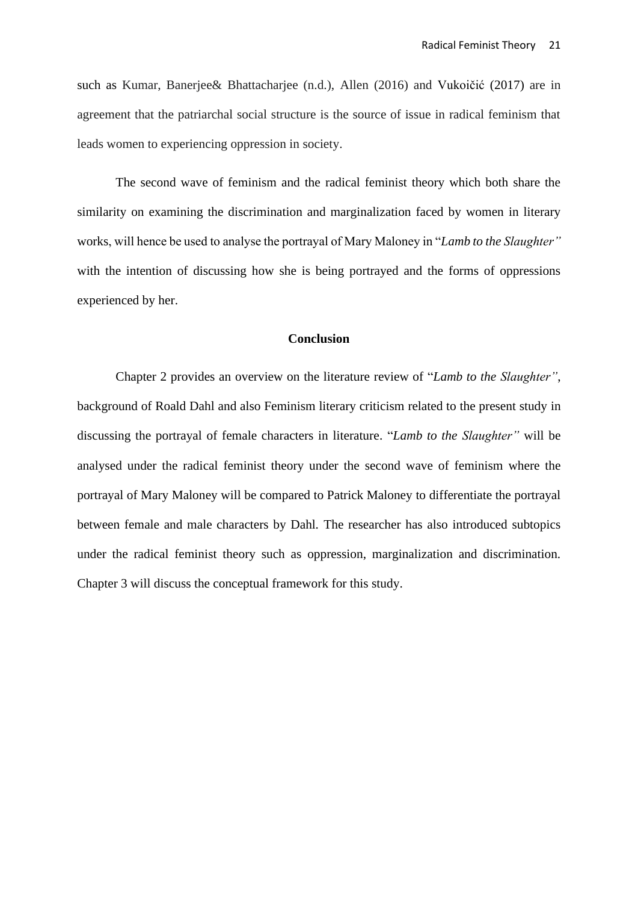such as Kumar, Banerjee& Bhattacharjee (n.d.), Allen (2016) and Vukoičić (2017) are in agreement that the patriarchal social structure is the source of issue in radical feminism that leads women to experiencing oppression in society.

The second wave of feminism and the radical feminist theory which both share the similarity on examining the discrimination and marginalization faced by women in literary works, will hence be used to analyse the portrayal of Mary Maloney in "*Lamb to the Slaughter"* with the intention of discussing how she is being portrayed and the forms of oppressions experienced by her.

## Conclusion

Chapter 2 provides an overview on the literature review of "*Lamb to the Slaughter"*, background of Roald Dahl and also Feminism literary criticism related to the present study in discussing the portrayal of female characters in literature. "*Lamb to the Slaughter"* will be analysed under the radical feminist theory under the second wave of feminism where the portrayal of Mary Maloney will be compared to Patrick Maloney to differentiate the portrayal between female and male characters by Dahl. The researcher has also introduced subtopics under the radical feminist theory such as oppression, marginalization and discrimination. Chapter 3 will discuss the conceptual framework for this study.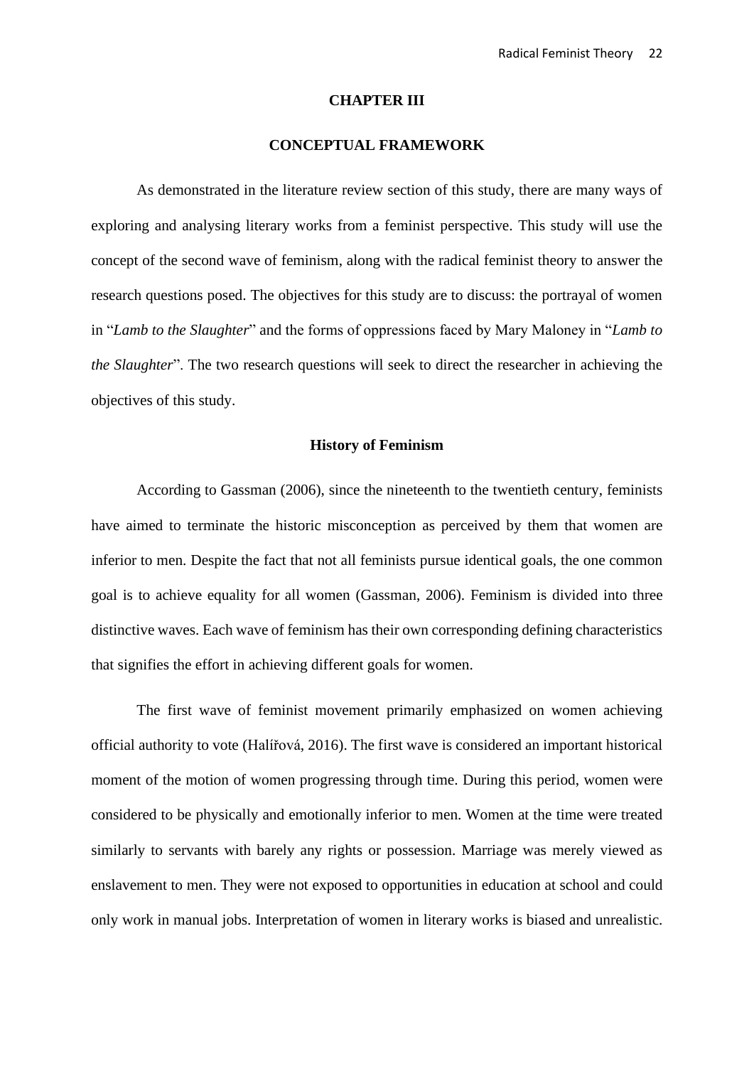# CHAPTER III

# CONCEPTUAL FRAMEWORK

As demonstrated in the literature review section of this study, there are many ways of exploring and analysing literary works from a feminist perspective. This study will use the concept of the second wave of feminism, along with the radical feminist theory to answer the research questions posed. The objectives for this study are to discuss: the portrayal of women in "*Lamb to the Slaughter*" and the forms of oppressions faced by Mary Maloney in "*Lamb to the Slaughter*". The two research questions will seek to direct the researcher in achieving the objectives of this study.

## History of Feminism

According to Gassman (2006), since the nineteenth to the twentieth century, feminists have aimed to terminate the historic misconception as perceived by them that women are inferior to men. Despite the fact that not all feminists pursue identical goals, the one common goal is to achieve equality for all women (Gassman, 2006). Feminism is divided into three distinctive waves. Each wave of feminism has their own corresponding defining characteristics that signifies the effort in achieving different goals for women.

The first wave of feminist movement primarily emphasized on women achieving official authority to vote (Halířová, 2016). The first wave is considered an important historical moment of the motion of women progressing through time. During this period, women were considered to be physically and emotionally inferior to men. Women at the time were treated similarly to servants with barely any rights or possession. Marriage was merely viewed as enslavement to men. They were not exposed to opportunities in education at school and could only work in manual jobs. Interpretation of women in literary works is biased and unrealistic.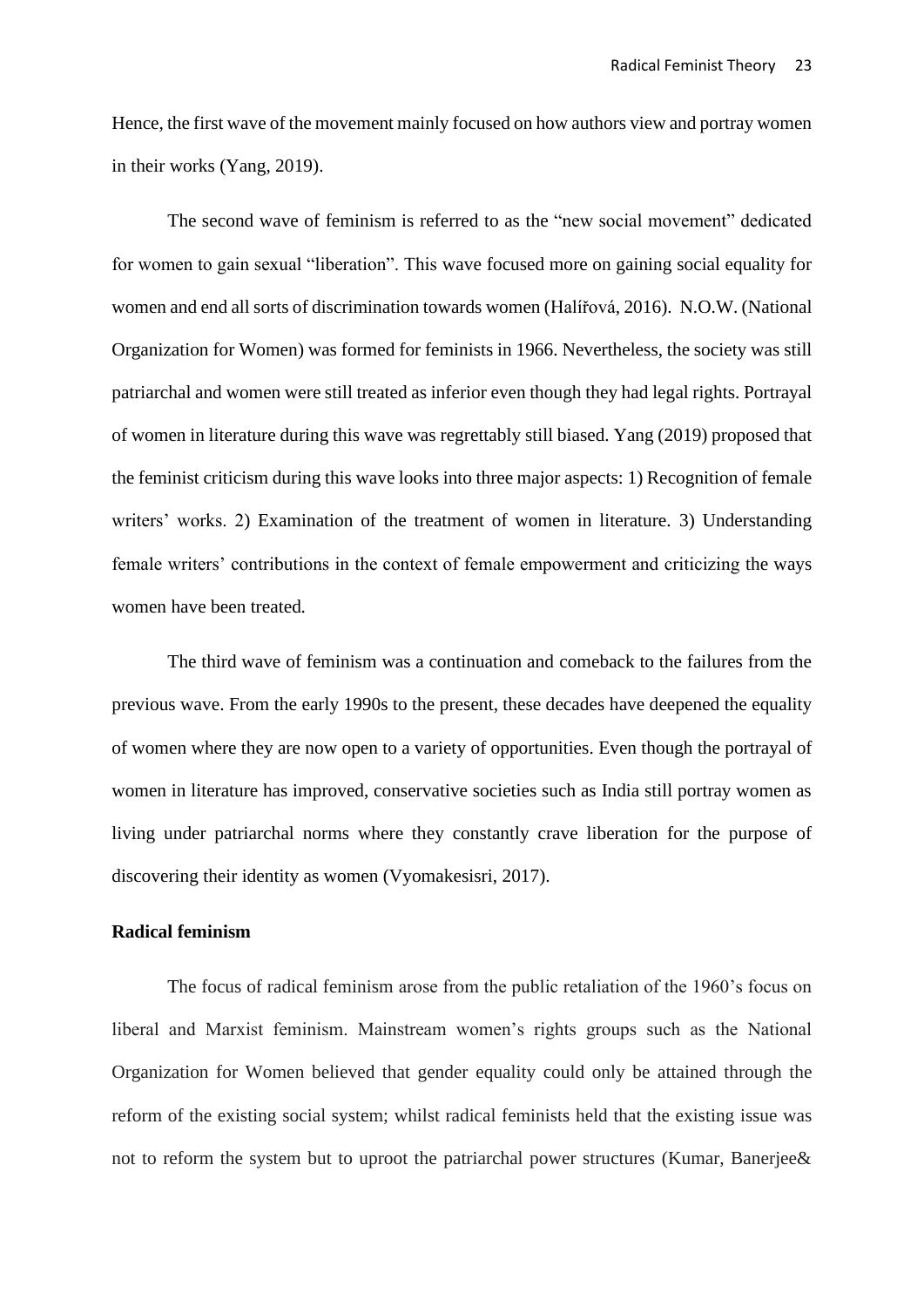Hence, the first wave of the movement mainly focused on how authors view and portray women in their works (Yang, 2019).

The second wave of feminism is referred to as the "new social movement" dedicated for women to gain sexual "liberation". This wave focused more on gaining social equality for women and end all sorts of discrimination towards women (Halířová, 2016). N.O.W. (National Organization for Women) was formed for feminists in 1966. Nevertheless, the society was still patriarchal and women were still treated as inferior even though they had legal rights. Portrayal of women in literature during this wave was regrettably still biased. Yang (2019) proposed that the feminist criticism during this wave looks into three major aspects: 1) Recognition of female writers' works. 2) Examination of the treatment of women in literature. 3) Understanding female writers' contributions in the context of female empowerment and criticizing the ways women have been treated.

The third wave of feminism was a continuation and comeback to the failures from the previous wave. From the early 1990s to the present, these decades have deepened the equality of women where they are now open to a variety of opportunities. Even though the portrayal of women in literature has improved, conservative societies such as India still portray women as living under patriarchal norms where they constantly crave liberation for the purpose of discovering their identity as women (Vyomakesisri, 2017).

**Radical feminism**

The focus of radical feminism arose from the public retaliation of the 1960's focus on liberal and Marxist feminism. Mainstream women's rights groups such as the National Organization for Women believed that gender equality could only be attained through the reform of the existing social system; whilst radical feminists held that the existing issue was not to reform the system but to uproot the patriarchal power structures (Kumar, Banerjee&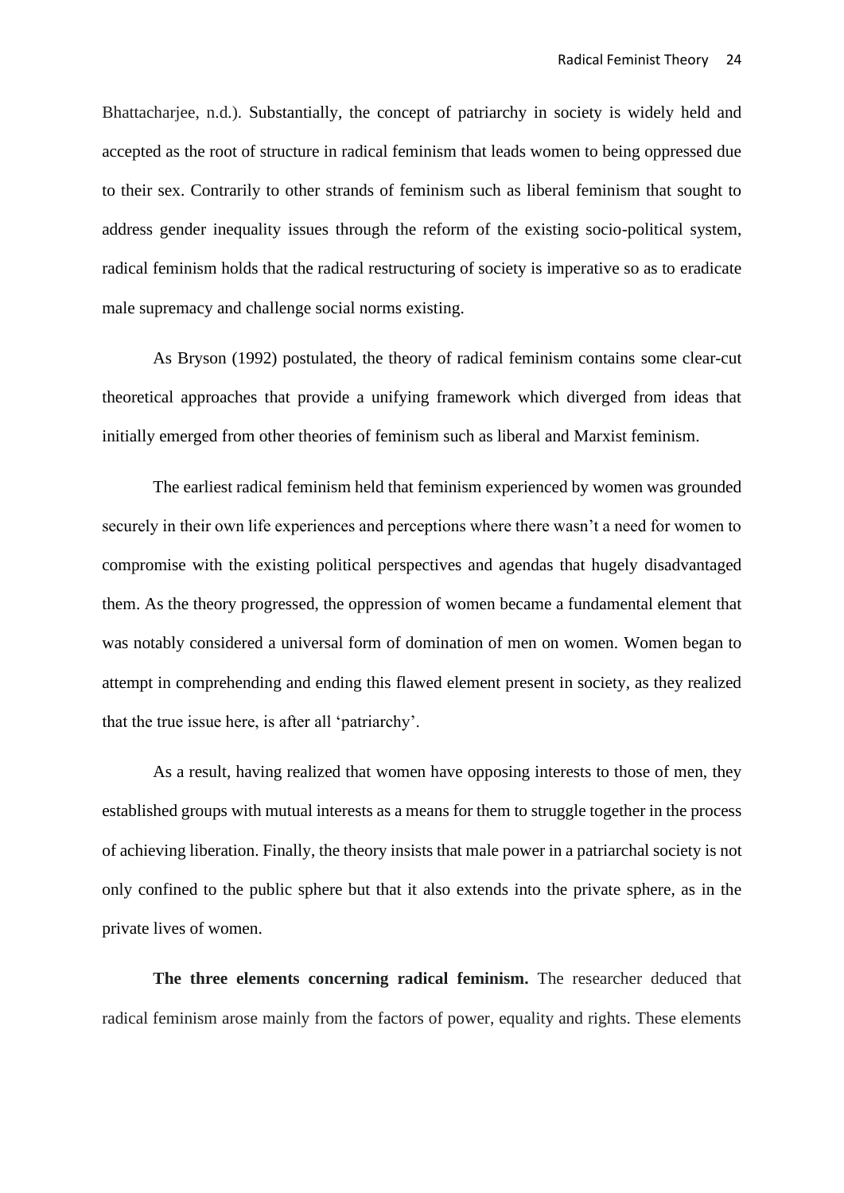Bhattacharjee, n.d.). Substantially, the concept of patriarchy in society is widely held and accepted as the root of structure in radical feminism that leads women to being oppressed due to their sex. Contrarily to other strands of feminism such as liberal feminism that sought to address gender inequality issues through the reform of the existing socio-political system, radical feminism holds that the radical restructuring of society is imperative so as to eradicate male supremacy and challenge social norms existing.

As Bryson (1992) postulated, the theory of radical feminism contains some clear-cut theoretical approaches that provide a unifying framework which diverged from ideas that initially emerged from other theories of feminism such as liberal and Marxist feminism.

The earliest radical feminism held that feminism experienced by women was grounded securely in their own life experiences and perceptions where there wasn't a need for women to compromise with the existing political perspectives and agendas that hugely disadvantaged them. As the theory progressed, the oppression of women became a fundamental element that was notably considered a universal form of domination of men on women. Women began to attempt in comprehending and ending this flawed element present in society, as they realized that the true issue here, is after all 'patriarchy'.

As a result, having realized that women have opposing interests to those of men, they established groups with mutual interests as a means for them to struggle together in the process of achieving liberation. Finally, the theory insists that male power in a patriarchal society is not only confined to the public sphere but that it also extends into the private sphere, as in the private lives of women.

**The three elements concerning radical feminism.** The researcher deduced that radical feminism arose mainly from the factors of power, equality and rights. These elements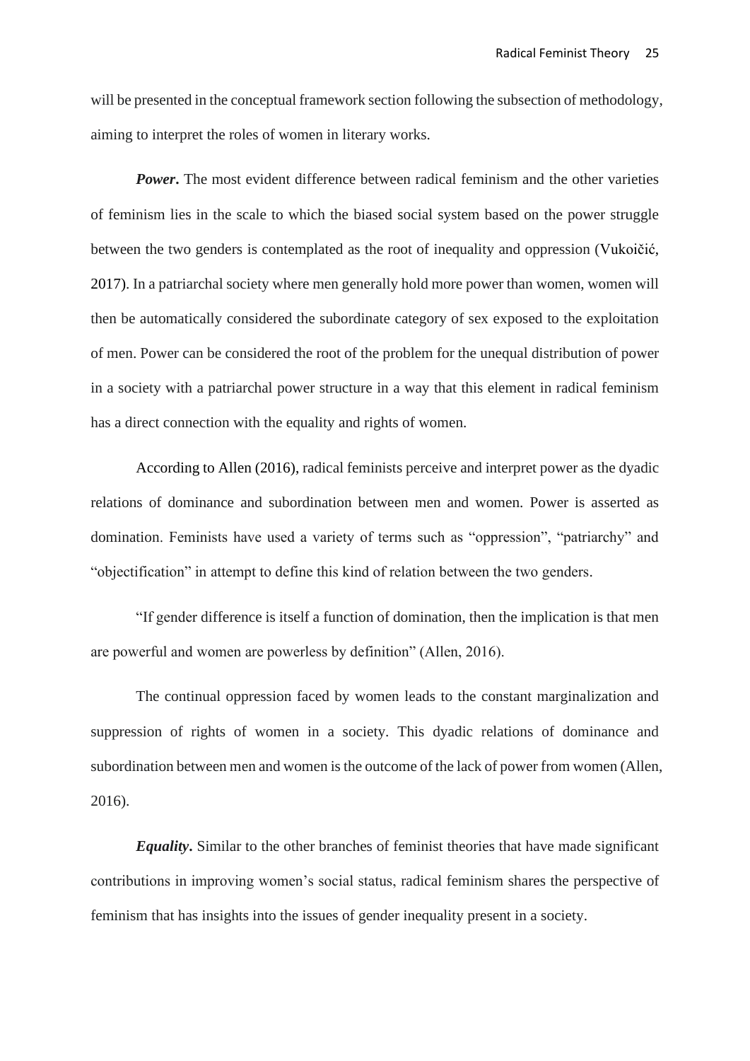will be presented in the conceptual framework section following the subsection of methodology, aiming to interpret the roles of women in literary works.

***Power*.** The most evident difference between radical feminism and the other varieties of feminism lies in the scale to which the biased social system based on the power struggle between the two genders is contemplated as the root of inequality and oppression (Vukoičić, 2017). In a patriarchal society where men generally hold more power than women, women will then be automatically considered the subordinate category of sex exposed to the exploitation of men. Power can be considered the root of the problem for the unequal distribution of power in a society with a patriarchal power structure in a way that this element in radical feminism has a direct connection with the equality and rights of women.

According to Allen (2016), radical feminists perceive and interpret power as the dyadic relations of dominance and subordination between men and women. Power is asserted as domination. Feminists have used a variety of terms such as “oppression”, “patriarchy” and “objectification” in attempt to define this kind of relation between the two genders.

“If gender difference is itself a function of domination, then the implication is that men are powerful and women are powerless by definition” (Allen, 2016).

The continual oppression faced by women leads to the constant marginalization and suppression of rights of women in a society. This dyadic relations of dominance and subordination between men and women is the outcome of the lack of power from women (Allen, 2016).

***Equality*.** Similar to the other branches of feminist theories that have made significant contributions in improving women’s social status, radical feminism shares the perspective of feminism that has insights into the issues of gender inequality present in a society.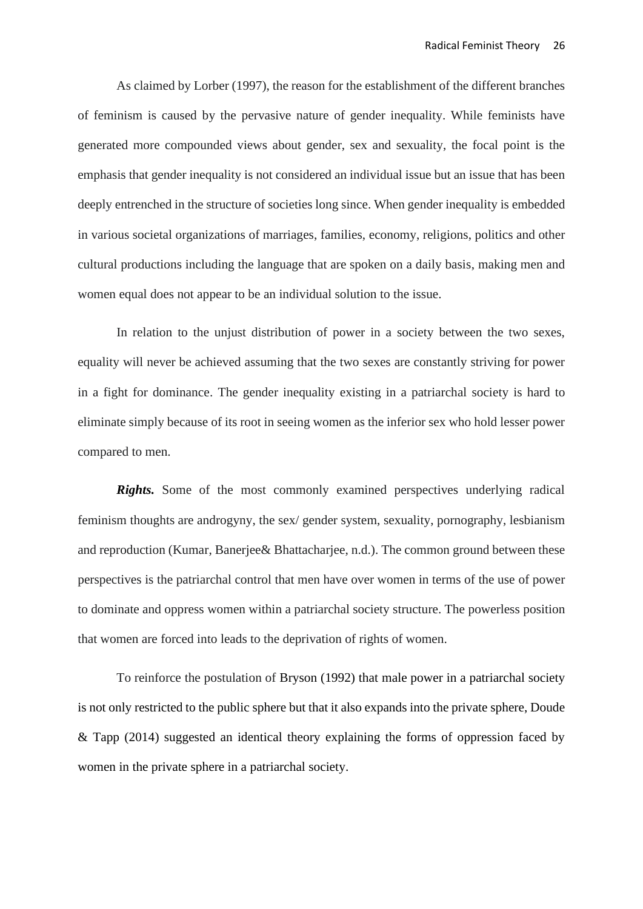As claimed by Lorber (1997), the reason for the establishment of the different branches of feminism is caused by the pervasive nature of gender inequality. While feminists have generated more compounded views about gender, sex and sexuality, the focal point is the emphasis that gender inequality is not considered an individual issue but an issue that has been deeply entrenched in the structure of societies long since. When gender inequality is embedded in various societal organizations of marriages, families, economy, religions, politics and other cultural productions including the language that are spoken on a daily basis, making men and women equal does not appear to be an individual solution to the issue.

In relation to the unjust distribution of power in a society between the two sexes, equality will never be achieved assuming that the two sexes are constantly striving for power in a fight for dominance. The gender inequality existing in a patriarchal society is hard to eliminate simply because of its root in seeing women as the inferior sex who hold lesser power compared to men.

***Rights.*** Some of the most commonly examined perspectives underlying radical feminism thoughts are androgyny, the sex/ gender system, sexuality, pornography, lesbianism and reproduction (Kumar, Banerjee& Bhattacharjee, n.d.). The common ground between these perspectives is the patriarchal control that men have over women in terms of the use of power to dominate and oppress women within a patriarchal society structure. The powerless position that women are forced into leads to the deprivation of rights of women.

To reinforce the postulation of Bryson (1992) that male power in a patriarchal society is not only restricted to the public sphere but that it also expands into the private sphere, Doude & Tapp (2014) suggested an identical theory explaining the forms of oppression faced by women in the private sphere in a patriarchal society.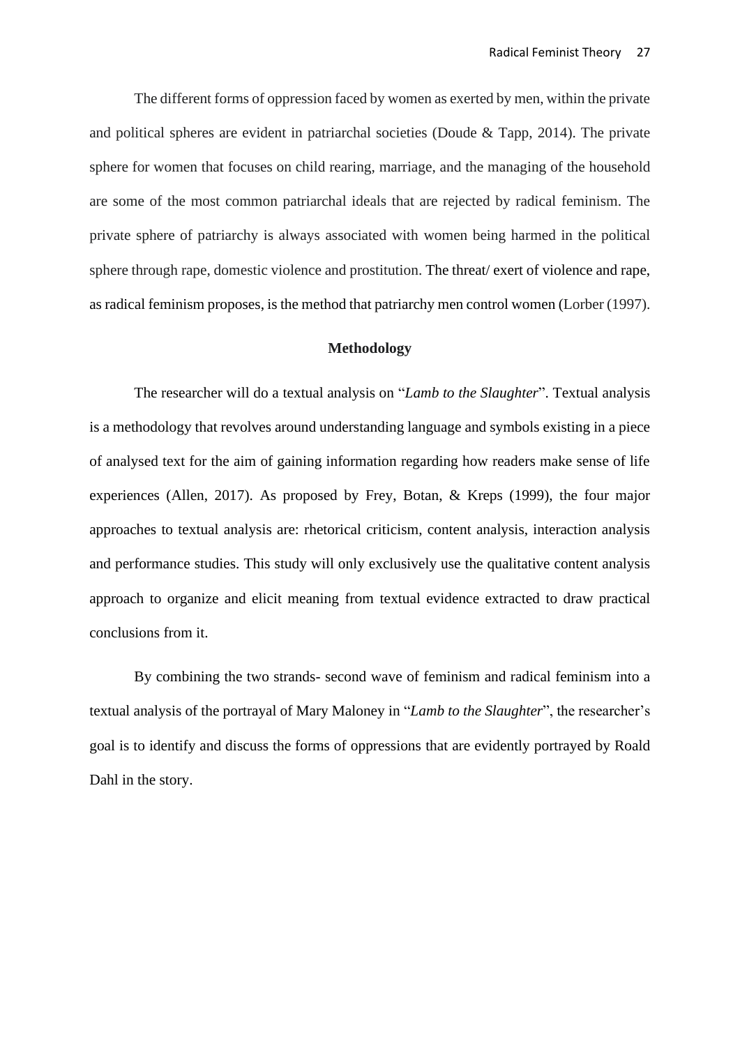The different forms of oppression faced by women as exerted by men, within the private and political spheres are evident in patriarchal societies (Doude & Tapp, 2014). The private sphere for women that focuses on child rearing, marriage, and the managing of the household are some of the most common patriarchal ideals that are rejected by radical feminism. The private sphere of patriarchy is always associated with women being harmed in the political sphere through rape, domestic violence and prostitution. The threat/ exert of violence and rape, as radical feminism proposes, is the method that patriarchy men control women (Lorber (1997).

## Methodology

The researcher will do a textual analysis on "*Lamb to the Slaughter*". Textual analysis is a methodology that revolves around understanding language and symbols existing in a piece of analysed text for the aim of gaining information regarding how readers make sense of life experiences (Allen, 2017). As proposed by Frey, Botan, & Kreps (1999), the four major approaches to textual analysis are: rhetorical criticism, content analysis, interaction analysis and performance studies. This study will only exclusively use the qualitative content analysis approach to organize and elicit meaning from textual evidence extracted to draw practical conclusions from it.

By combining the two strands- second wave of feminism and radical feminism into a textual analysis of the portrayal of Mary Maloney in "*Lamb to the Slaughter*", the researcher's goal is to identify and discuss the forms of oppressions that are evidently portrayed by Roald Dahl in the story.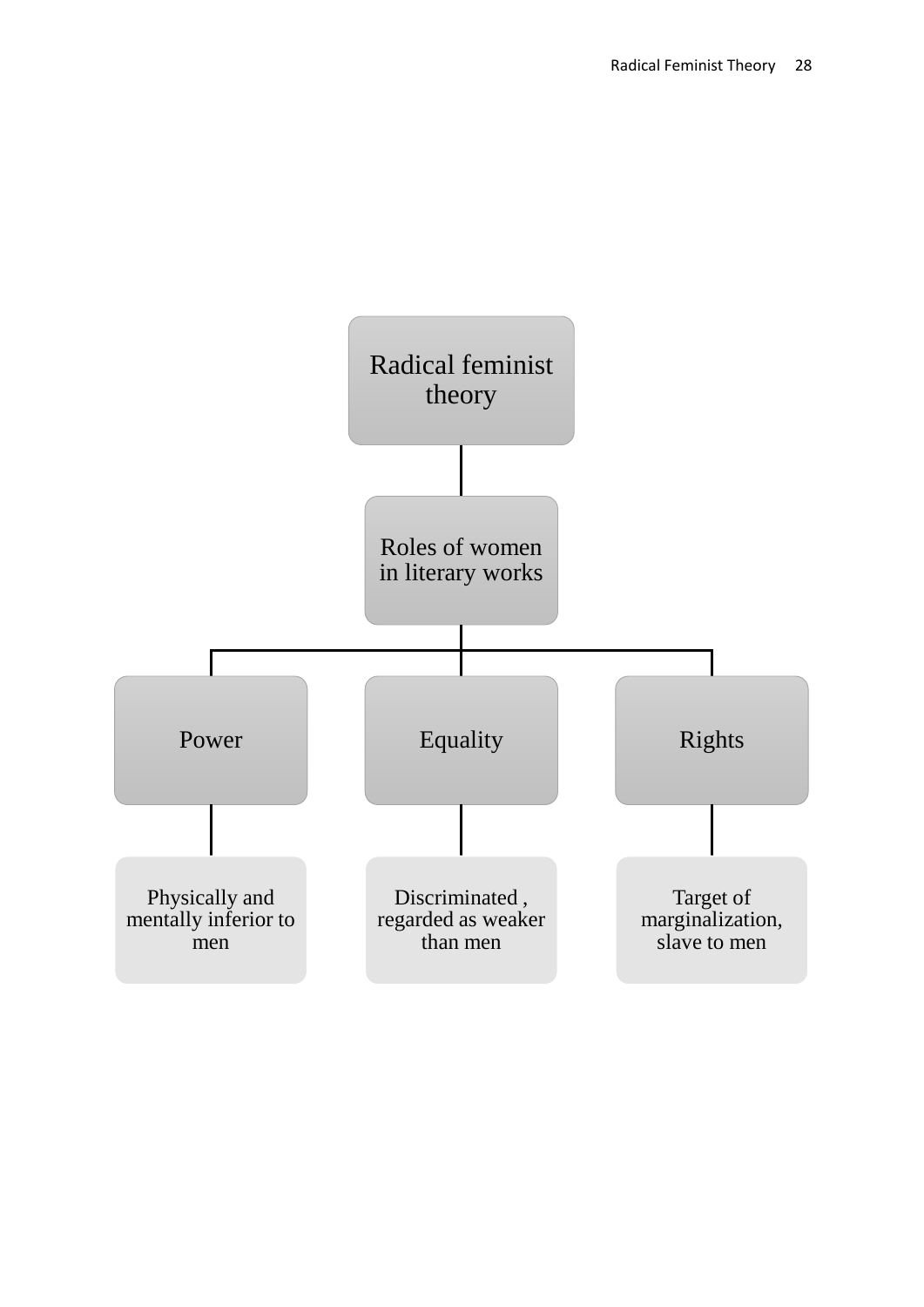Radical feminist theory

Roles of women in literary works

| Power | Equality | Rights |
| --- | --- | --- |
| Physically and mentally inferior to men | Discriminated , regarded as weaker than men | Target of marginalization, slave to men |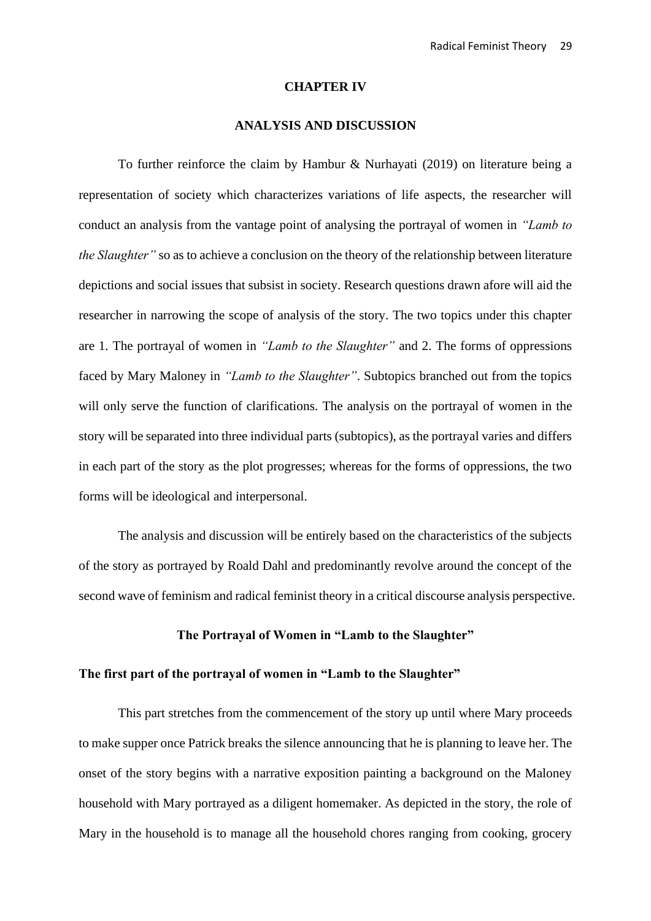# CHAPTER IV

# ANALYSIS AND DISCUSSION

To further reinforce the claim by Hambur & Nurhayati (2019) on literature being a representation of society which characterizes variations of life aspects, the researcher will conduct an analysis from the vantage point of analysing the portrayal of women in *"Lamb to the Slaughter"* so as to achieve a conclusion on the theory of the relationship between literature depictions and social issues that subsist in society. Research questions drawn afore will aid the researcher in narrowing the scope of analysis of the story. The two topics under this chapter are 1. The portrayal of women in *"Lamb to the Slaughter"* and 2. The forms of oppressions faced by Mary Maloney in *"Lamb to the Slaughter"*. Subtopics branched out from the topics will only serve the function of clarifications. The analysis on the portrayal of women in the story will be separated into three individual parts (subtopics), as the portrayal varies and differs in each part of the story as the plot progresses; whereas for the forms of oppressions, the two forms will be ideological and interpersonal.

The analysis and discussion will be entirely based on the characteristics of the subjects of the story as portrayed by Roald Dahl and predominantly revolve around the concept of the second wave of feminism and radical feminist theory in a critical discourse analysis perspective.

## The Portrayal of Women in "Lamb to the Slaughter"

### The first part of the portrayal of women in "Lamb to the Slaughter"

This part stretches from the commencement of the story up until where Mary proceeds to make supper once Patrick breaks the silence announcing that he is planning to leave her. The onset of the story begins with a narrative exposition painting a background on the Maloney household with Mary portrayed as a diligent homemaker. As depicted in the story, the role of Mary in the household is to manage all the household chores ranging from cooking, grocery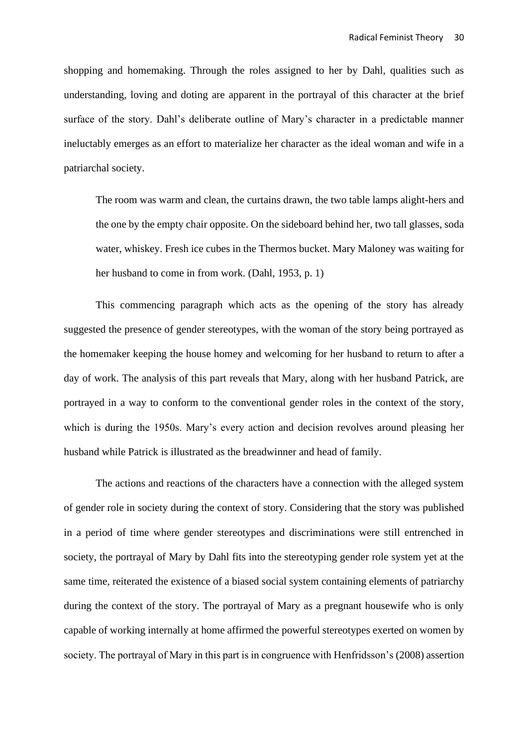shopping and homemaking. Through the roles assigned to her by Dahl, qualities such as understanding, loving and doting are apparent in the portrayal of this character at the brief surface of the story. Dahl's deliberate outline of Mary's character in a predictable manner ineluctably emerges as an effort to materialize her character as the ideal woman and wife in a patriarchal society.

> The room was warm and clean, the curtains drawn, the two table lamps alight-hers and the one by the empty chair opposite. On the sideboard behind her, two tall glasses, soda water, whiskey. Fresh ice cubes in the Thermos bucket. Mary Maloney was waiting for her husband to come in from work. (Dahl, 1953, p. 1)

This commencing paragraph which acts as the opening of the story has already suggested the presence of gender stereotypes, with the woman of the story being portrayed as the homemaker keeping the house homey and welcoming for her husband to return to after a day of work. The analysis of this part reveals that Mary, along with her husband Patrick, are portrayed in a way to conform to the conventional gender roles in the context of the story, which is during the 1950s. Mary's every action and decision revolves around pleasing her husband while Patrick is illustrated as the breadwinner and head of family.

The actions and reactions of the characters have a connection with the alleged system of gender role in society during the context of story. Considering that the story was published in a period of time where gender stereotypes and discriminations were still entrenched in society, the portrayal of Mary by Dahl fits into the stereotyping gender role system yet at the same time, reiterated the existence of a biased social system containing elements of patriarchy during the context of the story. The portrayal of Mary as a pregnant housewife who is only capable of working internally at home affirmed the powerful stereotypes exerted on women by society. The portrayal of Mary in this part is in congruence with Henfridsson's (2008) assertion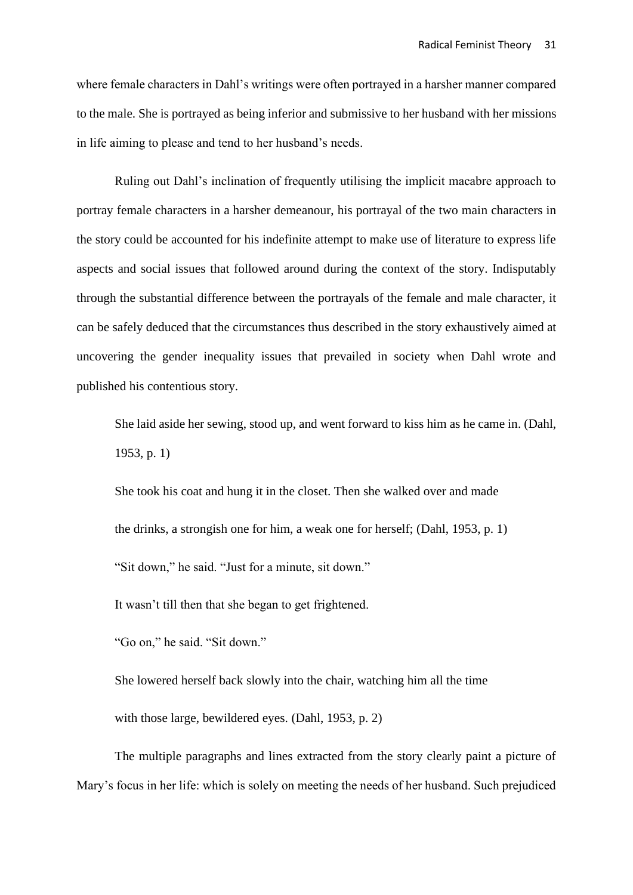where female characters in Dahl's writings were often portrayed in a harsher manner compared to the male. She is portrayed as being inferior and submissive to her husband with her missions in life aiming to please and tend to her husband's needs.

Ruling out Dahl's inclination of frequently utilising the implicit macabre approach to portray female characters in a harsher demeanour, his portrayal of the two main characters in the story could be accounted for his indefinite attempt to make use of literature to express life aspects and social issues that followed around during the context of the story. Indisputably through the substantial difference between the portrayals of the female and male character, it can be safely deduced that the circumstances thus described in the story exhaustively aimed at uncovering the gender inequality issues that prevailed in society when Dahl wrote and published his contentious story.

> She laid aside her sewing, stood up, and went forward to kiss him as he came in. (Dahl, 1953, p. 1)
>
> She took his coat and hung it in the closet. Then she walked over and made
> the drinks, a strongish one for him, a weak one for herself; (Dahl, 1953, p. 1)
>
> "Sit down," he said. "Just for a minute, sit down."
>
> It wasn't till then that she began to get frightened.
>
> "Go on," he said. "Sit down."
>
> She lowered herself back slowly into the chair, watching him all the time
> with those large, bewildered eyes. (Dahl, 1953, p. 2)

The multiple paragraphs and lines extracted from the story clearly paint a picture of Mary's focus in her life: which is solely on meeting the needs of her husband. Such prejudiced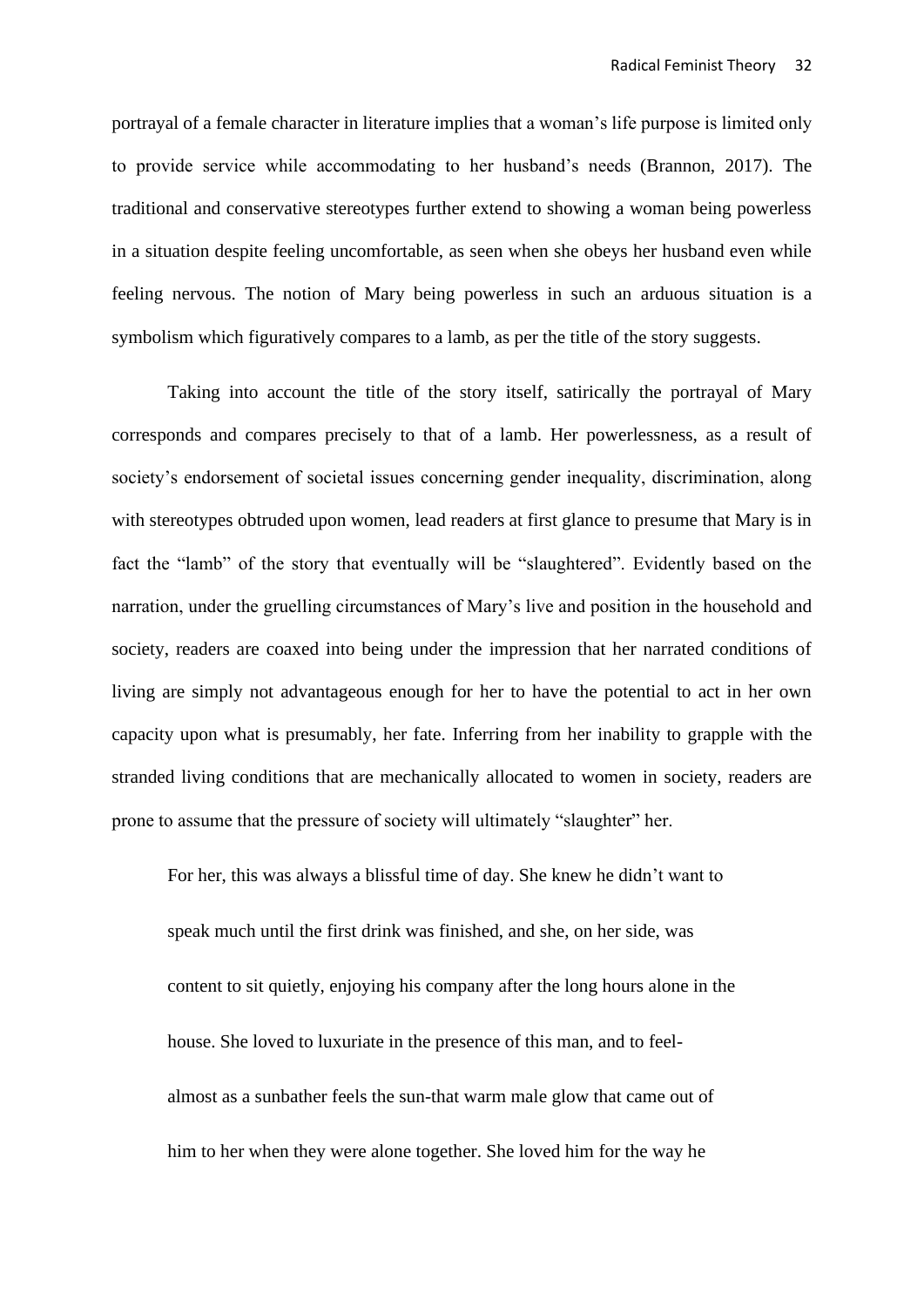portrayal of a female character in literature implies that a woman's life purpose is limited only to provide service while accommodating to her husband's needs (Brannon, 2017). The traditional and conservative stereotypes further extend to showing a woman being powerless in a situation despite feeling uncomfortable, as seen when she obeys her husband even while feeling nervous. The notion of Mary being powerless in such an arduous situation is a symbolism which figuratively compares to a lamb, as per the title of the story suggests.

Taking into account the title of the story itself, satirically the portrayal of Mary corresponds and compares precisely to that of a lamb. Her powerlessness, as a result of society's endorsement of societal issues concerning gender inequality, discrimination, along with stereotypes obtruded upon women, lead readers at first glance to presume that Mary is in fact the "lamb" of the story that eventually will be "slaughtered". Evidently based on the narration, under the gruelling circumstances of Mary's live and position in the household and society, readers are coaxed into being under the impression that her narrated conditions of living are simply not advantageous enough for her to have the potential to act in her own capacity upon what is presumably, her fate. Inferring from her inability to grapple with the stranded living conditions that are mechanically allocated to women in society, readers are prone to assume that the pressure of society will ultimately "slaughter" her.

> For her, this was always a blissful time of day. She knew he didn't want to speak much until the first drink was finished, and she, on her side, was content to sit quietly, enjoying his company after the long hours alone in the house. She loved to luxuriate in the presence of this man, and to feel-almost as a sunbather feels the sun-that warm male glow that came out of him to her when they were alone together. She loved him for the way he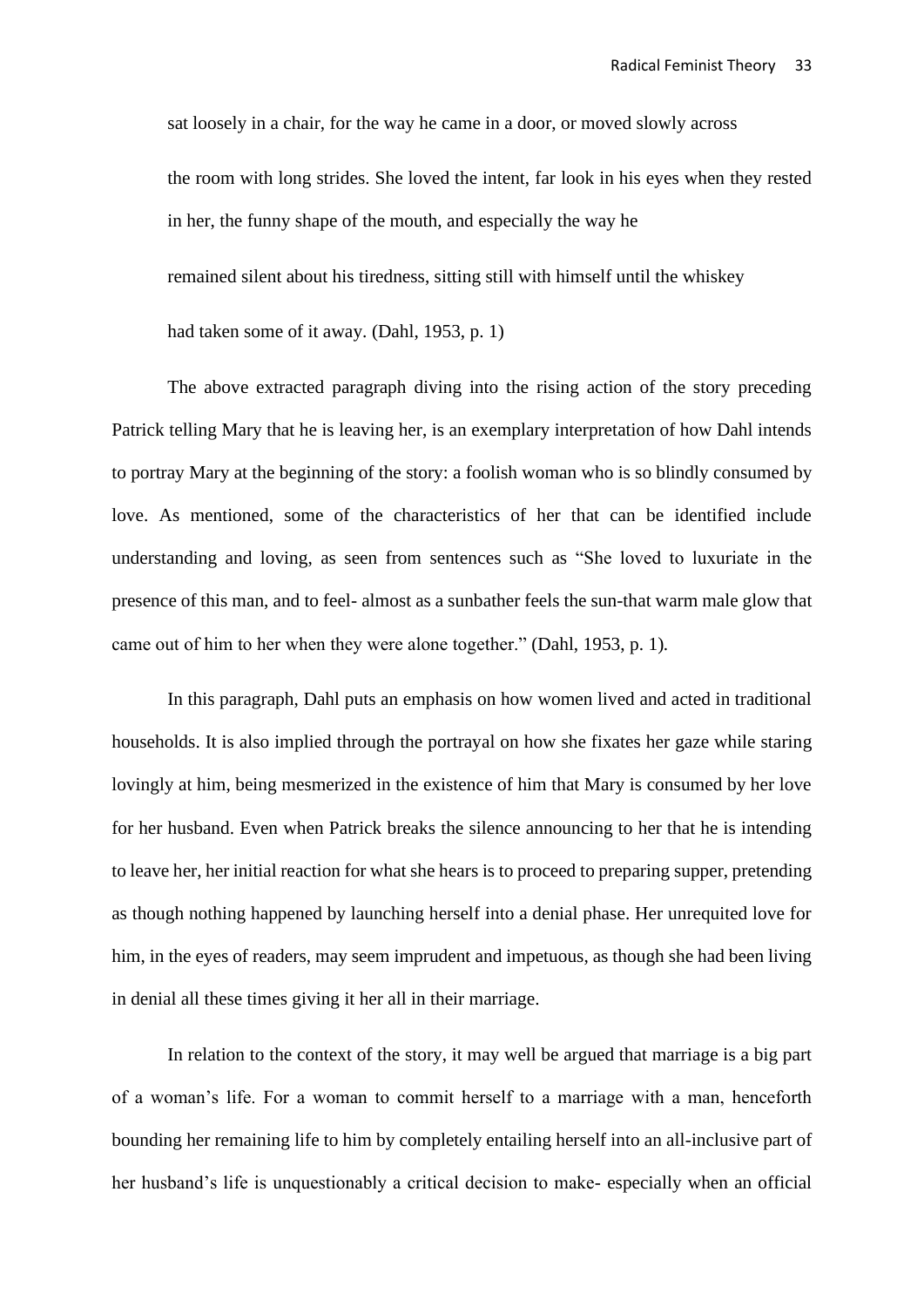sat loosely in a chair, for the way he came in a door, or moved slowly across the room with long strides. She loved the intent, far look in his eyes when they rested in her, the funny shape of the mouth, and especially the way he remained silent about his tiredness, sitting still with himself until the whiskey had taken some of it away. (Dahl, 1953, p. 1)

The above extracted paragraph diving into the rising action of the story preceding Patrick telling Mary that he is leaving her, is an exemplary interpretation of how Dahl intends to portray Mary at the beginning of the story: a foolish woman who is so blindly consumed by love. As mentioned, some of the characteristics of her that can be identified include understanding and loving, as seen from sentences such as "She loved to luxuriate in the presence of this man, and to feel- almost as a sunbather feels the sun-that warm male glow that came out of him to her when they were alone together." (Dahl, 1953, p. 1).

In this paragraph, Dahl puts an emphasis on how women lived and acted in traditional households. It is also implied through the portrayal on how she fixates her gaze while staring lovingly at him, being mesmerized in the existence of him that Mary is consumed by her love for her husband. Even when Patrick breaks the silence announcing to her that he is intending to leave her, her initial reaction for what she hears is to proceed to preparing supper, pretending as though nothing happened by launching herself into a denial phase. Her unrequited love for him, in the eyes of readers, may seem imprudent and impetuous, as though she had been living in denial all these times giving it her all in their marriage.

In relation to the context of the story, it may well be argued that marriage is a big part of a woman's life. For a woman to commit herself to a marriage with a man, henceforth bounding her remaining life to him by completely entailing herself into an all-inclusive part of her husband's life is unquestionably a critical decision to make- especially when an official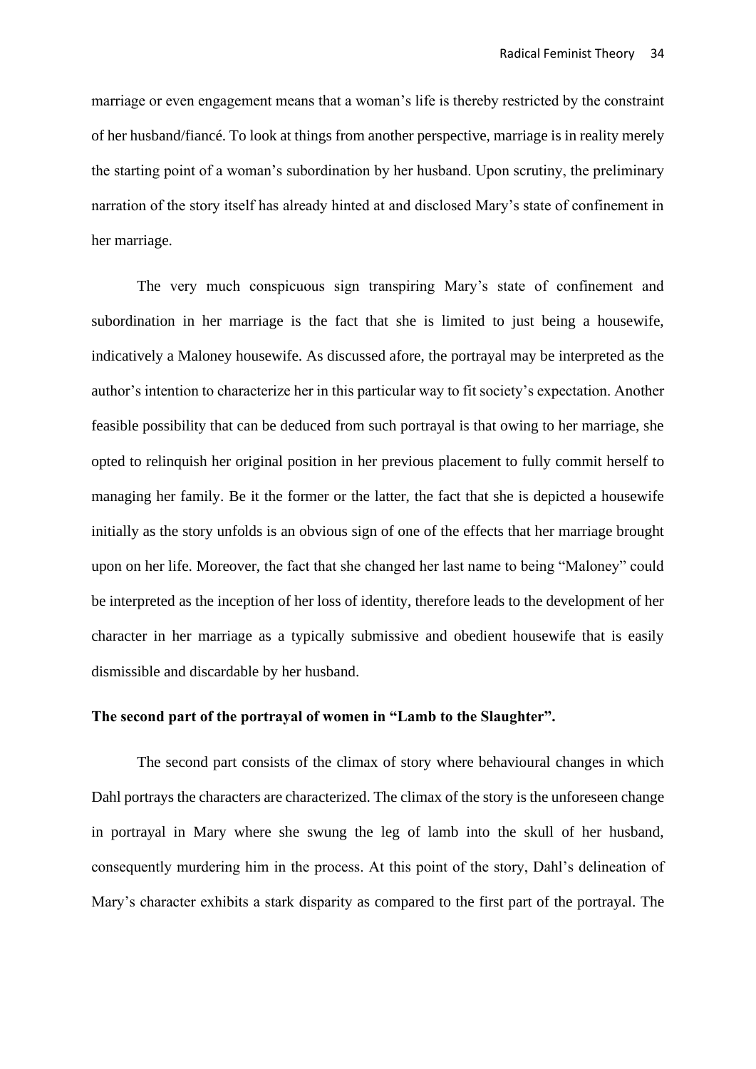marriage or even engagement means that a woman's life is thereby restricted by the constraint of her husband/fiancé. To look at things from another perspective, marriage is in reality merely the starting point of a woman's subordination by her husband. Upon scrutiny, the preliminary narration of the story itself has already hinted at and disclosed Mary's state of confinement in her marriage.

The very much conspicuous sign transpiring Mary's state of confinement and subordination in her marriage is the fact that she is limited to just being a housewife, indicatively a Maloney housewife. As discussed afore, the portrayal may be interpreted as the author's intention to characterize her in this particular way to fit society's expectation. Another feasible possibility that can be deduced from such portrayal is that owing to her marriage, she opted to relinquish her original position in her previous placement to fully commit herself to managing her family. Be it the former or the latter, the fact that she is depicted a housewife initially as the story unfolds is an obvious sign of one of the effects that her marriage brought upon on her life. Moreover, the fact that she changed her last name to being "Maloney" could be interpreted as the inception of her loss of identity, therefore leads to the development of her character in her marriage as a typically submissive and obedient housewife that is easily dismissible and discardable by her husband.

**The second part of the portrayal of women in "Lamb to the Slaughter".**

The second part consists of the climax of story where behavioural changes in which Dahl portrays the characters are characterized. The climax of the story is the unforeseen change in portrayal in Mary where she swung the leg of lamb into the skull of her husband, consequently murdering him in the process. At this point of the story, Dahl's delineation of Mary's character exhibits a stark disparity as compared to the first part of the portrayal. The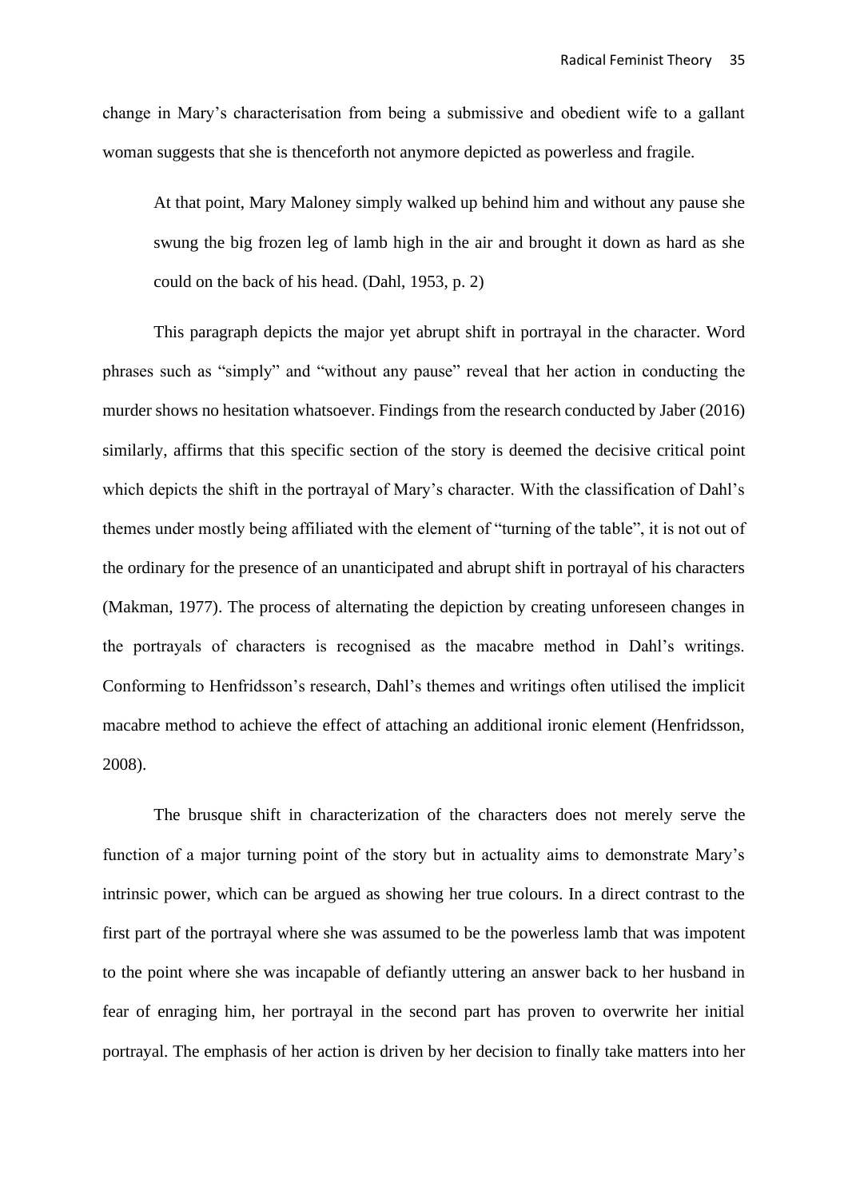change in Mary's characterisation from being a submissive and obedient wife to a gallant woman suggests that she is thenceforth not anymore depicted as powerless and fragile.

> At that point, Mary Maloney simply walked up behind him and without any pause she swung the big frozen leg of lamb high in the air and brought it down as hard as she could on the back of his head. (Dahl, 1953, p. 2)

This paragraph depicts the major yet abrupt shift in portrayal in the character. Word phrases such as "simply" and "without any pause" reveal that her action in conducting the murder shows no hesitation whatsoever. Findings from the research conducted by Jaber (2016) similarly, affirms that this specific section of the story is deemed the decisive critical point which depicts the shift in the portrayal of Mary's character. With the classification of Dahl's themes under mostly being affiliated with the element of "turning of the table", it is not out of the ordinary for the presence of an unanticipated and abrupt shift in portrayal of his characters (Makman, 1977). The process of alternating the depiction by creating unforeseen changes in the portrayals of characters is recognised as the macabre method in Dahl's writings. Conforming to Henfridsson's research, Dahl's themes and writings often utilised the implicit macabre method to achieve the effect of attaching an additional ironic element (Henfridsson, 2008).

The brusque shift in characterization of the characters does not merely serve the function of a major turning point of the story but in actuality aims to demonstrate Mary's intrinsic power, which can be argued as showing her true colours. In a direct contrast to the first part of the portrayal where she was assumed to be the powerless lamb that was impotent to the point where she was incapable of defiantly uttering an answer back to her husband in fear of enraging him, her portrayal in the second part has proven to overwrite her initial portrayal. The emphasis of her action is driven by her decision to finally take matters into her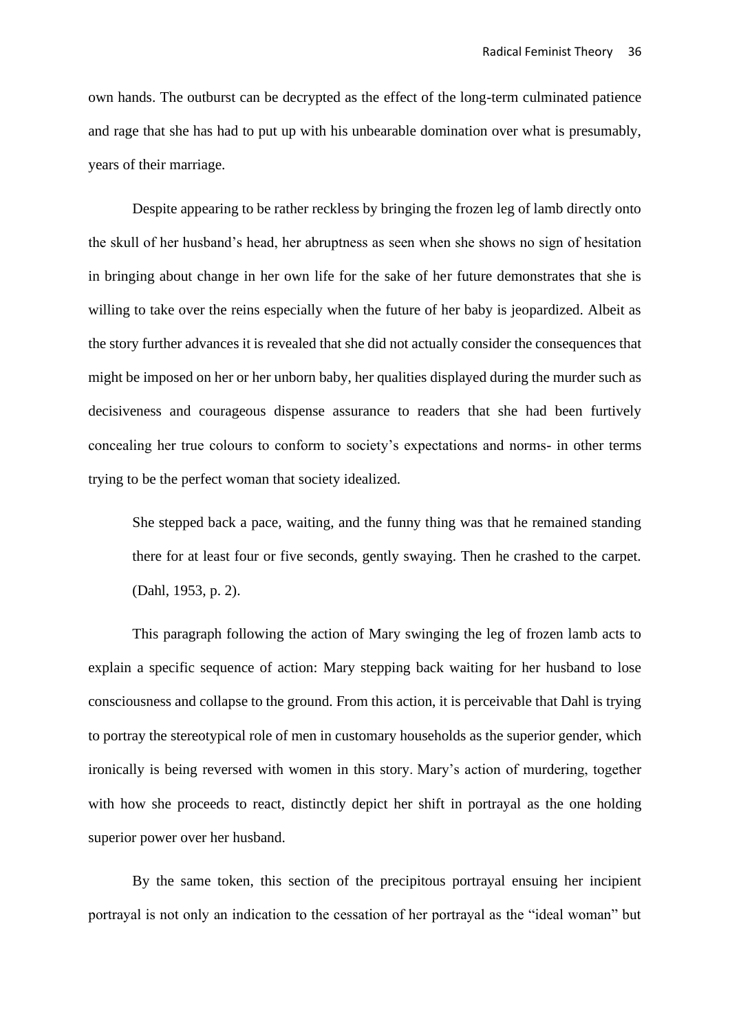own hands. The outburst can be decrypted as the effect of the long-term culminated patience and rage that she has had to put up with his unbearable domination over what is presumably, years of their marriage.

Despite appearing to be rather reckless by bringing the frozen leg of lamb directly onto the skull of her husband's head, her abruptness as seen when she shows no sign of hesitation in bringing about change in her own life for the sake of her future demonstrates that she is willing to take over the reins especially when the future of her baby is jeopardized. Albeit as the story further advances it is revealed that she did not actually consider the consequences that might be imposed on her or her unborn baby, her qualities displayed during the murder such as decisiveness and courageous dispense assurance to readers that she had been furtively concealing her true colours to conform to society's expectations and norms- in other terms trying to be the perfect woman that society idealized.

> She stepped back a pace, waiting, and the funny thing was that he remained standing there for at least four or five seconds, gently swaying. Then he crashed to the carpet. (Dahl, 1953, p. 2).

This paragraph following the action of Mary swinging the leg of frozen lamb acts to explain a specific sequence of action: Mary stepping back waiting for her husband to lose consciousness and collapse to the ground. From this action, it is perceivable that Dahl is trying to portray the stereotypical role of men in customary households as the superior gender, which ironically is being reversed with women in this story. Mary's action of murdering, together with how she proceeds to react, distinctly depict her shift in portrayal as the one holding superior power over her husband.

By the same token, this section of the precipitous portrayal ensuing her incipient portrayal is not only an indication to the cessation of her portrayal as the "ideal woman" but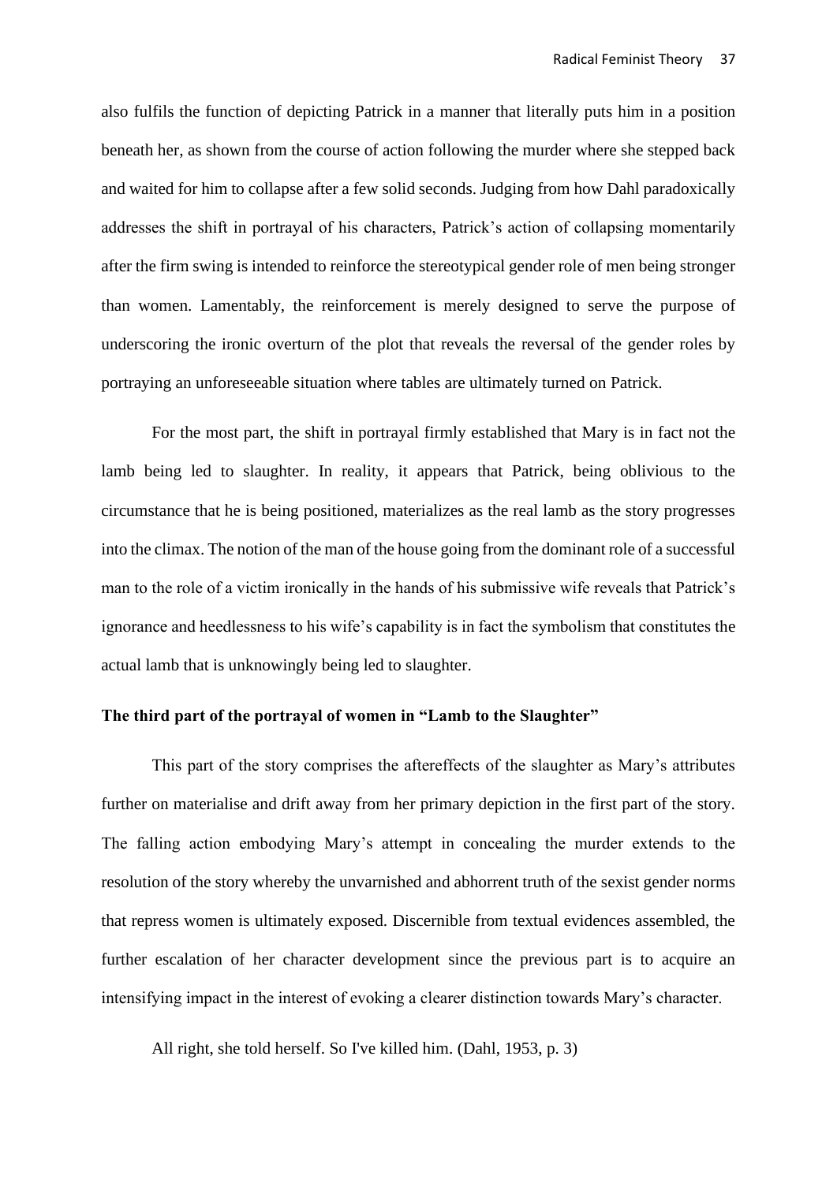also fulfils the function of depicting Patrick in a manner that literally puts him in a position beneath her, as shown from the course of action following the murder where she stepped back and waited for him to collapse after a few solid seconds. Judging from how Dahl paradoxically addresses the shift in portrayal of his characters, Patrick's action of collapsing momentarily after the firm swing is intended to reinforce the stereotypical gender role of men being stronger than women. Lamentably, the reinforcement is merely designed to serve the purpose of underscoring the ironic overturn of the plot that reveals the reversal of the gender roles by portraying an unforeseeable situation where tables are ultimately turned on Patrick.

For the most part, the shift in portrayal firmly established that Mary is in fact not the lamb being led to slaughter. In reality, it appears that Patrick, being oblivious to the circumstance that he is being positioned, materializes as the real lamb as the story progresses into the climax. The notion of the man of the house going from the dominant role of a successful man to the role of a victim ironically in the hands of his submissive wife reveals that Patrick's ignorance and heedlessness to his wife's capability is in fact the symbolism that constitutes the actual lamb that is unknowingly being led to slaughter.

**The third part of the portrayal of women in "Lamb to the Slaughter"**

This part of the story comprises the aftereffects of the slaughter as Mary's attributes further on materialise and drift away from her primary depiction in the first part of the story. The falling action embodying Mary's attempt in concealing the murder extends to the resolution of the story whereby the unvarnished and abhorrent truth of the sexist gender norms that repress women is ultimately exposed. Discernible from textual evidences assembled, the further escalation of her character development since the previous part is to acquire an intensifying impact in the interest of evoking a clearer distinction towards Mary's character.

All right, she told herself. So I've killed him. (Dahl, 1953, p. 3)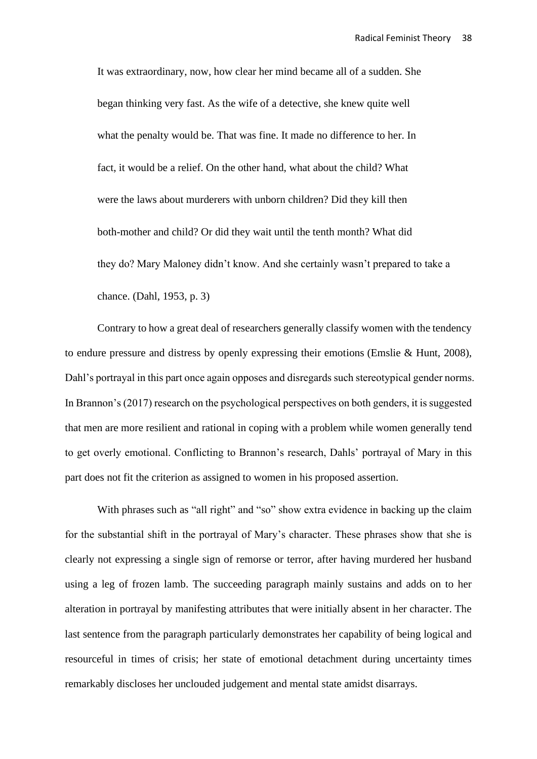> It was extraordinary, now, how clear her mind became all of a sudden. She began thinking very fast. As the wife of a detective, she knew quite well what the penalty would be. That was fine. It made no difference to her. In fact, it would be a relief. On the other hand, what about the child? What were the laws about murderers with unborn children? Did they kill then both-mother and child? Or did they wait until the tenth month? What did they do? Mary Maloney didn't know. And she certainly wasn't prepared to take a chance. (Dahl, 1953, p. 3)

Contrary to how a great deal of researchers generally classify women with the tendency to endure pressure and distress by openly expressing their emotions (Emslie & Hunt, 2008), Dahl's portrayal in this part once again opposes and disregards such stereotypical gender norms. In Brannon's (2017) research on the psychological perspectives on both genders, it is suggested that men are more resilient and rational in coping with a problem while women generally tend to get overly emotional. Conflicting to Brannon's research, Dahls' portrayal of Mary in this part does not fit the criterion as assigned to women in his proposed assertion.

With phrases such as "all right" and "so" show extra evidence in backing up the claim for the substantial shift in the portrayal of Mary's character. These phrases show that she is clearly not expressing a single sign of remorse or terror, after having murdered her husband using a leg of frozen lamb. The succeeding paragraph mainly sustains and adds on to her alteration in portrayal by manifesting attributes that were initially absent in her character. The last sentence from the paragraph particularly demonstrates her capability of being logical and resourceful in times of crisis; her state of emotional detachment during uncertainty times remarkably discloses her unclouded judgement and mental state amidst disarrays.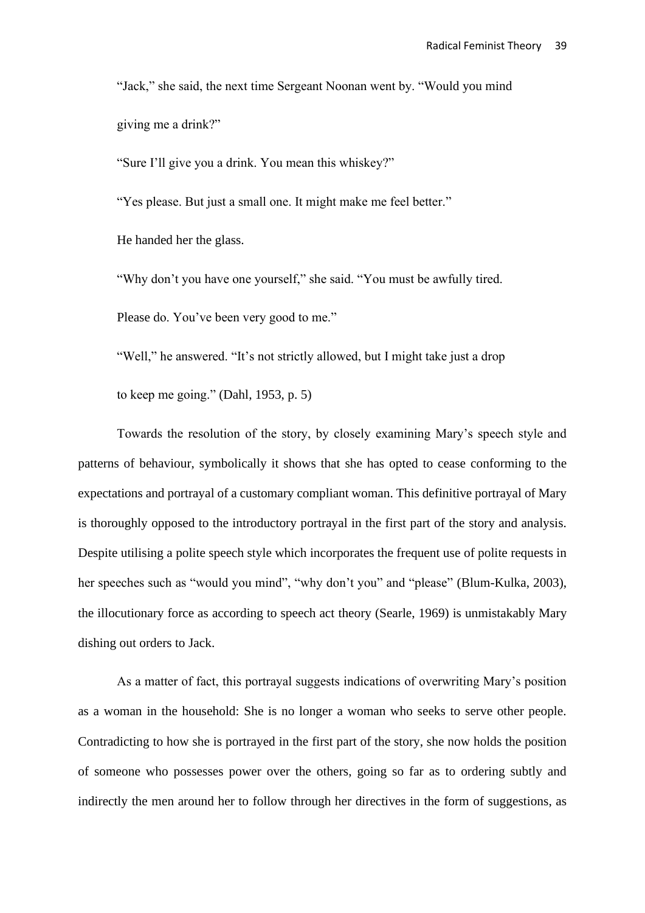"Jack," she said, the next time Sergeant Noonan went by. "Would you mind giving me a drink?"

"Sure I'll give you a drink. You mean this whiskey?"

"Yes please. But just a small one. It might make me feel better."

He handed her the glass.

"Why don't you have one yourself," she said. "You must be awfully tired. Please do. You've been very good to me."

"Well," he answered. "It's not strictly allowed, but I might take just a drop to keep me going." (Dahl, 1953, p. 5)

Towards the resolution of the story, by closely examining Mary's speech style and patterns of behaviour, symbolically it shows that she has opted to cease conforming to the expectations and portrayal of a customary compliant woman. This definitive portrayal of Mary is thoroughly opposed to the introductory portrayal in the first part of the story and analysis. Despite utilising a polite speech style which incorporates the frequent use of polite requests in her speeches such as "would you mind", "why don't you" and "please" (Blum-Kulka, 2003), the illocutionary force as according to speech act theory (Searle, 1969) is unmistakably Mary dishing out orders to Jack.

As a matter of fact, this portrayal suggests indications of overwriting Mary's position as a woman in the household: She is no longer a woman who seeks to serve other people. Contradicting to how she is portrayed in the first part of the story, she now holds the position of someone who possesses power over the others, going so far as to ordering subtly and indirectly the men around her to follow through her directives in the form of suggestions, as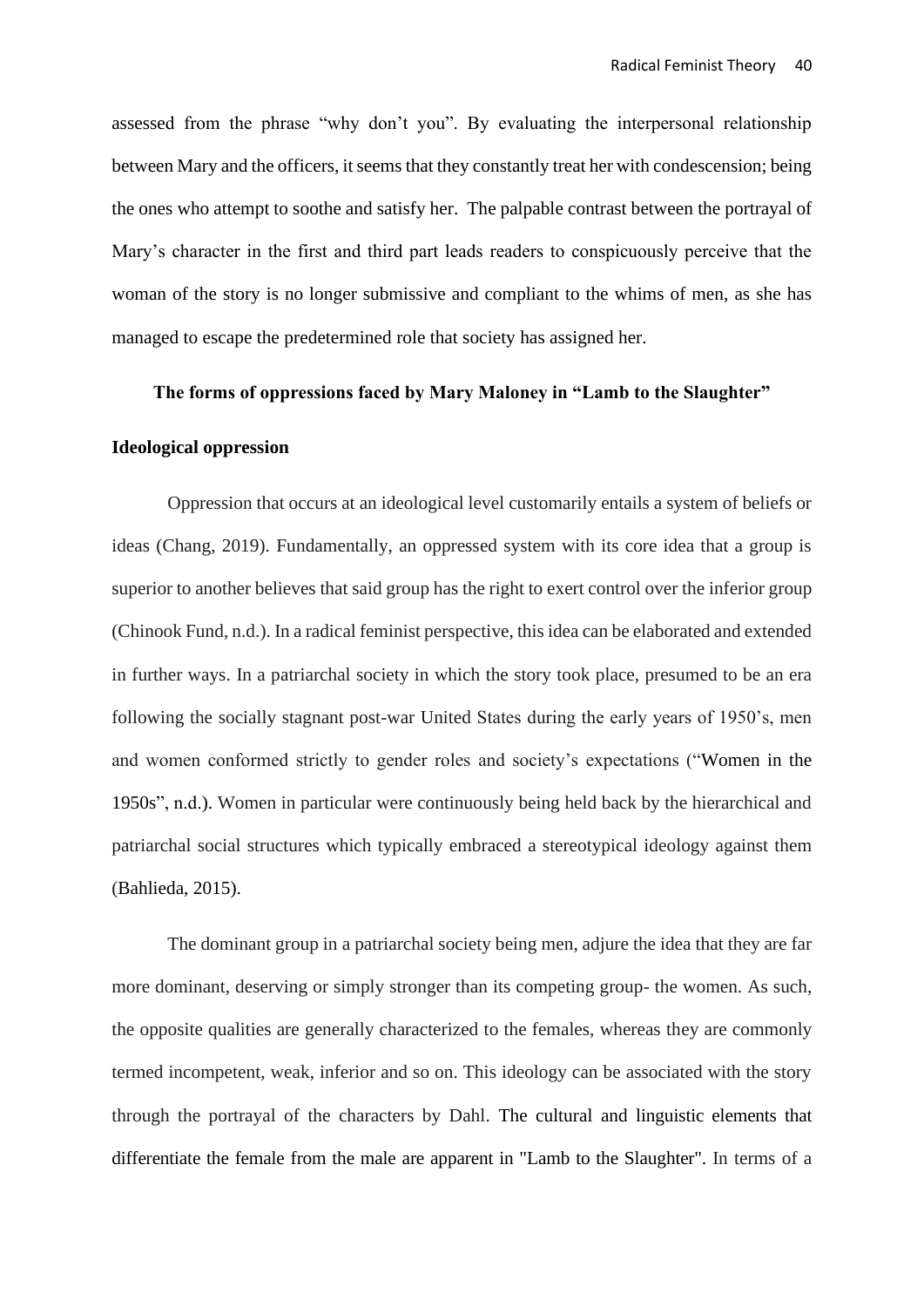assessed from the phrase "why don't you". By evaluating the interpersonal relationship between Mary and the officers, it seems that they constantly treat her with condescension; being the ones who attempt to soothe and satisfy her. The palpable contrast between the portrayal of Mary's character in the first and third part leads readers to conspicuously perceive that the woman of the story is no longer submissive and compliant to the whims of men, as she has managed to escape the predetermined role that society has assigned her.

## The forms of oppressions faced by Mary Maloney in "Lamb to the Slaughter"

### Ideological oppression

Oppression that occurs at an ideological level customarily entails a system of beliefs or ideas (Chang, 2019). Fundamentally, an oppressed system with its core idea that a group is superior to another believes that said group has the right to exert control over the inferior group (Chinook Fund, n.d.). In a radical feminist perspective, this idea can be elaborated and extended in further ways. In a patriarchal society in which the story took place, presumed to be an era following the socially stagnant post-war United States during the early years of 1950's, men and women conformed strictly to gender roles and society's expectations ("Women in the 1950s", n.d.). Women in particular were continuously being held back by the hierarchical and patriarchal social structures which typically embraced a stereotypical ideology against them (Bahlieda, 2015).

The dominant group in a patriarchal society being men, adjure the idea that they are far more dominant, deserving or simply stronger than its competing group- the women. As such, the opposite qualities are generally characterized to the females, whereas they are commonly termed incompetent, weak, inferior and so on. This ideology can be associated with the story through the portrayal of the characters by Dahl. The cultural and linguistic elements that differentiate the female from the male are apparent in "Lamb to the Slaughter". In terms of a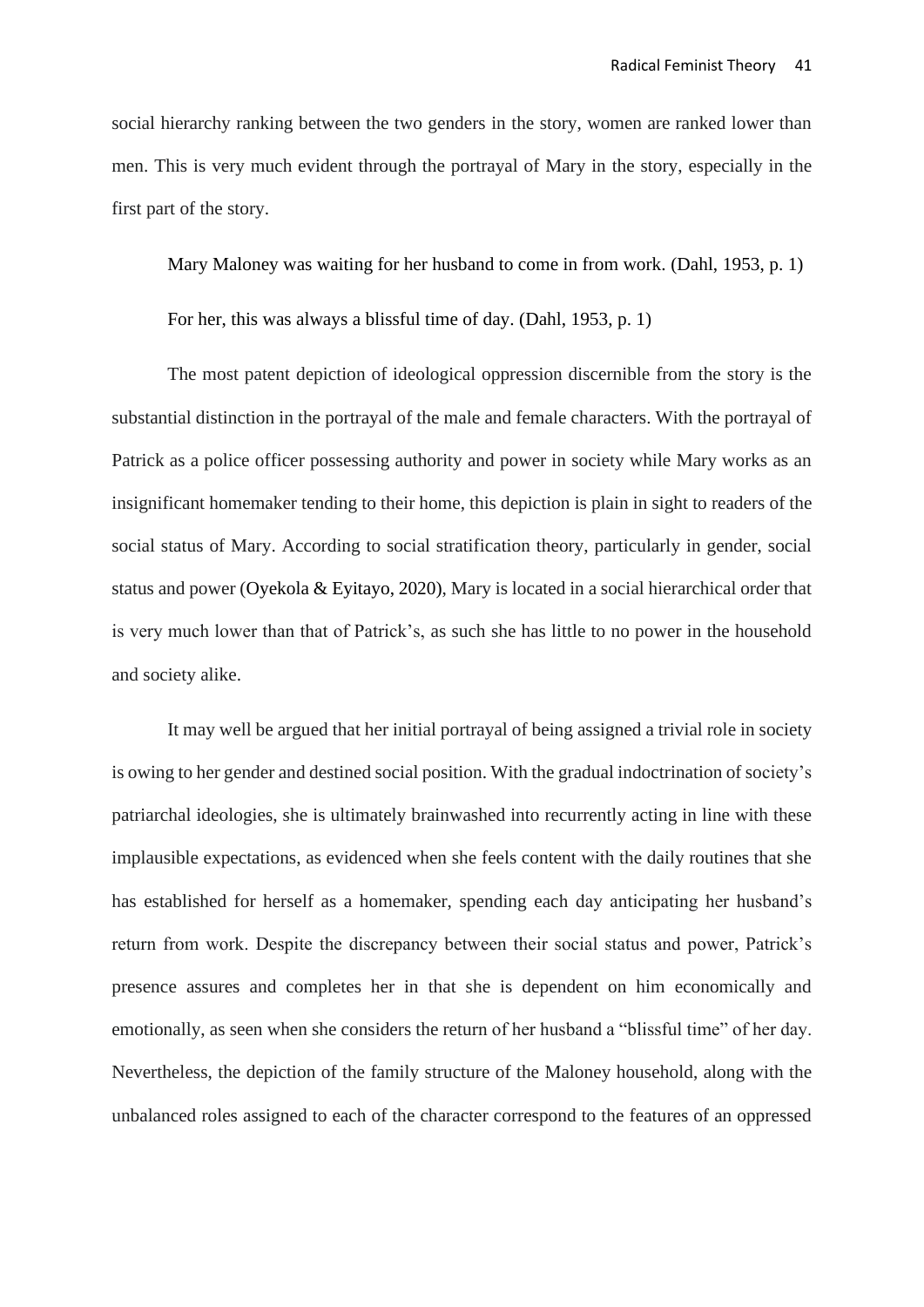social hierarchy ranking between the two genders in the story, women are ranked lower than men. This is very much evident through the portrayal of Mary in the story, especially in the first part of the story.

> Mary Maloney was waiting for her husband to come in from work. (Dahl, 1953, p. 1)
>
> For her, this was always a blissful time of day. (Dahl, 1953, p. 1)

The most patent depiction of ideological oppression discernible from the story is the substantial distinction in the portrayal of the male and female characters. With the portrayal of Patrick as a police officer possessing authority and power in society while Mary works as an insignificant homemaker tending to their home, this depiction is plain in sight to readers of the social status of Mary. According to social stratification theory, particularly in gender, social status and power (Oyekola & Eyitayo, 2020), Mary is located in a social hierarchical order that is very much lower than that of Patrick's, as such she has little to no power in the household and society alike.

It may well be argued that her initial portrayal of being assigned a trivial role in society is owing to her gender and destined social position. With the gradual indoctrination of society's patriarchal ideologies, she is ultimately brainwashed into recurrently acting in line with these implausible expectations, as evidenced when she feels content with the daily routines that she has established for herself as a homemaker, spending each day anticipating her husband's return from work. Despite the discrepancy between their social status and power, Patrick's presence assures and completes her in that she is dependent on him economically and emotionally, as seen when she considers the return of her husband a "blissful time" of her day. Nevertheless, the depiction of the family structure of the Maloney household, along with the unbalanced roles assigned to each of the character correspond to the features of an oppressed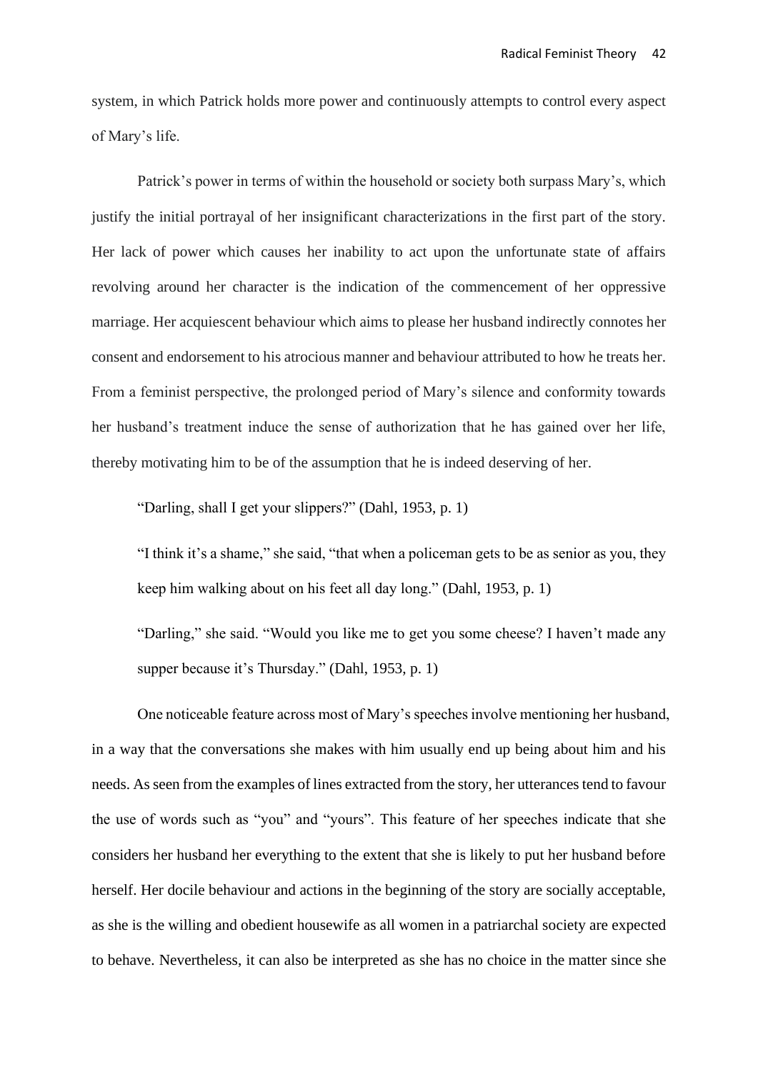system, in which Patrick holds more power and continuously attempts to control every aspect of Mary's life.

Patrick's power in terms of within the household or society both surpass Mary's, which justify the initial portrayal of her insignificant characterizations in the first part of the story. Her lack of power which causes her inability to act upon the unfortunate state of affairs revolving around her character is the indication of the commencement of her oppressive marriage. Her acquiescent behaviour which aims to please her husband indirectly connotes her consent and endorsement to his atrocious manner and behaviour attributed to how he treats her. From a feminist perspective, the prolonged period of Mary's silence and conformity towards her husband's treatment induce the sense of authorization that he has gained over her life, thereby motivating him to be of the assumption that he is indeed deserving of her.

> "Darling, shall I get your slippers?" (Dahl, 1953, p. 1)
>
> "I think it's a shame," she said, "that when a policeman gets to be as senior as you, they keep him walking about on his feet all day long." (Dahl, 1953, p. 1)
>
> "Darling," she said. "Would you like me to get you some cheese? I haven't made any supper because it's Thursday." (Dahl, 1953, p. 1)

One noticeable feature across most of Mary's speeches involve mentioning her husband, in a way that the conversations she makes with him usually end up being about him and his needs. As seen from the examples of lines extracted from the story, her utterances tend to favour the use of words such as "you" and "yours". This feature of her speeches indicate that she considers her husband her everything to the extent that she is likely to put her husband before herself. Her docile behaviour and actions in the beginning of the story are socially acceptable, as she is the willing and obedient housewife as all women in a patriarchal society are expected to behave. Nevertheless, it can also be interpreted as she has no choice in the matter since she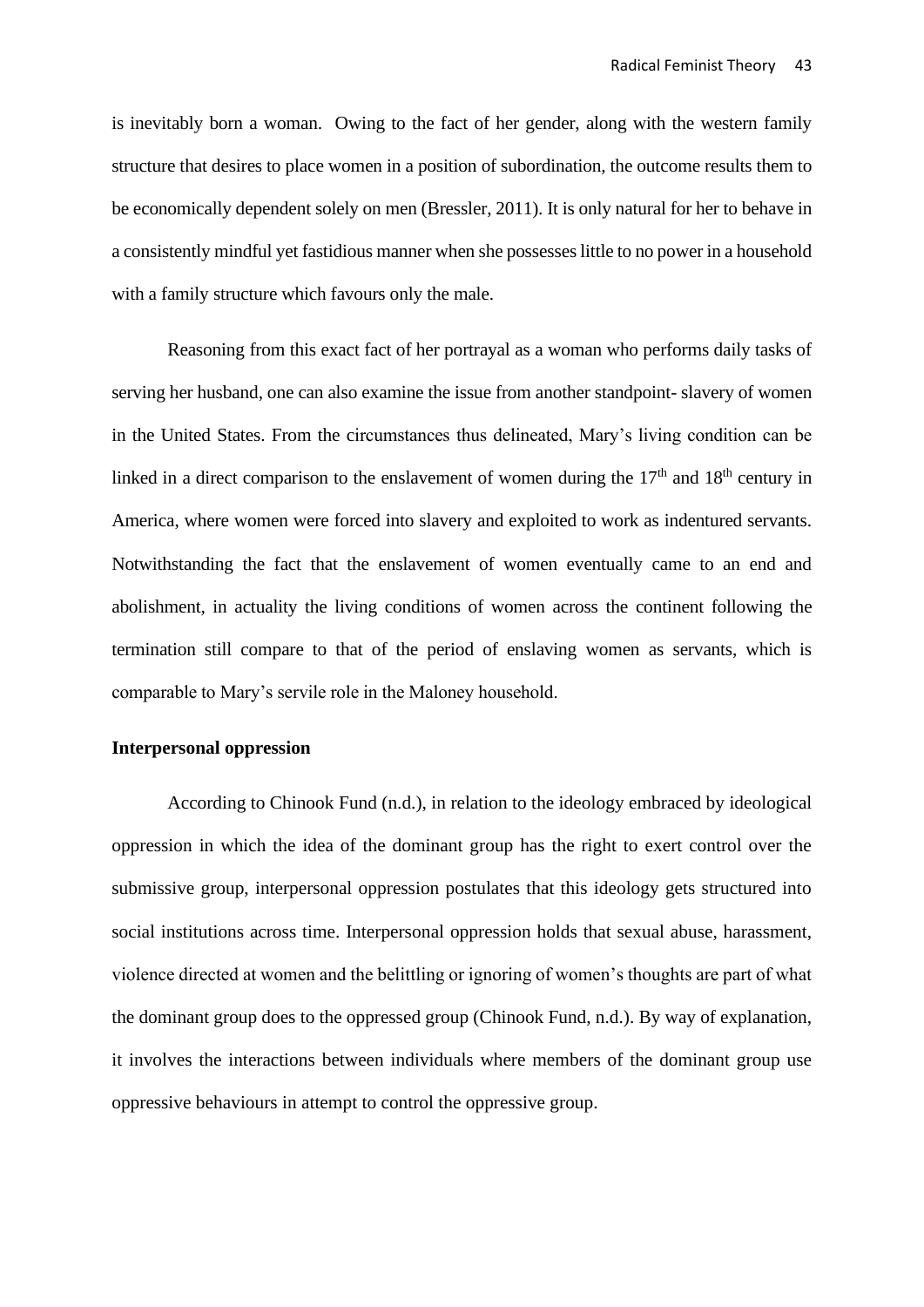is inevitably born a woman. Owing to the fact of her gender, along with the western family structure that desires to place women in a position of subordination, the outcome results them to be economically dependent solely on men (Bressler, 2011). It is only natural for her to behave in a consistently mindful yet fastidious manner when she possesses little to no power in a household with a family structure which favours only the male.

Reasoning from this exact fact of her portrayal as a woman who performs daily tasks of serving her husband, one can also examine the issue from another standpoint- slavery of women in the United States. From the circumstances thus delineated, Mary's living condition can be linked in a direct comparison to the enslavement of women during the 17th and 18th century in America, where women were forced into slavery and exploited to work as indentured servants. Notwithstanding the fact that the enslavement of women eventually came to an end and abolishment, in actuality the living conditions of women across the continent following the termination still compare to that of the period of enslaving women as servants, which is comparable to Mary's servile role in the Maloney household.

**Interpersonal oppression**

According to Chinook Fund (n.d.), in relation to the ideology embraced by ideological oppression in which the idea of the dominant group has the right to exert control over the submissive group, interpersonal oppression postulates that this ideology gets structured into social institutions across time. Interpersonal oppression holds that sexual abuse, harassment, violence directed at women and the belittling or ignoring of women's thoughts are part of what the dominant group does to the oppressed group (Chinook Fund, n.d.). By way of explanation, it involves the interactions between individuals where members of the dominant group use oppressive behaviours in attempt to control the oppressive group.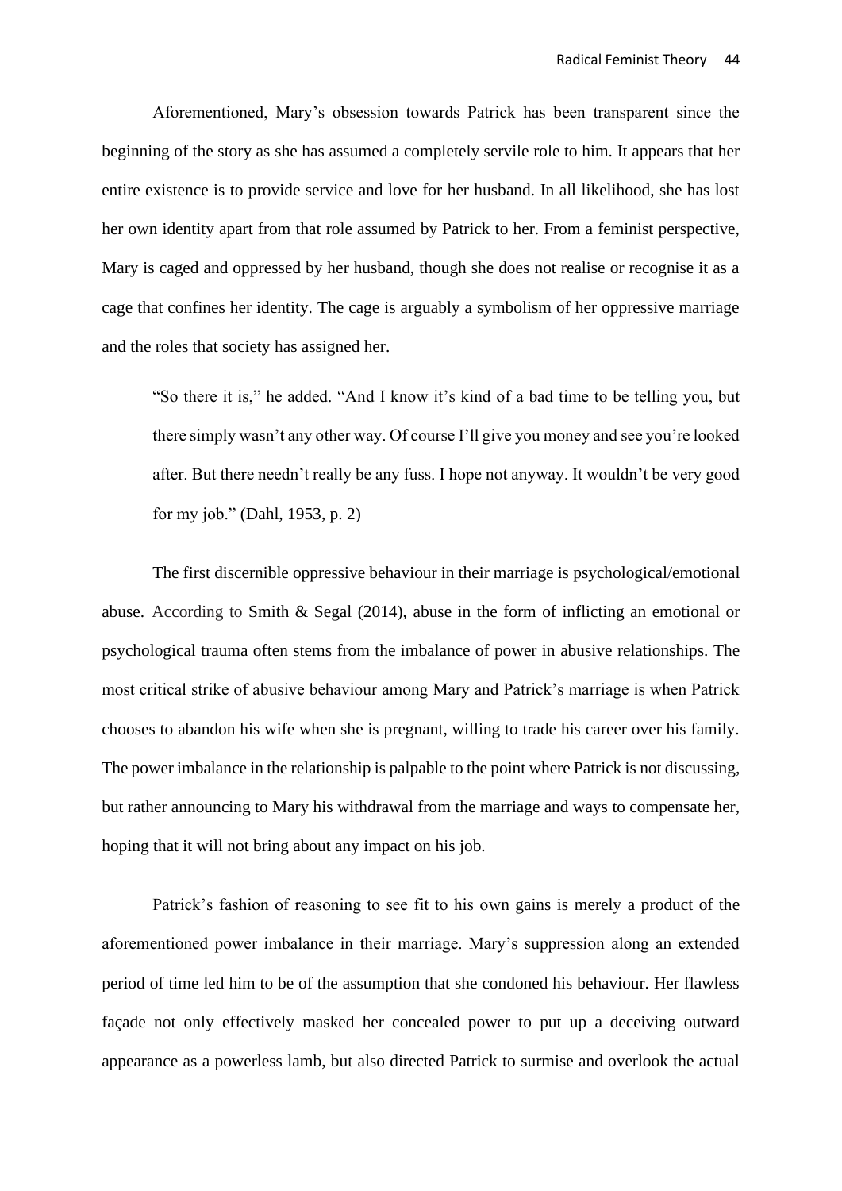Aforementioned, Mary's obsession towards Patrick has been transparent since the beginning of the story as she has assumed a completely servile role to him. It appears that her entire existence is to provide service and love for her husband. In all likelihood, she has lost her own identity apart from that role assumed by Patrick to her. From a feminist perspective, Mary is caged and oppressed by her husband, though she does not realise or recognise it as a cage that confines her identity. The cage is arguably a symbolism of her oppressive marriage and the roles that society has assigned her.

> "So there it is," he added. "And I know it's kind of a bad time to be telling you, but there simply wasn't any other way. Of course I'll give you money and see you're looked after. But there needn't really be any fuss. I hope not anyway. It wouldn't be very good for my job." (Dahl, 1953, p. 2)

The first discernible oppressive behaviour in their marriage is psychological/emotional abuse. According to Smith & Segal (2014), abuse in the form of inflicting an emotional or psychological trauma often stems from the imbalance of power in abusive relationships. The most critical strike of abusive behaviour among Mary and Patrick's marriage is when Patrick chooses to abandon his wife when she is pregnant, willing to trade his career over his family. The power imbalance in the relationship is palpable to the point where Patrick is not discussing, but rather announcing to Mary his withdrawal from the marriage and ways to compensate her, hoping that it will not bring about any impact on his job.

Patrick's fashion of reasoning to see fit to his own gains is merely a product of the aforementioned power imbalance in their marriage. Mary's suppression along an extended period of time led him to be of the assumption that she condoned his behaviour. Her flawless façade not only effectively masked her concealed power to put up a deceiving outward appearance as a powerless lamb, but also directed Patrick to surmise and overlook the actual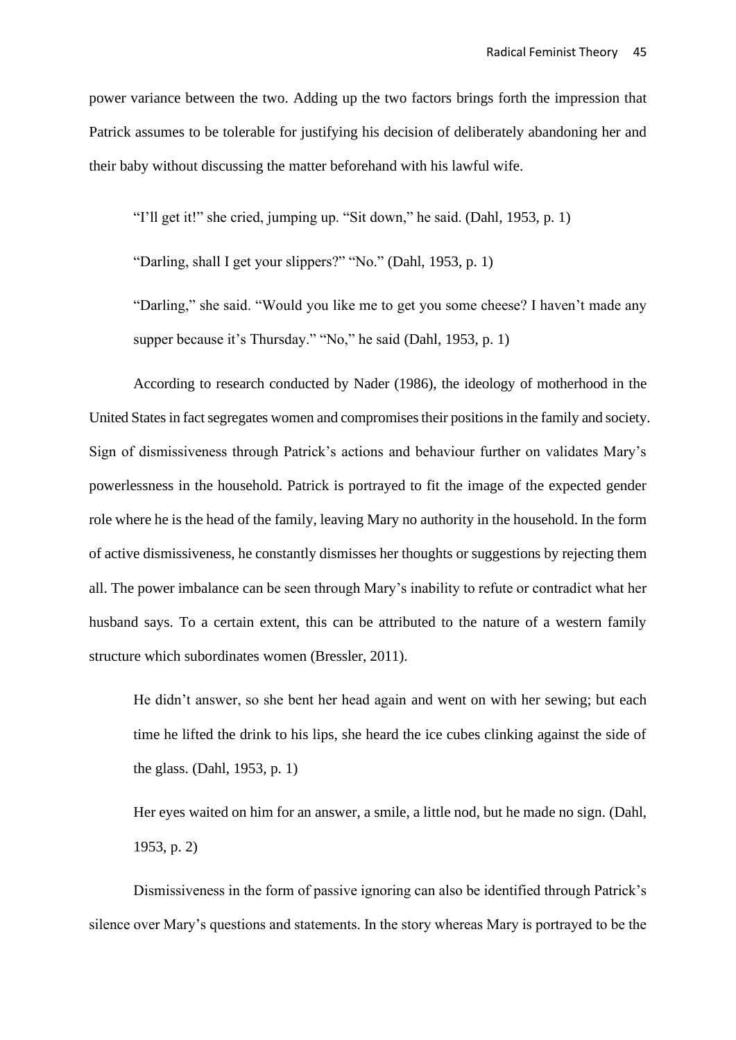power variance between the two. Adding up the two factors brings forth the impression that Patrick assumes to be tolerable for justifying his decision of deliberately abandoning her and their baby without discussing the matter beforehand with his lawful wife.

> "I'll get it!" she cried, jumping up. "Sit down," he said. (Dahl, 1953, p. 1)
>
> "Darling, shall I get your slippers?" "No." (Dahl, 1953, p. 1)
>
> "Darling," she said. "Would you like me to get you some cheese? I haven't made any supper because it's Thursday." "No," he said (Dahl, 1953, p. 1)

According to research conducted by Nader (1986), the ideology of motherhood in the United States in fact segregates women and compromises their positions in the family and society. Sign of dismissiveness through Patrick's actions and behaviour further on validates Mary's powerlessness in the household. Patrick is portrayed to fit the image of the expected gender role where he is the head of the family, leaving Mary no authority in the household. In the form of active dismissiveness, he constantly dismisses her thoughts or suggestions by rejecting them all. The power imbalance can be seen through Mary's inability to refute or contradict what her husband says. To a certain extent, this can be attributed to the nature of a western family structure which subordinates women (Bressler, 2011).

> He didn't answer, so she bent her head again and went on with her sewing; but each time he lifted the drink to his lips, she heard the ice cubes clinking against the side of the glass. (Dahl, 1953, p. 1)
>
> Her eyes waited on him for an answer, a smile, a little nod, but he made no sign. (Dahl, 1953, p. 2)

Dismissiveness in the form of passive ignoring can also be identified through Patrick's silence over Mary's questions and statements. In the story whereas Mary is portrayed to be the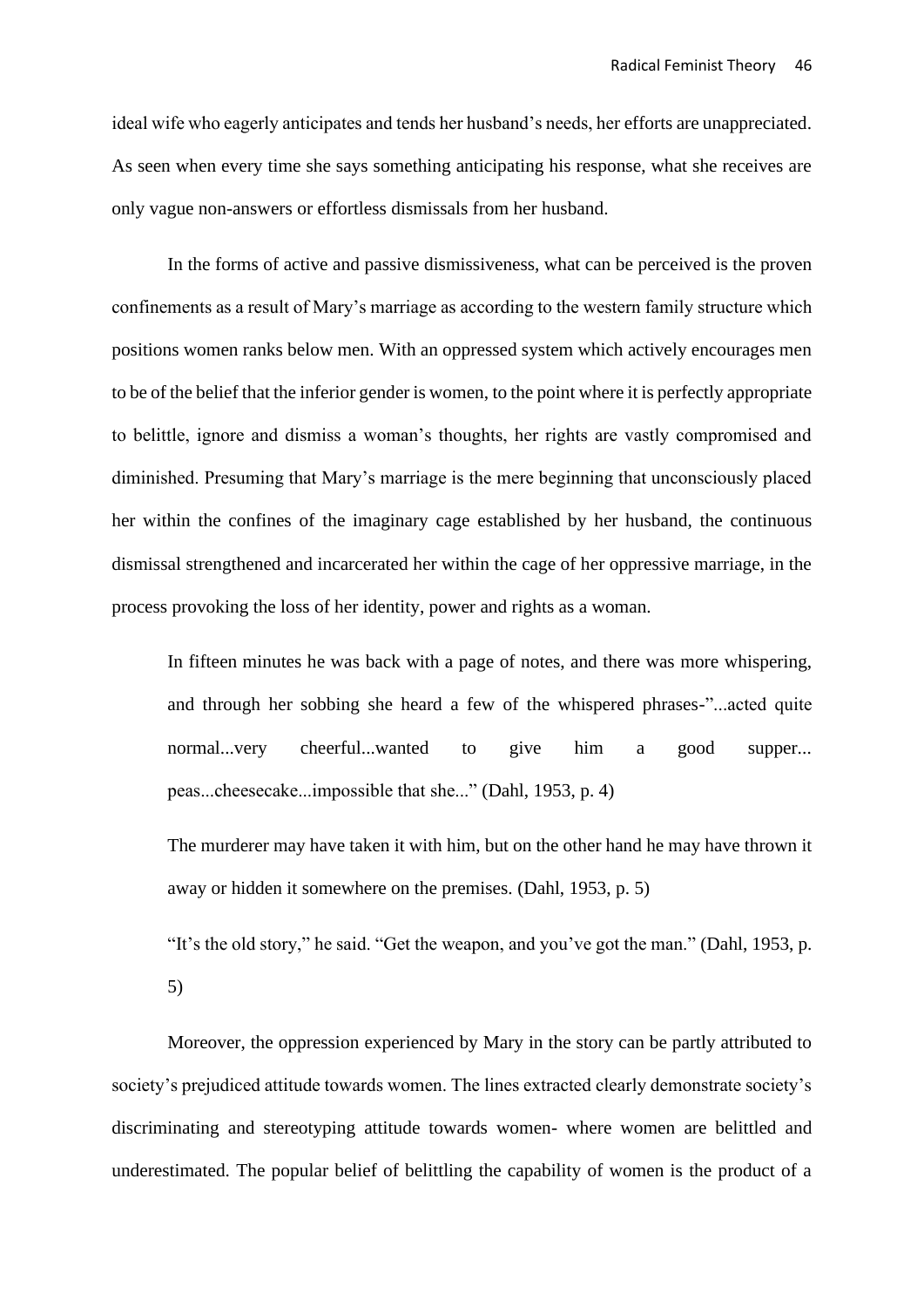ideal wife who eagerly anticipates and tends her husband's needs, her efforts are unappreciated. As seen when every time she says something anticipating his response, what she receives are only vague non-answers or effortless dismissals from her husband.

In the forms of active and passive dismissiveness, what can be perceived is the proven confinements as a result of Mary's marriage as according to the western family structure which positions women ranks below men. With an oppressed system which actively encourages men to be of the belief that the inferior gender is women, to the point where it is perfectly appropriate to belittle, ignore and dismiss a woman's thoughts, her rights are vastly compromised and diminished. Presuming that Mary's marriage is the mere beginning that unconsciously placed her within the confines of the imaginary cage established by her husband, the continuous dismissal strengthened and incarcerated her within the cage of her oppressive marriage, in the process provoking the loss of her identity, power and rights as a woman.

> In fifteen minutes he was back with a page of notes, and there was more whispering, and through her sobbing she heard a few of the whispered phrases-"...acted quite normal...very cheerful...wanted to give him a good supper... peas...cheesecake...impossible that she..." (Dahl, 1953, p. 4)
>
> The murderer may have taken it with him, but on the other hand he may have thrown it away or hidden it somewhere on the premises. (Dahl, 1953, p. 5)
>
> "It's the old story," he said. "Get the weapon, and you've got the man." (Dahl, 1953, p. 5)

Moreover, the oppression experienced by Mary in the story can be partly attributed to society's prejudiced attitude towards women. The lines extracted clearly demonstrate society's discriminating and stereotyping attitude towards women- where women are belittled and underestimated. The popular belief of belittling the capability of women is the product of a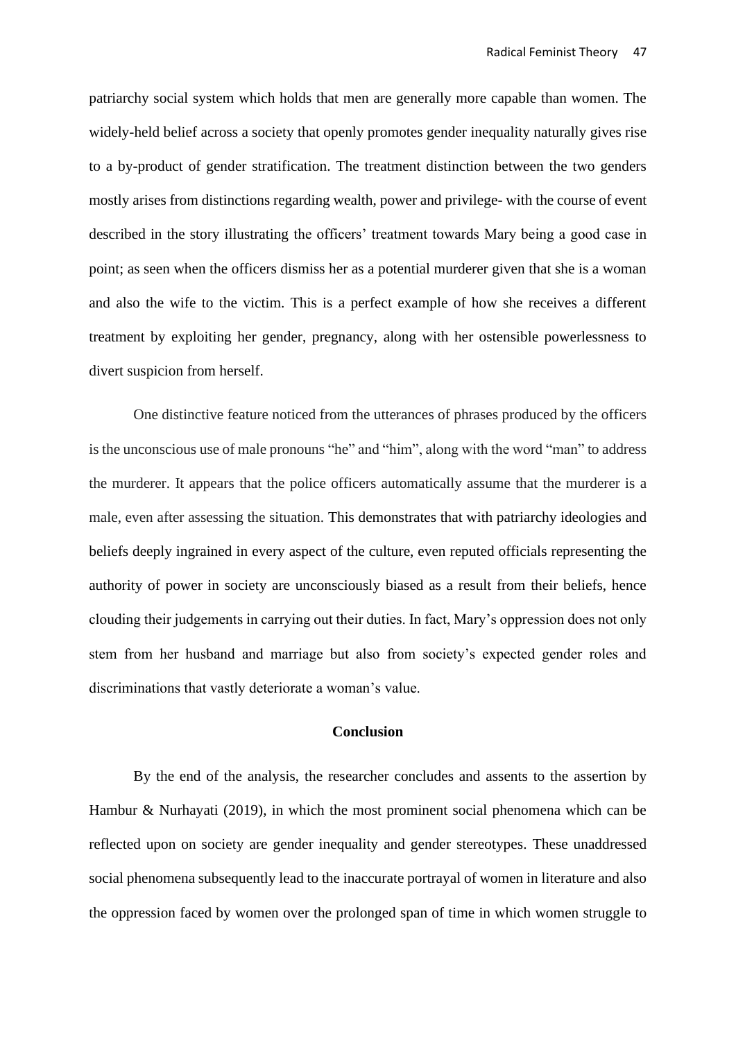patriarchy social system which holds that men are generally more capable than women. The widely-held belief across a society that openly promotes gender inequality naturally gives rise to a by-product of gender stratification. The treatment distinction between the two genders mostly arises from distinctions regarding wealth, power and privilege- with the course of event described in the story illustrating the officers' treatment towards Mary being a good case in point; as seen when the officers dismiss her as a potential murderer given that she is a woman and also the wife to the victim. This is a perfect example of how she receives a different treatment by exploiting her gender, pregnancy, along with her ostensible powerlessness to divert suspicion from herself.

One distinctive feature noticed from the utterances of phrases produced by the officers is the unconscious use of male pronouns "he" and "him", along with the word "man" to address the murderer. It appears that the police officers automatically assume that the murderer is a male, even after assessing the situation. This demonstrates that with patriarchy ideologies and beliefs deeply ingrained in every aspect of the culture, even reputed officials representing the authority of power in society are unconsciously biased as a result from their beliefs, hence clouding their judgements in carrying out their duties. In fact, Mary's oppression does not only stem from her husband and marriage but also from society's expected gender roles and discriminations that vastly deteriorate a woman's value.

## Conclusion

By the end of the analysis, the researcher concludes and assents to the assertion by Hambur & Nurhayati (2019), in which the most prominent social phenomena which can be reflected upon on society are gender inequality and gender stereotypes. These unaddressed social phenomena subsequently lead to the inaccurate portrayal of women in literature and also the oppression faced by women over the prolonged span of time in which women struggle to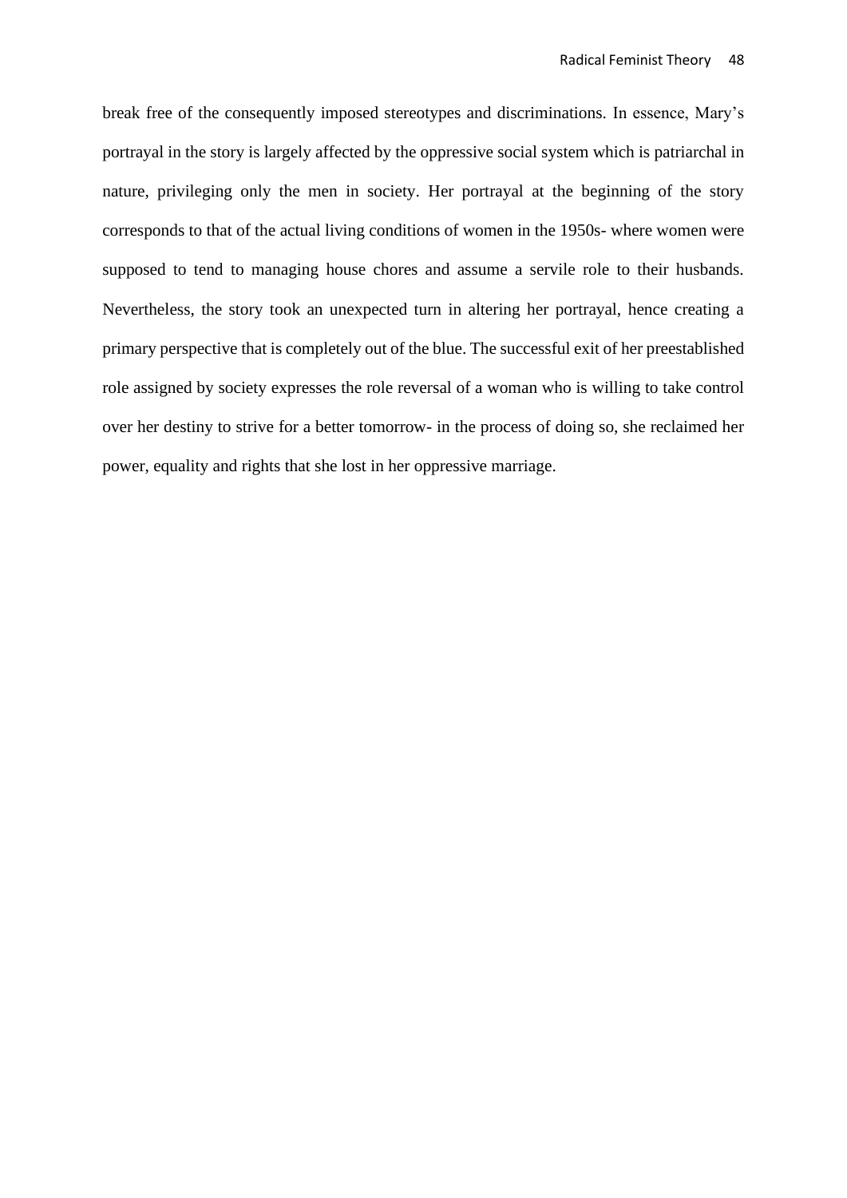break free of the consequently imposed stereotypes and discriminations. In essence, Mary's portrayal in the story is largely affected by the oppressive social system which is patriarchal in nature, privileging only the men in society. Her portrayal at the beginning of the story corresponds to that of the actual living conditions of women in the 1950s- where women were supposed to tend to managing house chores and assume a servile role to their husbands. Nevertheless, the story took an unexpected turn in altering her portrayal, hence creating a primary perspective that is completely out of the blue. The successful exit of her preestablished role assigned by society expresses the role reversal of a woman who is willing to take control over her destiny to strive for a better tomorrow- in the process of doing so, she reclaimed her power, equality and rights that she lost in her oppressive marriage.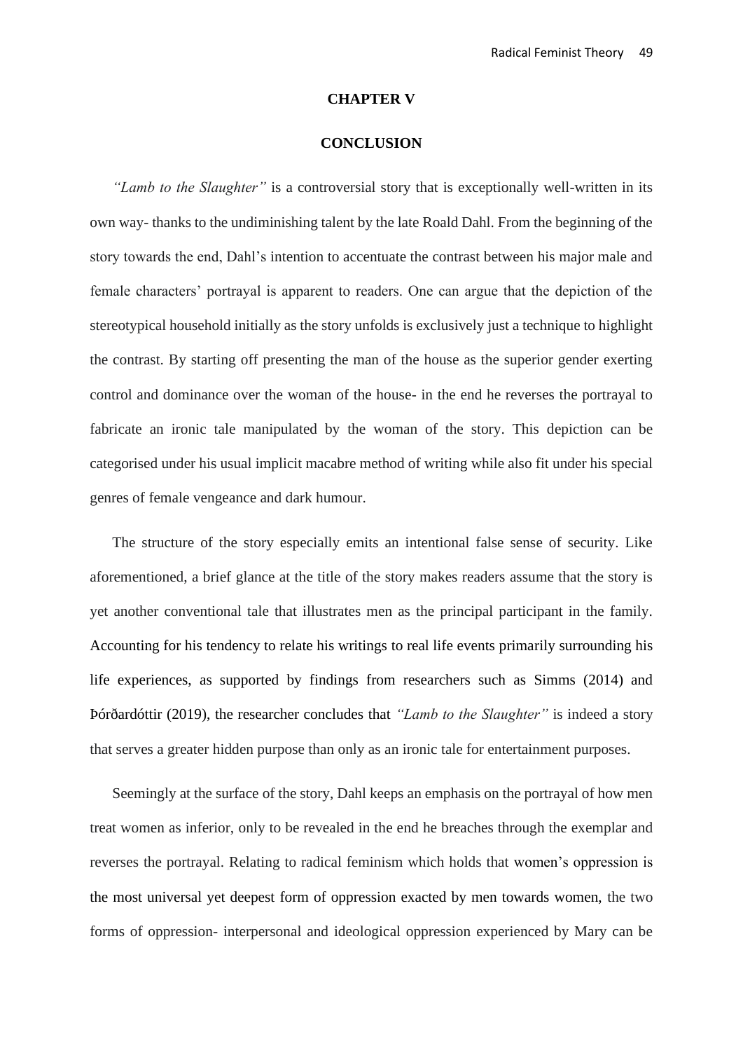# CHAPTER V

# CONCLUSION

*"Lamb to the Slaughter"* is a controversial story that is exceptionally well-written in its own way- thanks to the undiminishing talent by the late Roald Dahl. From the beginning of the story towards the end, Dahl's intention to accentuate the contrast between his major male and female characters' portrayal is apparent to readers. One can argue that the depiction of the stereotypical household initially as the story unfolds is exclusively just a technique to highlight the contrast. By starting off presenting the man of the house as the superior gender exerting control and dominance over the woman of the house- in the end he reverses the portrayal to fabricate an ironic tale manipulated by the woman of the story. This depiction can be categorised under his usual implicit macabre method of writing while also fit under his special genres of female vengeance and dark humour.

The structure of the story especially emits an intentional false sense of security. Like aforementioned, a brief glance at the title of the story makes readers assume that the story is yet another conventional tale that illustrates men as the principal participant in the family. Accounting for his tendency to relate his writings to real life events primarily surrounding his life experiences, as supported by findings from researchers such as Simms (2014) and Þórðardóttir (2019), the researcher concludes that *"Lamb to the Slaughter"* is indeed a story that serves a greater hidden purpose than only as an ironic tale for entertainment purposes.

Seemingly at the surface of the story, Dahl keeps an emphasis on the portrayal of how men treat women as inferior, only to be revealed in the end he breaches through the exemplar and reverses the portrayal. Relating to radical feminism which holds that women's oppression is the most universal yet deepest form of oppression exacted by men towards women, the two forms of oppression- interpersonal and ideological oppression experienced by Mary can be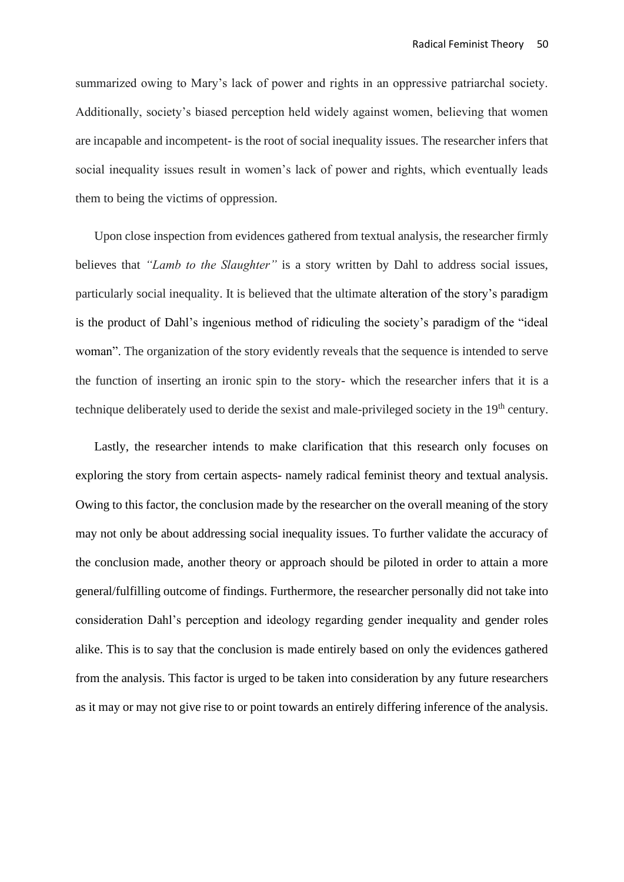summarized owing to Mary's lack of power and rights in an oppressive patriarchal society. Additionally, society's biased perception held widely against women, believing that women are incapable and incompetent- is the root of social inequality issues. The researcher infers that social inequality issues result in women's lack of power and rights, which eventually leads them to being the victims of oppression.

Upon close inspection from evidences gathered from textual analysis, the researcher firmly believes that *"Lamb to the Slaughter"* is a story written by Dahl to address social issues, particularly social inequality. It is believed that the ultimate alteration of the story's paradigm is the product of Dahl's ingenious method of ridiculing the society's paradigm of the "ideal woman". The organization of the story evidently reveals that the sequence is intended to serve the function of inserting an ironic spin to the story- which the researcher infers that it is a technique deliberately used to deride the sexist and male-privileged society in the 19th century.

Lastly, the researcher intends to make clarification that this research only focuses on exploring the story from certain aspects- namely radical feminist theory and textual analysis. Owing to this factor, the conclusion made by the researcher on the overall meaning of the story may not only be about addressing social inequality issues. To further validate the accuracy of the conclusion made, another theory or approach should be piloted in order to attain a more general/fulfilling outcome of findings. Furthermore, the researcher personally did not take into consideration Dahl's perception and ideology regarding gender inequality and gender roles alike. This is to say that the conclusion is made entirely based on only the evidences gathered from the analysis. This factor is urged to be taken into consideration by any future researchers as it may or may not give rise to or point towards an entirely differing inference of the analysis.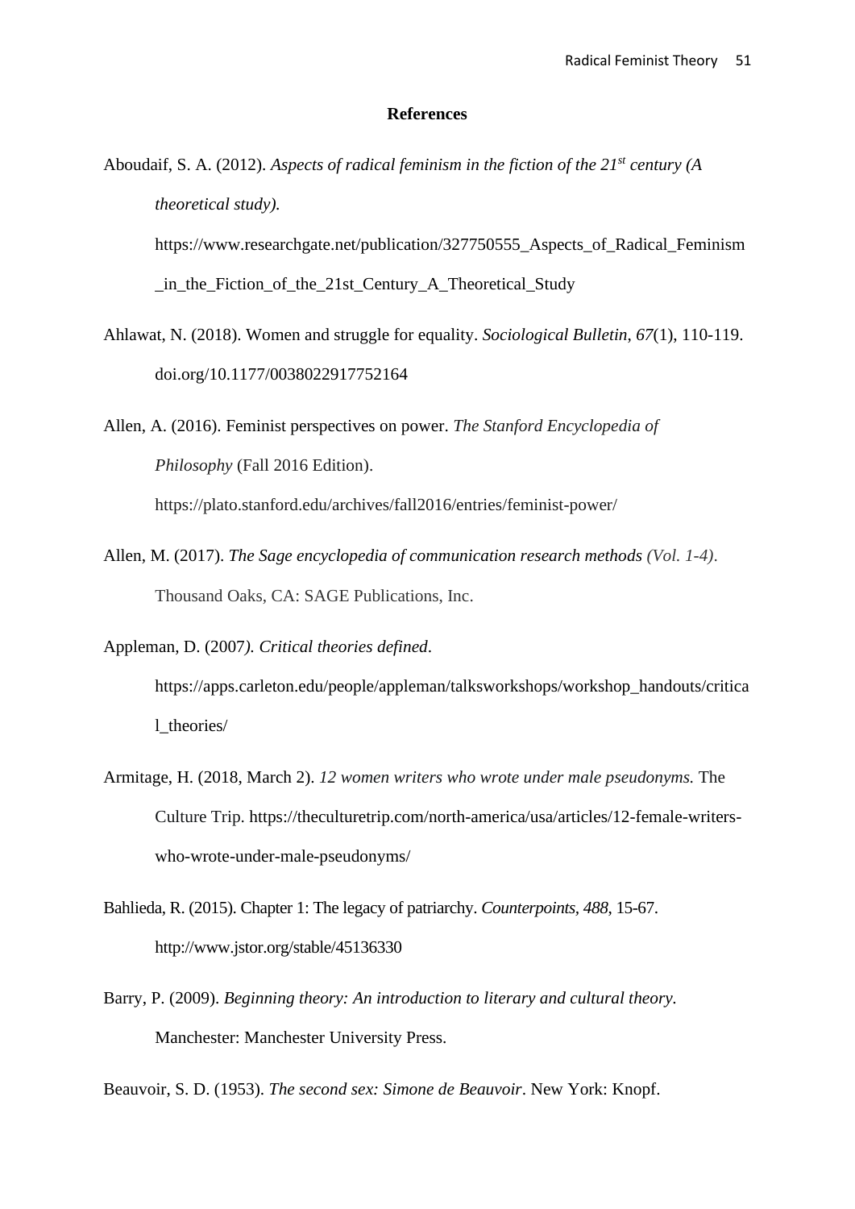**References**

Aboudaif, S. A. (2012). *Aspects of radical feminism in the fiction of the 21st century (A theoretical study).* https://www.researchgate.net/publication/327750555_Aspects_of_Radical_Feminism_in_the_Fiction_of_the_21st_Century_A_Theoretical_Study

Ahlawat, N. (2018). Women and struggle for equality. *Sociological Bulletin*, *67*(1), 110-119. doi.org/10.1177/0038022917752164

Allen, A. (2016). Feminist perspectives on power. *The Stanford Encyclopedia of Philosophy* (Fall 2016 Edition). https://plato.stanford.edu/archives/fall2016/entries/feminist-power/

Allen, M. (2017). *The Sage encyclopedia of communication research methods (Vol. 1-4)*. Thousand Oaks, CA: SAGE Publications, Inc.

Appleman, D. (2007*). Critical theories defined*. https://apps.carleton.edu/people/appleman/talksworkshops/workshop_handouts/critical_theories/

Armitage, H. (2018, March 2). *12 women writers who wrote under male pseudonyms.* The Culture Trip. https://theculturetrip.com/north-america/usa/articles/12-female-writers-who-wrote-under-male-pseudonyms/

Bahlieda, R. (2015). Chapter 1: The legacy of patriarchy. *Counterpoints*, *488*, 15-67. http://www.jstor.org/stable/45136330

Barry, P. (2009). *Beginning theory: An introduction to literary and cultural theory*. Manchester: Manchester University Press.

Beauvoir, S. D. (1953). *The second sex: Simone de Beauvoir*. New York: Knopf.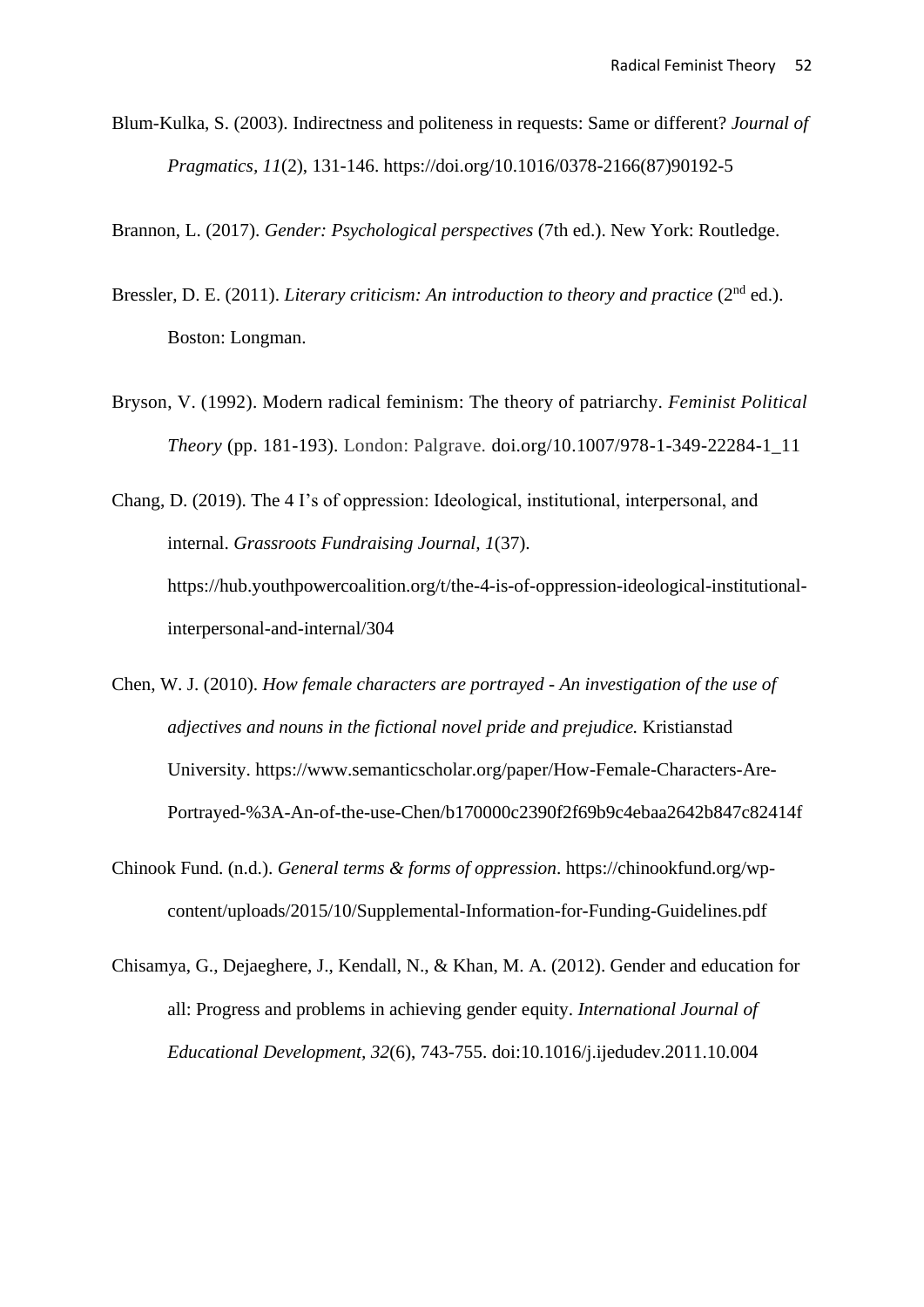Blum-Kulka, S. (2003). Indirectness and politeness in requests: Same or different? *Journal of Pragmatics, 11*(2), 131-146. https://doi.org/10.1016/0378-2166(87)90192-5

Brannon, L. (2017). *Gender: Psychological perspectives* (7th ed.). New York: Routledge.

Bressler, D. E. (2011). *Literary criticism: An introduction to theory and practice* (2nd ed.). Boston: Longman.

Bryson, V. (1992). Modern radical feminism: The theory of patriarchy. *Feminist Political Theory* (pp. 181-193). London: Palgrave. doi.org/10.1007/978-1-349-22284-1_11

Chang, D. (2019). The 4 I's of oppression: Ideological, institutional, interpersonal, and internal. *Grassroots Fundraising Journal, 1*(37). https://hub.youthpowercoalition.org/t/the-4-is-of-oppression-ideological-institutional-interpersonal-and-internal/304

Chen, W. J. (2010). *How female characters are portrayed - An investigation of the use of adjectives and nouns in the fictional novel pride and prejudice.* Kristianstad University. https://www.semanticscholar.org/paper/How-Female-Characters-Are-Portrayed-%3A-An-of-the-use-Chen/b170000c2390f2f69b9c4ebaa2642b847c82414f

Chinook Fund. (n.d.). *General terms & forms of oppression*. https://chinookfund.org/wp-content/uploads/2015/10/Supplemental-Information-for-Funding-Guidelines.pdf

Chisamya, G., Dejaeghere, J., Kendall, N., & Khan, M. A. (2012). Gender and education for all: Progress and problems in achieving gender equity. *International Journal of Educational Development, 32*(6), 743-755. doi:10.1016/j.ijedudev.2011.10.004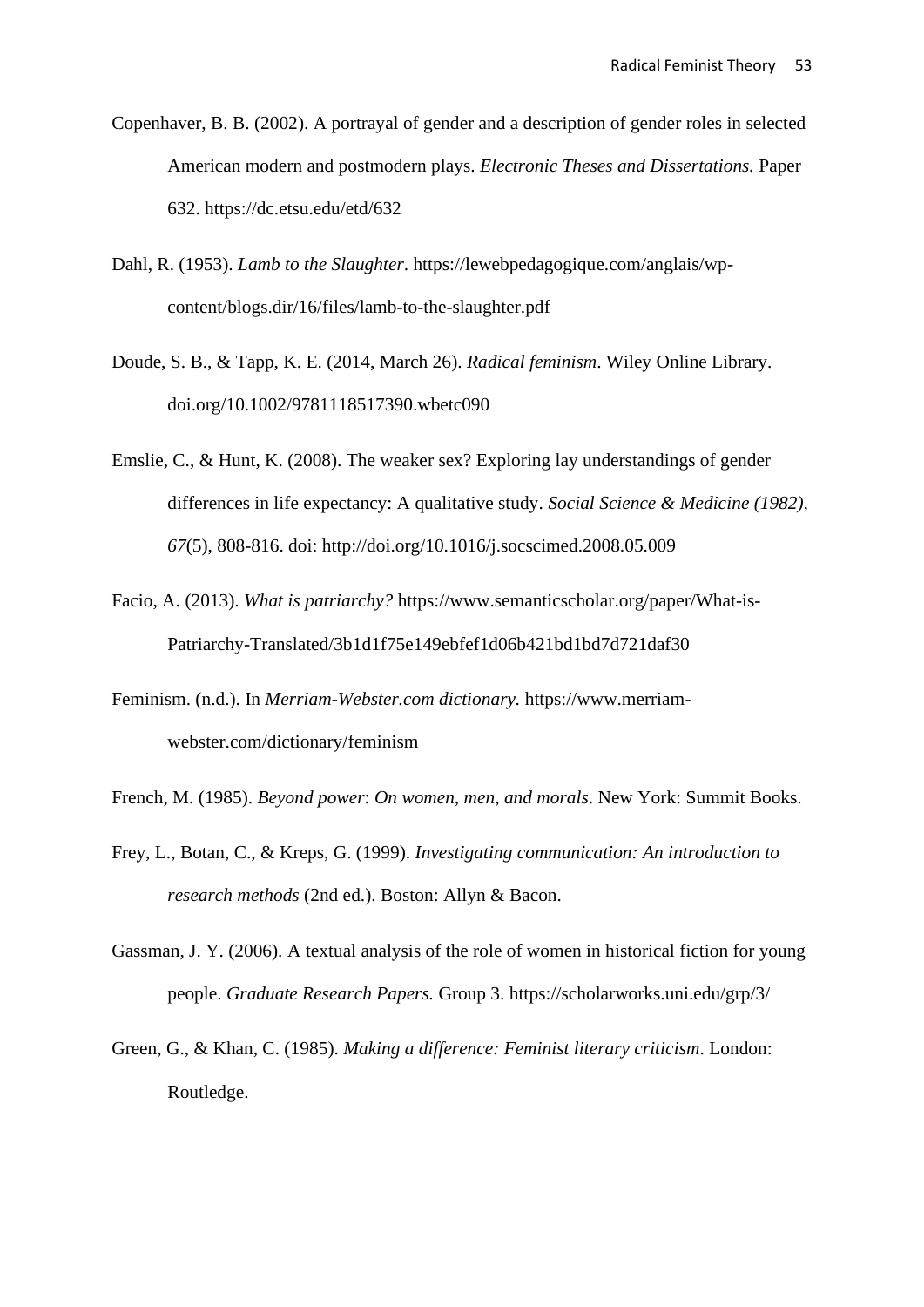Copenhaver, B. B. (2002). A portrayal of gender and a description of gender roles in selected American modern and postmodern plays. *Electronic Theses and Dissertations.* Paper 632. https://dc.etsu.edu/etd/632

Dahl, R. (1953). *Lamb to the Slaughter*. https://lewebpedagogique.com/anglais/wp-content/blogs.dir/16/files/lamb-to-the-slaughter.pdf

Doude, S. B., & Tapp, K. E. (2014, March 26). *Radical feminism*. Wiley Online Library. doi.org/10.1002/9781118517390.wbetc090

Emslie, C., & Hunt, K. (2008). The weaker sex? Exploring lay understandings of gender differences in life expectancy: A qualitative study. *Social Science & Medicine (1982), 67*(5), 808-816. doi: http://doi.org/10.1016/j.socscimed.2008.05.009

Facio, A. (2013). *What is patriarchy?* https://www.semanticscholar.org/paper/What-is-Patriarchy-Translated/3b1d1f75e149ebfef1d06b421bd1bd7d721daf30

Feminism. (n.d.). In *Merriam-Webster.com dictionary.* https://www.merriam-webster.com/dictionary/feminism

French, M. (1985). *Beyond power*: *On women, men, and morals*. New York: Summit Books.

Frey, L., Botan, C., & Kreps, G. (1999). *Investigating communication: An introduction to research methods* (2nd ed.). Boston: Allyn & Bacon.

Gassman, J. Y. (2006). A textual analysis of the role of women in historical fiction for young people. *Graduate Research Papers.* Group 3. https://scholarworks.uni.edu/grp/3/

Green, G., & Khan, C. (1985). *Making a difference: Feminist literary criticism*. London: Routledge.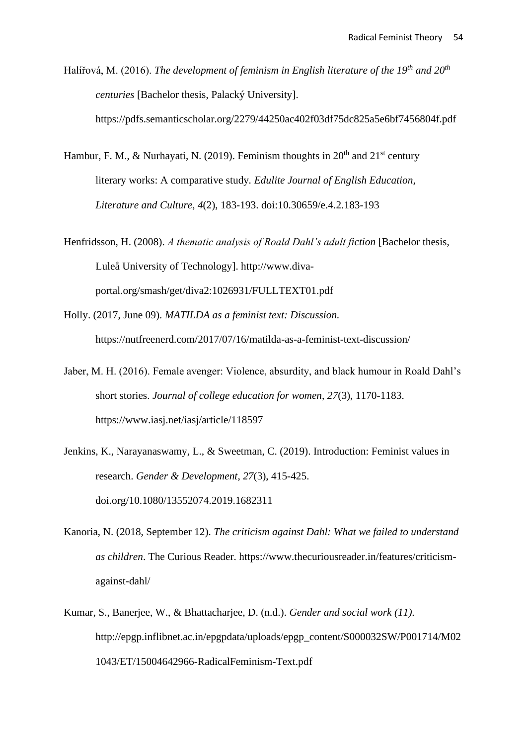Halířová, M. (2016). *The development of feminism in English literature of the 19th and 20th centuries* [Bachelor thesis, Palacký University]. https://pdfs.semanticscholar.org/2279/44250ac402f03df75dc825a5e6bf7456804f.pdf

Hambur, F. M., & Nurhayati, N. (2019). Feminism thoughts in 20th and 21st century literary works: A comparative study. *Edulite Journal of English Education, Literature and Culture*, *4*(2), 183-193. doi:10.30659/e.4.2.183-193

Henfridsson, H. (2008). *A thematic analysis of Roald Dahl's adult fiction* [Bachelor thesis, Luleå University of Technology]. http://www.diva-portal.org/smash/get/diva2:1026931/FULLTEXT01.pdf

Holly. (2017, June 09). *MATILDA as a feminist text: Discussion.* https://nutfreenerd.com/2017/07/16/matilda-as-a-feminist-text-discussion/

Jaber, M. H. (2016). Female avenger: Violence, absurdity, and black humour in Roald Dahl's short stories. *Journal of college education for women, 27*(3), 1170-1183. https://www.iasj.net/iasj/article/118597

Jenkins, K., Narayanaswamy, L., & Sweetman, C. (2019). Introduction: Feminist values in research. *Gender & Development*, *27*(3), 415-425. doi.org/10.1080/13552074.2019.1682311

Kanoria, N. (2018, September 12). *The criticism against Dahl: What we failed to understand as children*. The Curious Reader. https://www.thecuriousreader.in/features/criticism-against-dahl/

Kumar, S., Banerjee, W., & Bhattacharjee, D. (n.d.). *Gender and social work (11).* http://epgp.inflibnet.ac.in/epgpdata/uploads/epgp_content/S000032SW/P001714/M021043/ET/15004642966-RadicalFeminism-Text.pdf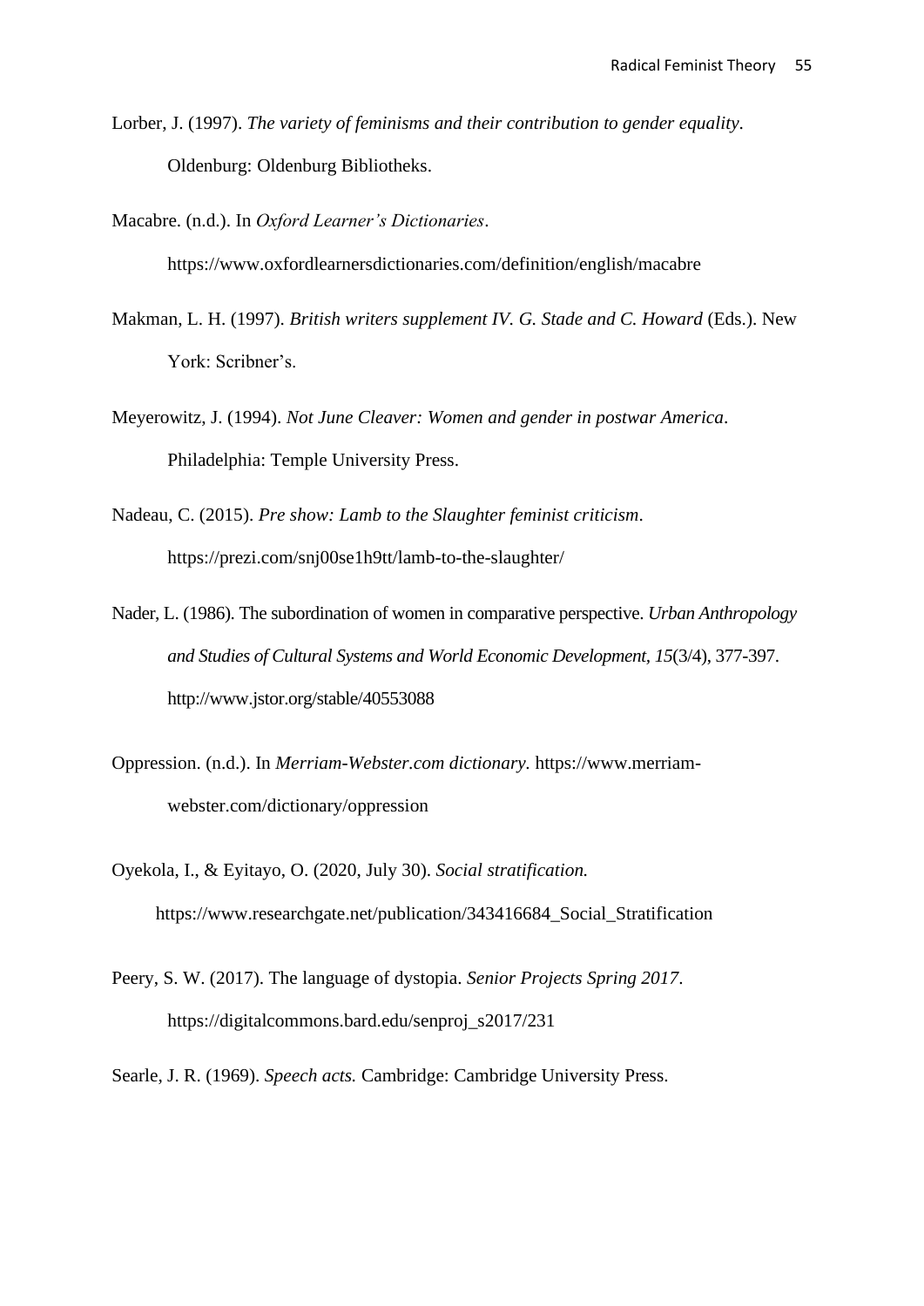Lorber, J. (1997). *The variety of feminisms and their contribution to gender equality*. Oldenburg: Oldenburg Bibliotheks.

Macabre. (n.d.). In *Oxford Learner's Dictionaries*. https://www.oxfordlearnersdictionaries.com/definition/english/macabre

Makman, L. H. (1997). *British writers supplement IV. G. Stade and C. Howard* (Eds.). New York: Scribner's.

Meyerowitz, J. (1994). *Not June Cleaver: Women and gender in postwar America*. Philadelphia: Temple University Press.

Nadeau, C. (2015). *Pre show: Lamb to the Slaughter feminist criticism*. https://prezi.com/snj00se1h9tt/lamb-to-the-slaughter/

Nader, L. (1986). The subordination of women in comparative perspective. *Urban Anthropology and Studies of Cultural Systems and World Economic Development, 15*(3/4), 377-397. http://www.jstor.org/stable/40553088

Oppression. (n.d.). In *Merriam-Webster.com dictionary*. https://www.merriam-webster.com/dictionary/oppression

Oyekola, I., & Eyitayo, O. (2020, July 30). *Social stratification.* https://www.researchgate.net/publication/343416684_Social_Stratification

Peery, S. W. (2017). The language of dystopia. *Senior Projects Spring 2017*. https://digitalcommons.bard.edu/senproj_s2017/231

Searle, J. R. (1969). *Speech acts.* Cambridge: Cambridge University Press.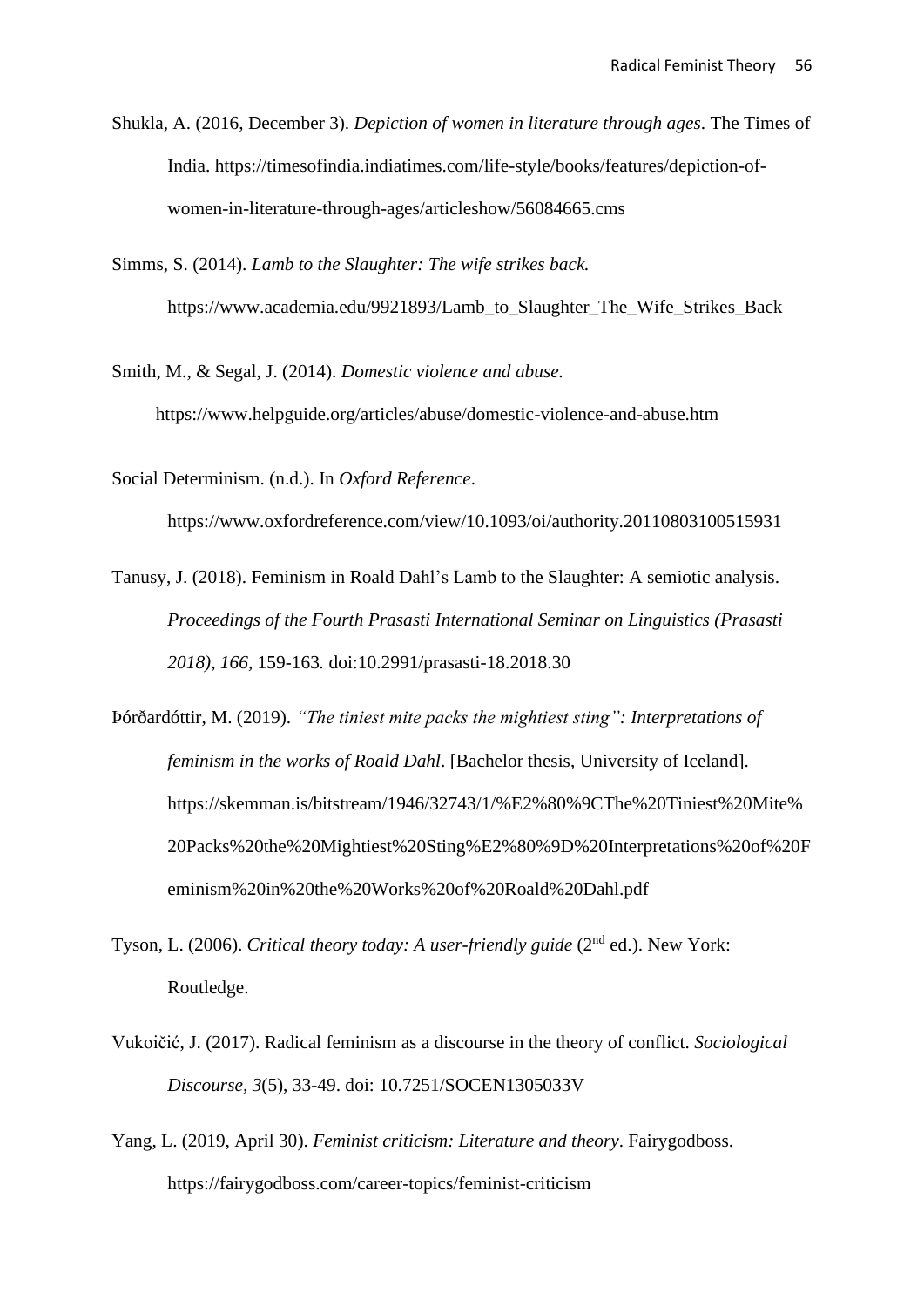Shukla, A. (2016, December 3). *Depiction of women in literature through ages*. The Times of India. https://timesofindia.indiatimes.com/life-style/books/features/depiction-of-women-in-literature-through-ages/articleshow/56084665.cms

Simms, S. (2014). *Lamb to the Slaughter: The wife strikes back.* https://www.academia.edu/9921893/Lamb_to_Slaughter_The_Wife_Strikes_Back

Smith, M., & Segal, J. (2014). *Domestic violence and abuse.* https://www.helpguide.org/articles/abuse/domestic-violence-and-abuse.htm

Social Determinism. (n.d.). In *Oxford Reference*. https://www.oxfordreference.com/view/10.1093/oi/authority.20110803100515931

Tanusy, J. (2018). Feminism in Roald Dahl's Lamb to the Slaughter: A semiotic analysis. *Proceedings of the Fourth Prasasti International Seminar on Linguistics (Prasasti 2018), 166,* 159-163*.* doi:10.2991/prasasti-18.2018.30

Þórðardóttir, M. (2019). *"The tiniest mite packs the mightiest sting": Interpretations of feminism in the works of Roald Dahl*. [Bachelor thesis, University of Iceland]. https://skemman.is/bitstream/1946/32743/1/%E2%80%9CThe%20Tiniest%20Mite%20Packs%20the%20Mightiest%20Sting%E2%80%9D%20Interpretations%20of%20Feminism%20in%20the%20Works%20of%20Roald%20Dahl.pdf

Tyson, L. (2006). *Critical theory today: A user-friendly guide* (2nd ed.). New York: Routledge.

Vukoičić, J. (2017). Radical feminism as a discourse in the theory of conflict. *Sociological Discourse, 3*(5), 33-49. doi: 10.7251/SOCEN1305033V

Yang, L. (2019, April 30). *Feminist criticism: Literature and theory*. Fairygodboss. https://fairygodboss.com/career-topics/feminist-criticism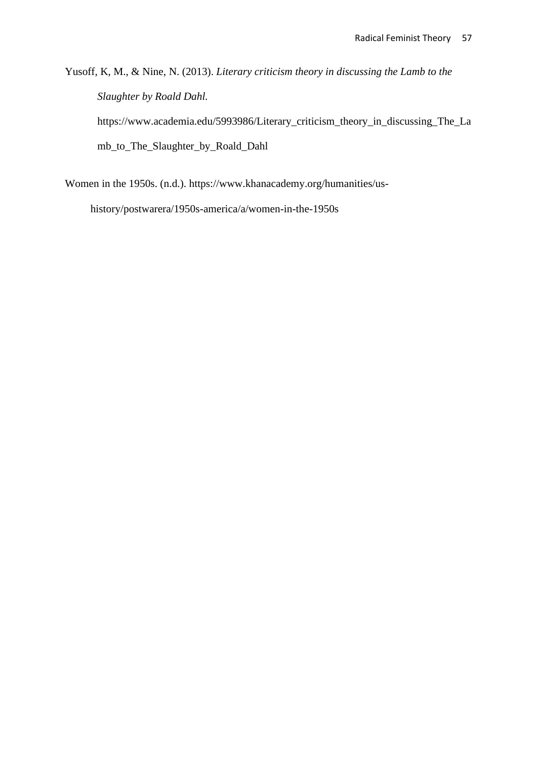Yusoff, K, M., & Nine, N. (2013). *Literary criticism theory in discussing the Lamb to the Slaughter by Roald Dahl.* https://www.academia.edu/5993986/Literary_criticism_theory_in_discussing_The_Lamb_to_The_Slaughter_by_Roald_Dahl

Women in the 1950s. (n.d.). https://www.khanacademy.org/humanities/us-history/postwarera/1950s-america/a/women-in-the-1950s